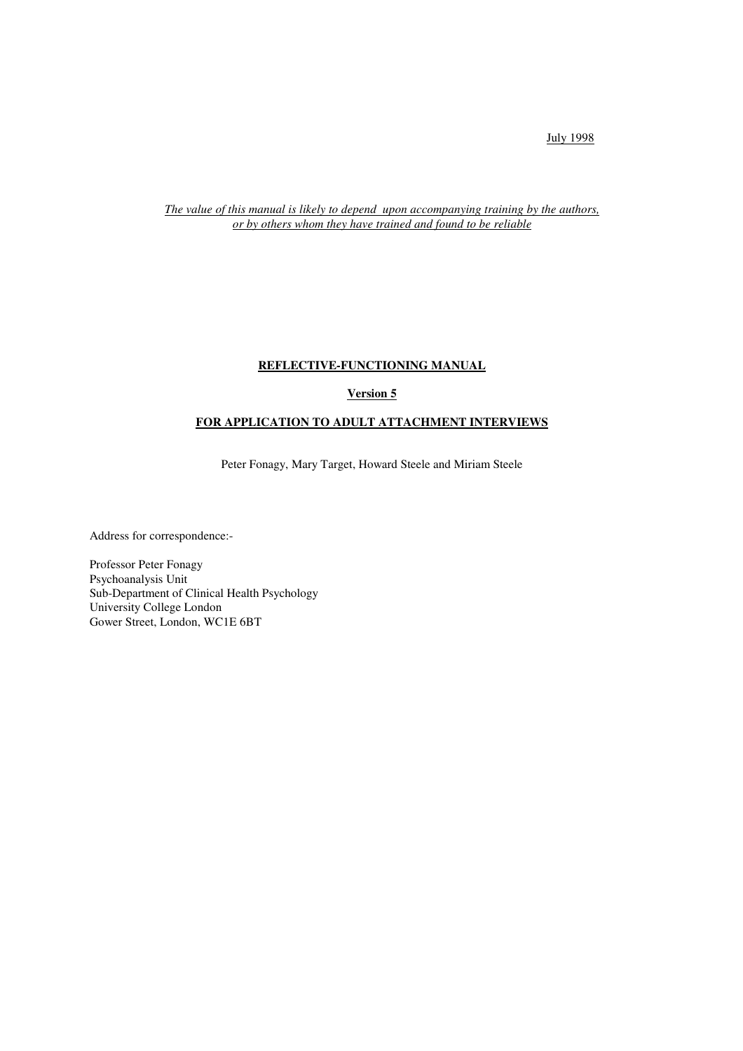July 1998

*The value of this manual is likely to depend upon accompanying training by the authors, or by others whom they have trained and found to be reliable*

# REFLECTIVE-FUNCTIONING MANUAL

## Version 5

## FOR APPLICATION TO ADULT ATTACHMENT INTERVIEWS

Peter Fonagy, Mary Target, Howard Steele and Miriam Steele

Address for correspondence:-

Professor Peter Fonagy
Psychoanalysis Unit
Sub-Department of Clinical Health Psychology
University College London
Gower Street, London, WC1E 6BT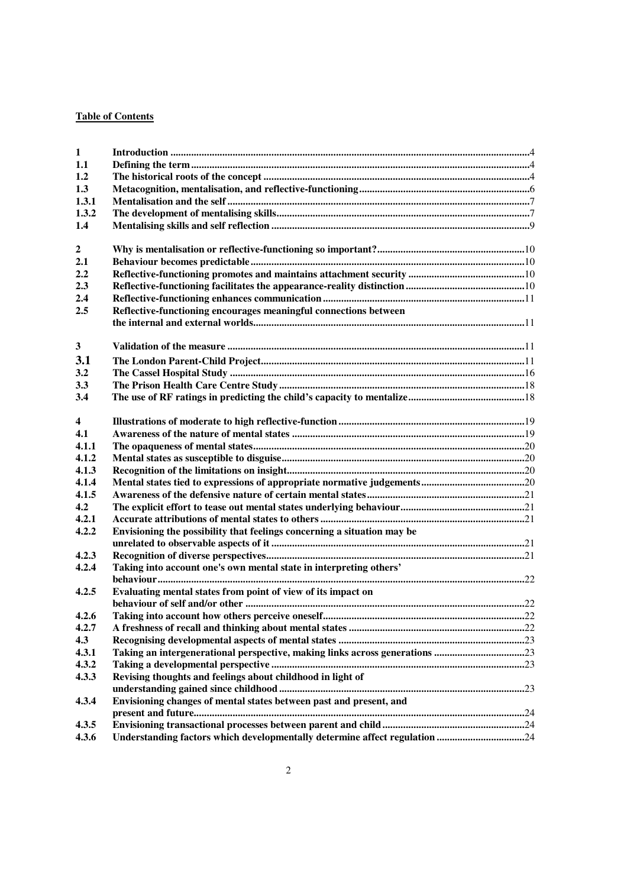**Table of Contents**

| | | |
|---|---|---|
| **1** | **Introduction** | 4 |
| **1.1** | **Defining the term** | 4 |
| **1.2** | **The historical roots of the concept** | 4 |
| **1.3** | **Metacognition, mentalisation, and reflective-functioning** | 6 |
| **1.3.1** | **Mentalisation and the self** | 7 |
| **1.3.2** | **The development of mentalising skills** | 7 |
| **1.4** | **Mentalising skills and self reflection** | 9 |
| **2** | **Why is mentalisation or reflective-functioning so important?** | 10 |
| **2.1** | **Behaviour becomes predictable** | 10 |
| **2.2** | **Reflective-functioning promotes and maintains attachment security** | 10 |
| **2.3** | **Reflective-functioning facilitates the appearance-reality distinction** | 10 |
| **2.4** | **Reflective-functioning enhances communication** | 11 |
| **2.5** | **Reflective-functioning encourages meaningful connections between the internal and external worlds** | 11 |
| **3** | **Validation of the measure** | 11 |
| **3.1** | **The London Parent-Child Project** | 11 |
| **3.2** | **The Cassel Hospital Study** | 16 |
| **3.3** | **The Prison Health Care Centre Study** | 18 |
| **3.4** | **The use of RF ratings in predicting the child's capacity to mentalize** | 18 |
| **4** | **Illustrations of moderate to high reflective-function** | 19 |
| **4.1** | **Awareness of the nature of mental states** | 19 |
| **4.1.1** | **The opaqueness of mental states** | 20 |
| **4.1.2** | **Mental states as susceptible to disguise** | 20 |
| **4.1.3** | **Recognition of the limitations on insight** | 20 |
| **4.1.4** | **Mental states tied to expressions of appropriate normative judgements** | 20 |
| **4.1.5** | **Awareness of the defensive nature of certain mental states** | 21 |
| **4.2** | **The explicit effort to tease out mental states underlying behaviour** | 21 |
| **4.2.1** | **Accurate attributions of mental states to others** | 21 |
| **4.2.2** | **Envisioning the possibility that feelings concerning a situation may be unrelated to observable aspects of it** | 21 |
| **4.2.3** | **Recognition of diverse perspectives** | 21 |
| **4.2.4** | **Taking into account one's own mental state in interpreting others' behaviour** | 22 |
| **4.2.5** | **Evaluating mental states from point of view of its impact on behaviour of self and/or other** | 22 |
| **4.2.6** | **Taking into account how others perceive oneself** | 22 |
| **4.2.7** | **A freshness of recall and thinking about mental states** | 22 |
| **4.3** | **Recognising developmental aspects of mental states** | 23 |
| **4.3.1** | **Taking an intergenerational perspective, making links across generations** | 23 |
| **4.3.2** | **Taking a developmental perspective** | 23 |
| **4.3.3** | **Revising thoughts and feelings about childhood in light of understanding gained since childhood** | 23 |
| **4.3.4** | **Envisioning changes of mental states between past and present, and present and future** | 24 |
| **4.3.5** | **Envisioning transactional processes between parent and child** | 24 |
| **4.3.6** | **Understanding factors which developmentally determine affect regulation** | 24 |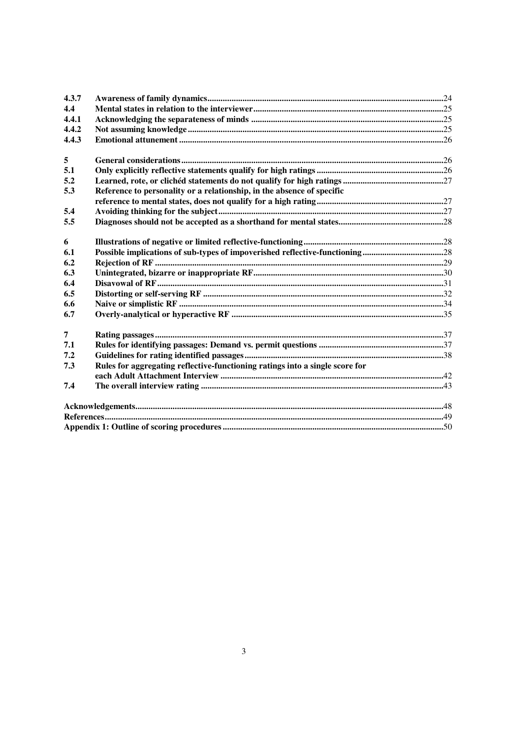| | | |
|---|---|---|
| **4.3.7** | **Awareness of family dynamics** | **24** |
| **4.4** | **Mental states in relation to the interviewer** | **25** |
| **4.4.1** | **Acknowledging the separateness of minds** | **25** |
| **4.4.2** | **Not assuming knowledge** | **25** |
| **4.4.3** | **Emotional attunement** | **26** |
| **5** | **General considerations** | **26** |
| **5.1** | **Only explicitly reflective statements qualify for high ratings** | **26** |
| **5.2** | **Learned, rote, or clichéd statements do not qualify for high ratings** | **27** |
| **5.3** | **Reference to personality or a relationship, in the absence of specific reference to mental states, does not qualify for a high rating** | **27** |
| **5.4** | **Avoiding thinking for the subject** | **27** |
| **5.5** | **Diagnoses should not be accepted as a shorthand for mental states** | **28** |
| **6** | **Illustrations of negative or limited reflective-functioning** | **28** |
| **6.1** | **Possible implications of sub-types of impoverished reflective-functioning** | **28** |
| **6.2** | **Rejection of RF** | **29** |
| **6.3** | **Unintegrated, bizarre or inappropriate RF** | **30** |
| **6.4** | **Disavowal of RF** | **31** |
| **6.5** | **Distorting or self-serving RF** | **32** |
| **6.6** | **Naive or simplistic RF** | **34** |
| **6.7** | **Overly-analytical or hyperactive RF** | **35** |
| **7** | **Rating passages** | **37** |
| **7.1** | **Rules for identifying passages: Demand vs. permit questions** | **37** |
| **7.2** | **Guidelines for rating identified passages** | **38** |
| **7.3** | **Rules for aggregating reflective-functioning ratings into a single score for each Adult Attachment Interview** | **42** |
| **7.4** | **The overall interview rating** | **43** |
| | **Acknowledgements** | **48** |
| | **References** | **49** |
| | **Appendix 1: Outline of scoring procedures** | **50** |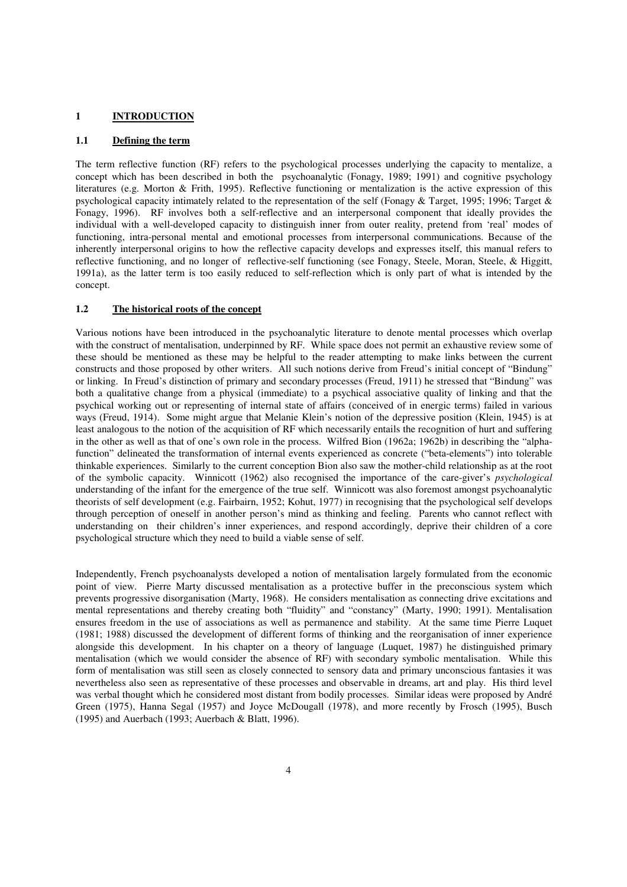## 1 INTRODUCTION

### 1.1 Defining the term

The term reflective function (RF) refers to the psychological processes underlying the capacity to mentalize, a concept which has been described in both the psychoanalytic (Fonagy, 1989; 1991) and cognitive psychology literatures (e.g. Morton & Frith, 1995). Reflective functioning or mentalization is the active expression of this psychological capacity intimately related to the representation of the self (Fonagy & Target, 1995; 1996; Target & Fonagy, 1996). RF involves both a self-reflective and an interpersonal component that ideally provides the individual with a well-developed capacity to distinguish inner from outer reality, pretend from 'real' modes of functioning, intra-personal mental and emotional processes from interpersonal communications. Because of the inherently interpersonal origins to how the reflective capacity develops and expresses itself, this manual refers to reflective functioning, and no longer of reflective-self functioning (see Fonagy, Steele, Moran, Steele, & Higgitt, 1991a), as the latter term is too easily reduced to self-reflection which is only part of what is intended by the concept.

### 1.2 The historical roots of the concept

Various notions have been introduced in the psychoanalytic literature to denote mental processes which overlap with the construct of mentalisation, underpinned by RF. While space does not permit an exhaustive review some of these should be mentioned as these may be helpful to the reader attempting to make links between the current constructs and those proposed by other writers. All such notions derive from Freud's initial concept of "Bindung" or linking. In Freud's distinction of primary and secondary processes (Freud, 1911) he stressed that "Bindung" was both a qualitative change from a physical (immediate) to a psychical associative quality of linking and that the psychical working out or representing of internal state of affairs (conceived of in energic terms) failed in various ways (Freud, 1914). Some might argue that Melanie Klein's notion of the depressive position (Klein, 1945) is at least analogous to the notion of the acquisition of RF which necessarily entails the recognition of hurt and suffering in the other as well as that of one's own role in the process. Wilfred Bion (1962a; 1962b) in describing the "alpha-function" delineated the transformation of internal events experienced as concrete ("beta-elements") into tolerable thinkable experiences. Similarly to the current conception Bion also saw the mother-child relationship as at the root of the symbolic capacity. Winnicott (1962) also recognised the importance of the care-giver's *psychological* understanding of the infant for the emergence of the true self. Winnicott was also foremost amongst psychoanalytic theorists of self development (e.g. Fairbairn, 1952; Kohut, 1977) in recognising that the psychological self develops through perception of oneself in another person's mind as thinking and feeling. Parents who cannot reflect with understanding on their children's inner experiences, and respond accordingly, deprive their children of a core psychological structure which they need to build a viable sense of self.

Independently, French psychoanalysts developed a notion of mentalisation largely formulated from the economic point of view. Pierre Marty discussed mentalisation as a protective buffer in the preconscious system which prevents progressive disorganisation (Marty, 1968). He considers mentalisation as connecting drive excitations and mental representations and thereby creating both "fluidity" and "constancy" (Marty, 1990; 1991). Mentalisation ensures freedom in the use of associations as well as permanence and stability. At the same time Pierre Luquet (1981; 1988) discussed the development of different forms of thinking and the reorganisation of inner experience alongside this development. In his chapter on a theory of language (Luquet, 1987) he distinguished primary mentalisation (which we would consider the absence of RF) with secondary symbolic mentalisation. While this form of mentalisation was still seen as closely connected to sensory data and primary unconscious fantasies it was nevertheless also seen as representative of these processes and observable in dreams, art and play. His third level was verbal thought which he considered most distant from bodily processes. Similar ideas were proposed by André Green (1975), Hanna Segal (1957) and Joyce McDougall (1978), and more recently by Frosch (1995), Busch (1995) and Auerbach (1993; Auerbach & Blatt, 1996).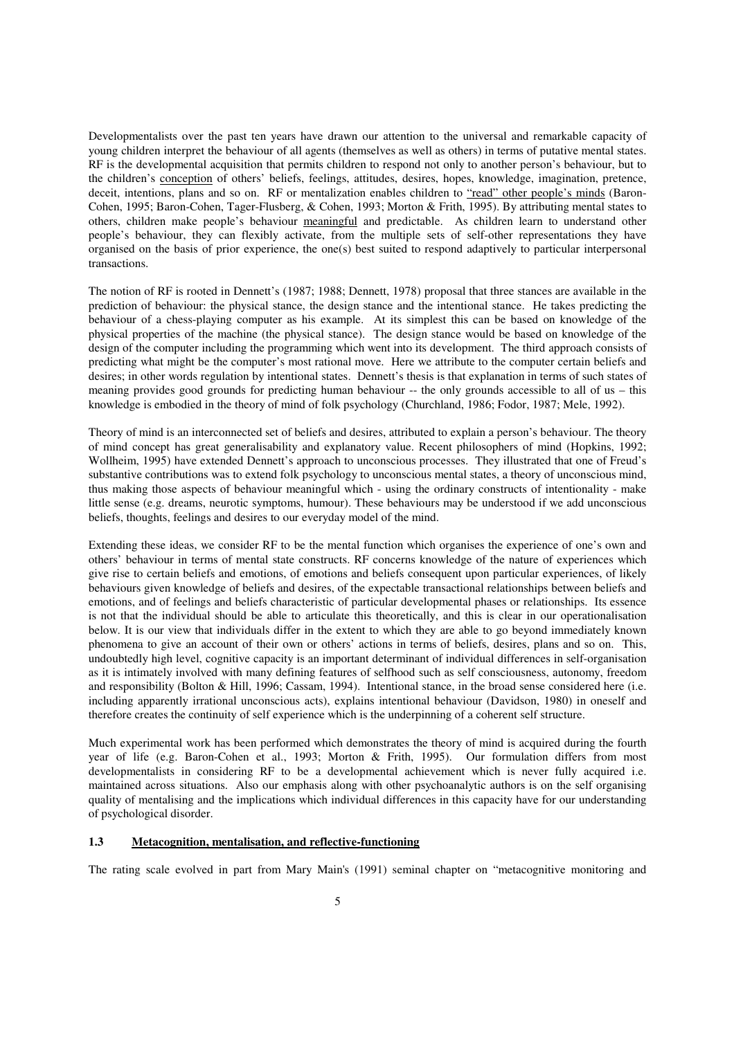Developmentalists over the past ten years have drawn our attention to the universal and remarkable capacity of young children interpret the behaviour of all agents (themselves as well as others) in terms of putative mental states. RF is the developmental acquisition that permits children to respond not only to another person's behaviour, but to the children's conception of others' beliefs, feelings, attitudes, desires, hopes, knowledge, imagination, pretence, deceit, intentions, plans and so on. RF or mentalization enables children to "read" other people's minds (Baron-Cohen, 1995; Baron-Cohen, Tager-Flusberg, & Cohen, 1993; Morton & Frith, 1995). By attributing mental states to others, children make people's behaviour meaningful and predictable. As children learn to understand other people's behaviour, they can flexibly activate, from the multiple sets of self-other representations they have organised on the basis of prior experience, the one(s) best suited to respond adaptively to particular interpersonal transactions.

The notion of RF is rooted in Dennett's (1987; 1988; Dennett, 1978) proposal that three stances are available in the prediction of behaviour: the physical stance, the design stance and the intentional stance. He takes predicting the behaviour of a chess-playing computer as his example. At its simplest this can be based on knowledge of the physical properties of the machine (the physical stance). The design stance would be based on knowledge of the design of the computer including the programming which went into its development. The third approach consists of predicting what might be the computer's most rational move. Here we attribute to the computer certain beliefs and desires; in other words regulation by intentional states. Dennett's thesis is that explanation in terms of such states of meaning provides good grounds for predicting human behaviour -- the only grounds accessible to all of us – this knowledge is embodied in the theory of mind of folk psychology (Churchland, 1986; Fodor, 1987; Mele, 1992).

Theory of mind is an interconnected set of beliefs and desires, attributed to explain a person's behaviour. The theory of mind concept has great generalisability and explanatory value. Recent philosophers of mind (Hopkins, 1992; Wollheim, 1995) have extended Dennett's approach to unconscious processes. They illustrated that one of Freud's substantive contributions was to extend folk psychology to unconscious mental states, a theory of unconscious mind, thus making those aspects of behaviour meaningful which - using the ordinary constructs of intentionality - make little sense (e.g. dreams, neurotic symptoms, humour). These behaviours may be understood if we add unconscious beliefs, thoughts, feelings and desires to our everyday model of the mind.

Extending these ideas, we consider RF to be the mental function which organises the experience of one's own and others' behaviour in terms of mental state constructs. RF concerns knowledge of the nature of experiences which give rise to certain beliefs and emotions, of emotions and beliefs consequent upon particular experiences, of likely behaviours given knowledge of beliefs and desires, of the expectable transactional relationships between beliefs and emotions, and of feelings and beliefs characteristic of particular developmental phases or relationships. Its essence is not that the individual should be able to articulate this theoretically, and this is clear in our operationalisation below. It is our view that individuals differ in the extent to which they are able to go beyond immediately known phenomena to give an account of their own or others' actions in terms of beliefs, desires, plans and so on. This, undoubtedly high level, cognitive capacity is an important determinant of individual differences in self-organisation as it is intimately involved with many defining features of selfhood such as self consciousness, autonomy, freedom and responsibility (Bolton & Hill, 1996; Cassam, 1994). Intentional stance, in the broad sense considered here (i.e. including apparently irrational unconscious acts), explains intentional behaviour (Davidson, 1980) in oneself and therefore creates the continuity of self experience which is the underpinning of a coherent self structure.

Much experimental work has been performed which demonstrates the theory of mind is acquired during the fourth year of life (e.g. Baron-Cohen et al., 1993; Morton & Frith, 1995). Our formulation differs from most developmentalists in considering RF to be a developmental achievement which is never fully acquired i.e. maintained across situations. Also our emphasis along with other psychoanalytic authors is on the self organising quality of mentalising and the implications which individual differences in this capacity have for our understanding of psychological disorder.

### 1.3 Metacognition, mentalisation, and reflective-functioning

The rating scale evolved in part from Mary Main's (1991) seminal chapter on "metacognitive monitoring and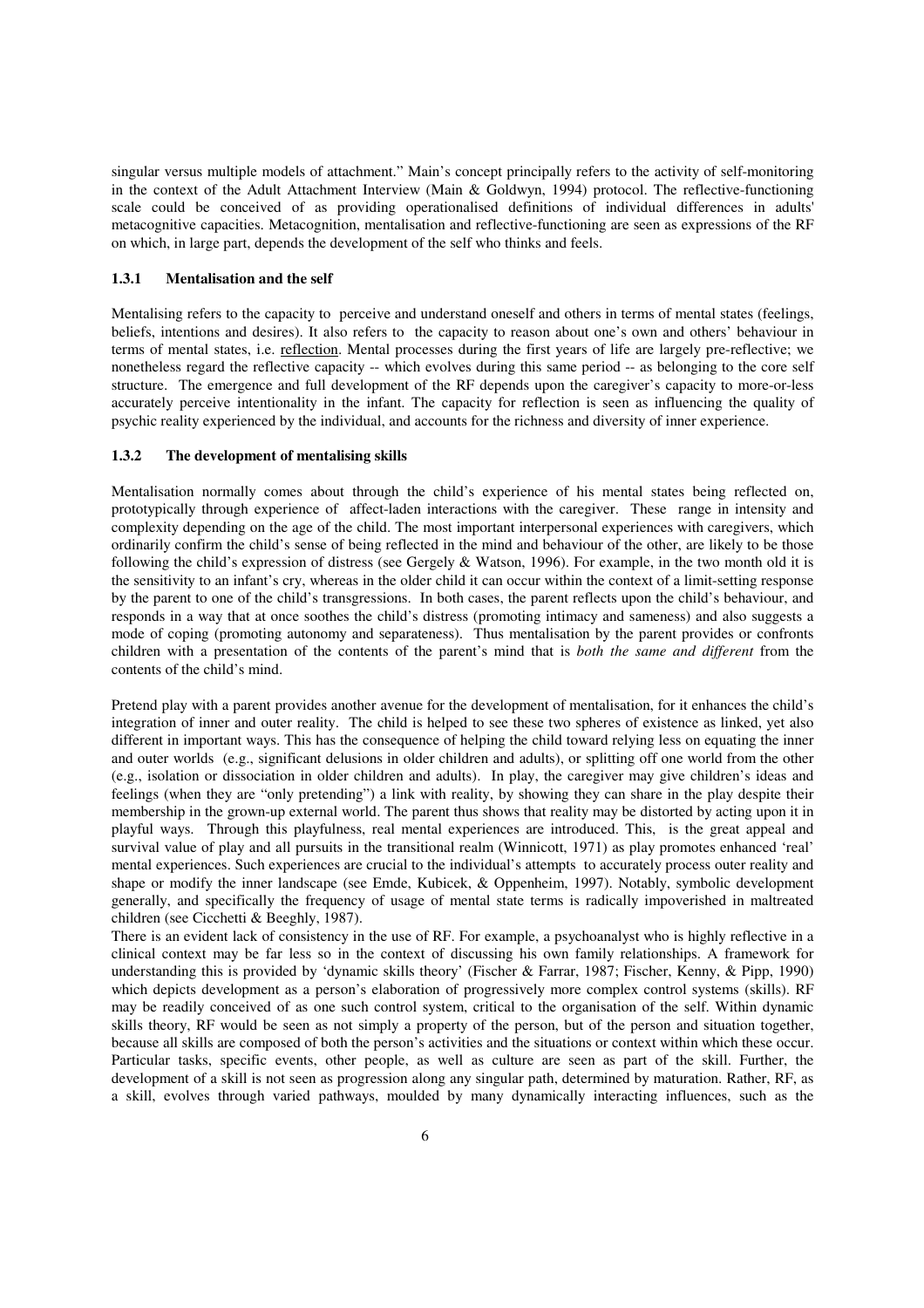singular versus multiple models of attachment." Main's concept principally refers to the activity of self-monitoring in the context of the Adult Attachment Interview (Main & Goldwyn, 1994) protocol. The reflective-functioning scale could be conceived of as providing operationalised definitions of individual differences in adults' metacognitive capacities. Metacognition, mentalisation and reflective-functioning are seen as expressions of the RF on which, in large part, depends the development of the self who thinks and feels.

### 1.3.1 Mentalisation and the self

Mentalising refers to the capacity to perceive and understand oneself and others in terms of mental states (feelings, beliefs, intentions and desires). It also refers to the capacity to reason about one's own and others' behaviour in terms of mental states, i.e. reflection. Mental processes during the first years of life are largely pre-reflective; we nonetheless regard the reflective capacity -- which evolves during this same period -- as belonging to the core self structure. The emergence and full development of the RF depends upon the caregiver's capacity to more-or-less accurately perceive intentionality in the infant. The capacity for reflection is seen as influencing the quality of psychic reality experienced by the individual, and accounts for the richness and diversity of inner experience.

### 1.3.2 The development of mentalising skills

Mentalisation normally comes about through the child's experience of his mental states being reflected on, prototypically through experience of affect-laden interactions with the caregiver. These range in intensity and complexity depending on the age of the child. The most important interpersonal experiences with caregivers, which ordinarily confirm the child's sense of being reflected in the mind and behaviour of the other, are likely to be those following the child's expression of distress (see Gergely & Watson, 1996). For example, in the two month old it is the sensitivity to an infant's cry, whereas in the older child it can occur within the context of a limit-setting response by the parent to one of the child's transgressions. In both cases, the parent reflects upon the child's behaviour, and responds in a way that at once soothes the child's distress (promoting intimacy and sameness) and also suggests a mode of coping (promoting autonomy and separateness). Thus mentalisation by the parent provides or confronts children with a presentation of the contents of the parent's mind that is *both the same and different* from the contents of the child's mind.

Pretend play with a parent provides another avenue for the development of mentalisation, for it enhances the child's integration of inner and outer reality. The child is helped to see these two spheres of existence as linked, yet also different in important ways. This has the consequence of helping the child toward relying less on equating the inner and outer worlds (e.g., significant delusions in older children and adults), or splitting off one world from the other (e.g., isolation or dissociation in older children and adults). In play, the caregiver may give children's ideas and feelings (when they are "only pretending") a link with reality, by showing they can share in the play despite their membership in the grown-up external world. The parent thus shows that reality may be distorted by acting upon it in playful ways. Through this playfulness, real mental experiences are introduced. This, is the great appeal and survival value of play and all pursuits in the transitional realm (Winnicott, 1971) as play promotes enhanced 'real' mental experiences. Such experiences are crucial to the individual's attempts to accurately process outer reality and shape or modify the inner landscape (see Emde, Kubicek, & Oppenheim, 1997). Notably, symbolic development generally, and specifically the frequency of usage of mental state terms is radically impoverished in maltreated children (see Cicchetti & Beeghly, 1987).

There is an evident lack of consistency in the use of RF. For example, a psychoanalyst who is highly reflective in a clinical context may be far less so in the context of discussing his own family relationships. A framework for understanding this is provided by 'dynamic skills theory' (Fischer & Farrar, 1987; Fischer, Kenny, & Pipp, 1990) which depicts development as a person's elaboration of progressively more complex control systems (skills). RF may be readily conceived of as one such control system, critical to the organisation of the self. Within dynamic skills theory, RF would be seen as not simply a property of the person, but of the person and situation together, because all skills are composed of both the person's activities and the situations or context within which these occur. Particular tasks, specific events, other people, as well as culture are seen as part of the skill. Further, the development of a skill is not seen as progression along any singular path, determined by maturation. Rather, RF, as a skill, evolves through varied pathways, moulded by many dynamically interacting influences, such as the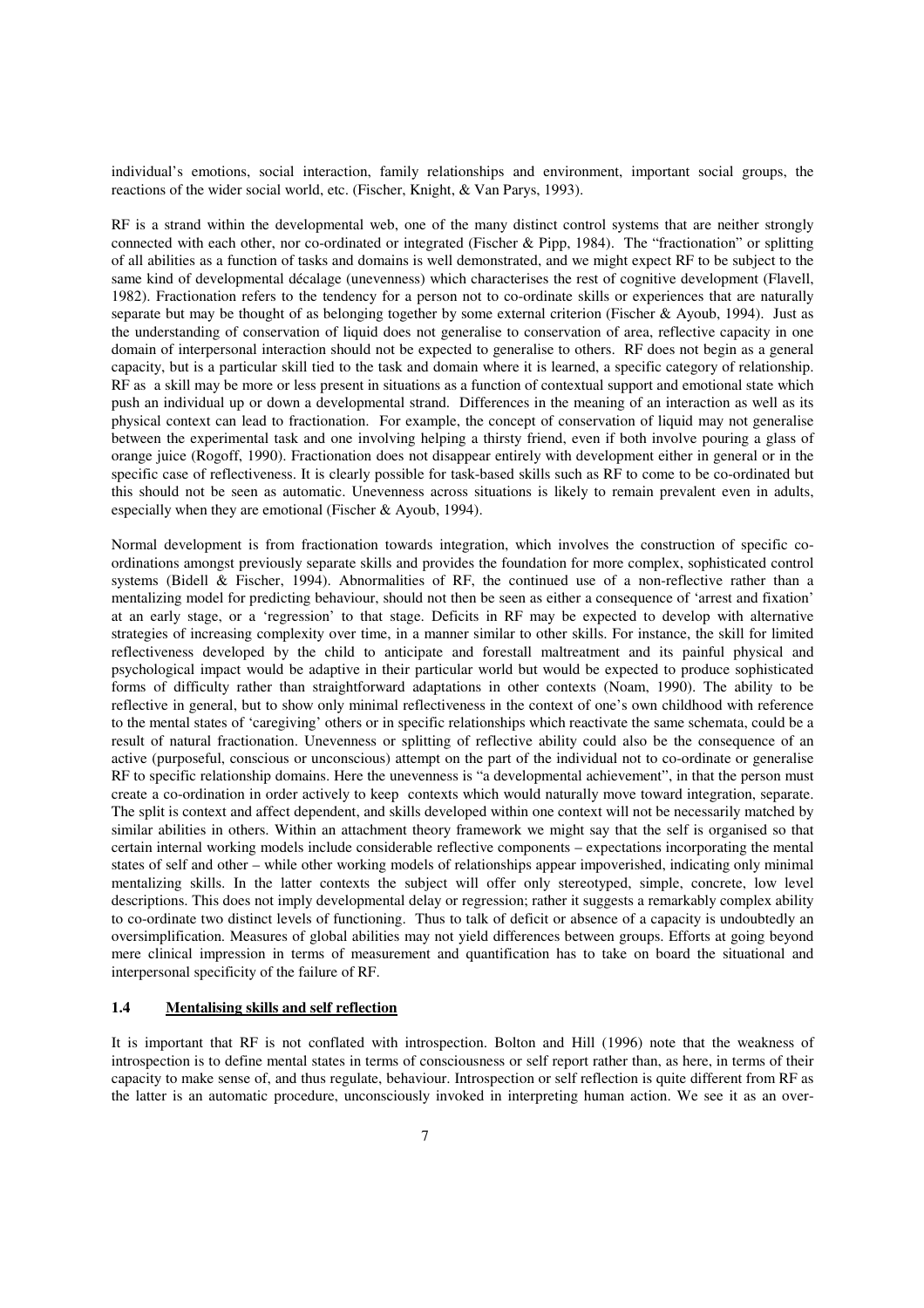individual's emotions, social interaction, family relationships and environment, important social groups, the reactions of the wider social world, etc. (Fischer, Knight, & Van Parys, 1993).

RF is a strand within the developmental web, one of the many distinct control systems that are neither strongly connected with each other, nor co-ordinated or integrated (Fischer & Pipp, 1984). The "fractionation" or splitting of all abilities as a function of tasks and domains is well demonstrated, and we might expect RF to be subject to the same kind of developmental décalage (unevenness) which characterises the rest of cognitive development (Flavell, 1982). Fractionation refers to the tendency for a person not to co-ordinate skills or experiences that are naturally separate but may be thought of as belonging together by some external criterion (Fischer & Ayoub, 1994). Just as the understanding of conservation of liquid does not generalise to conservation of area, reflective capacity in one domain of interpersonal interaction should not be expected to generalise to others. RF does not begin as a general capacity, but is a particular skill tied to the task and domain where it is learned, a specific category of relationship. RF as a skill may be more or less present in situations as a function of contextual support and emotional state which push an individual up or down a developmental strand. Differences in the meaning of an interaction as well as its physical context can lead to fractionation. For example, the concept of conservation of liquid may not generalise between the experimental task and one involving helping a thirsty friend, even if both involve pouring a glass of orange juice (Rogoff, 1990). Fractionation does not disappear entirely with development either in general or in the specific case of reflectiveness. It is clearly possible for task-based skills such as RF to come to be co-ordinated but this should not be seen as automatic. Unevenness across situations is likely to remain prevalent even in adults, especially when they are emotional (Fischer & Ayoub, 1994).

Normal development is from fractionation towards integration, which involves the construction of specific co-ordinations amongst previously separate skills and provides the foundation for more complex, sophisticated control systems (Bidell & Fischer, 1994). Abnormalities of RF, the continued use of a non-reflective rather than a mentalizing model for predicting behaviour, should not then be seen as either a consequence of 'arrest and fixation' at an early stage, or a 'regression' to that stage. Deficits in RF may be expected to develop with alternative strategies of increasing complexity over time, in a manner similar to other skills. For instance, the skill for limited reflectiveness developed by the child to anticipate and forestall maltreatment and its painful physical and psychological impact would be adaptive in their particular world but would be expected to produce sophisticated forms of difficulty rather than straightforward adaptations in other contexts (Noam, 1990). The ability to be reflective in general, but to show only minimal reflectiveness in the context of one's own childhood with reference to the mental states of 'caregiving' others or in specific relationships which reactivate the same schemata, could be a result of natural fractionation. Unevenness or splitting of reflective ability could also be the consequence of an active (purposeful, conscious or unconscious) attempt on the part of the individual not to co-ordinate or generalise RF to specific relationship domains. Here the unevenness is "a developmental achievement", in that the person must create a co-ordination in order actively to keep contexts which would naturally move toward integration, separate. The split is context and affect dependent, and skills developed within one context will not be necessarily matched by similar abilities in others. Within an attachment theory framework we might say that the self is organised so that certain internal working models include considerable reflective components – expectations incorporating the mental states of self and other – while other working models of relationships appear impoverished, indicating only minimal mentalizing skills. In the latter contexts the subject will offer only stereotyped, simple, concrete, low level descriptions. This does not imply developmental delay or regression; rather it suggests a remarkably complex ability to co-ordinate two distinct levels of functioning. Thus to talk of deficit or absence of a capacity is undoubtedly an oversimplification. Measures of global abilities may not yield differences between groups. Efforts at going beyond mere clinical impression in terms of measurement and quantification has to take on board the situational and interpersonal specificity of the failure of RF.

### 1.4 Mentalising skills and self reflection

It is important that RF is not conflated with introspection. Bolton and Hill (1996) note that the weakness of introspection is to define mental states in terms of consciousness or self report rather than, as here, in terms of their capacity to make sense of, and thus regulate, behaviour. Introspection or self reflection is quite different from RF as the latter is an automatic procedure, unconsciously invoked in interpreting human action. We see it as an over-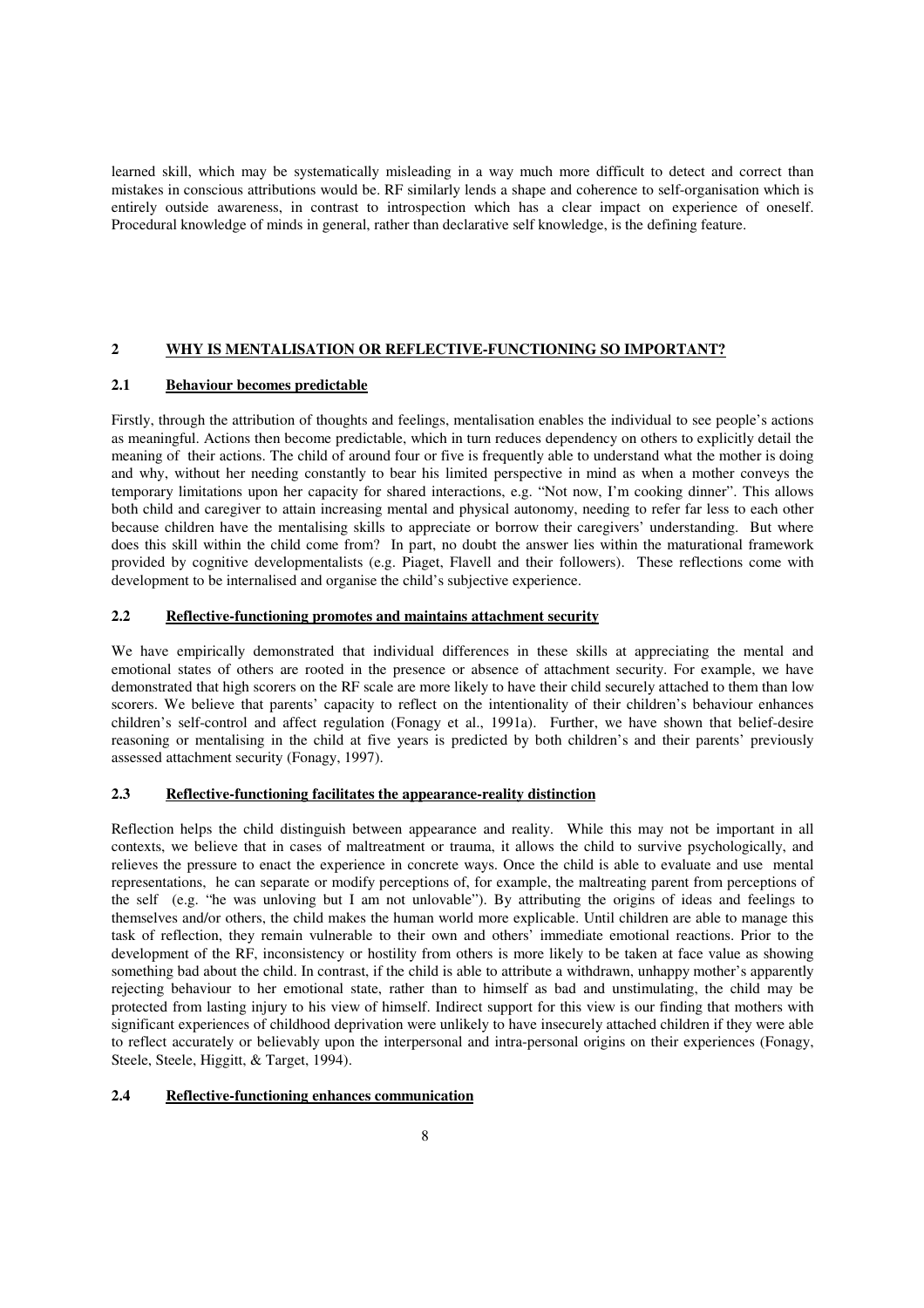learned skill, which may be systematically misleading in a way much more difficult to detect and correct than mistakes in conscious attributions would be. RF similarly lends a shape and coherence to self-organisation which is entirely outside awareness, in contrast to introspection which has a clear impact on experience of oneself. Procedural knowledge of minds in general, rather than declarative self knowledge, is the defining feature.

## 2 WHY IS MENTALISATION OR REFLECTIVE-FUNCTIONING SO IMPORTANT?

### 2.1 Behaviour becomes predictable

Firstly, through the attribution of thoughts and feelings, mentalisation enables the individual to see people's actions as meaningful. Actions then become predictable, which in turn reduces dependency on others to explicitly detail the meaning of their actions. The child of around four or five is frequently able to understand what the mother is doing and why, without her needing constantly to bear his limited perspective in mind as when a mother conveys the temporary limitations upon her capacity for shared interactions, e.g. "Not now, I'm cooking dinner". This allows both child and caregiver to attain increasing mental and physical autonomy, needing to refer far less to each other because children have the mentalising skills to appreciate or borrow their caregivers' understanding. But where does this skill within the child come from? In part, no doubt the answer lies within the maturational framework provided by cognitive developmentalists (e.g. Piaget, Flavell and their followers). These reflections come with development to be internalised and organise the child's subjective experience.

### 2.2 Reflective-functioning promotes and maintains attachment security

We have empirically demonstrated that individual differences in these skills at appreciating the mental and emotional states of others are rooted in the presence or absence of attachment security. For example, we have demonstrated that high scorers on the RF scale are more likely to have their child securely attached to them than low scorers. We believe that parents' capacity to reflect on the intentionality of their children's behaviour enhances children's self-control and affect regulation (Fonagy et al., 1991a). Further, we have shown that belief-desire reasoning or mentalising in the child at five years is predicted by both children's and their parents' previously assessed attachment security (Fonagy, 1997).

### 2.3 Reflective-functioning facilitates the appearance-reality distinction

Reflection helps the child distinguish between appearance and reality. While this may not be important in all contexts, we believe that in cases of maltreatment or trauma, it allows the child to survive psychologically, and relieves the pressure to enact the experience in concrete ways. Once the child is able to evaluate and use mental representations, he can separate or modify perceptions of, for example, the maltreating parent from perceptions of the self (e.g. "he was unloving but I am not unlovable"). By attributing the origins of ideas and feelings to themselves and/or others, the child makes the human world more explicable. Until children are able to manage this task of reflection, they remain vulnerable to their own and others' immediate emotional reactions. Prior to the development of the RF, inconsistency or hostility from others is more likely to be taken at face value as showing something bad about the child. In contrast, if the child is able to attribute a withdrawn, unhappy mother's apparently rejecting behaviour to her emotional state, rather than to himself as bad and unstimulating, the child may be protected from lasting injury to his view of himself. Indirect support for this view is our finding that mothers with significant experiences of childhood deprivation were unlikely to have insecurely attached children if they were able to reflect accurately or believably upon the interpersonal and intra-personal origins on their experiences (Fonagy, Steele, Steele, Higgitt, & Target, 1994).

### 2.4 Reflective-functioning enhances communication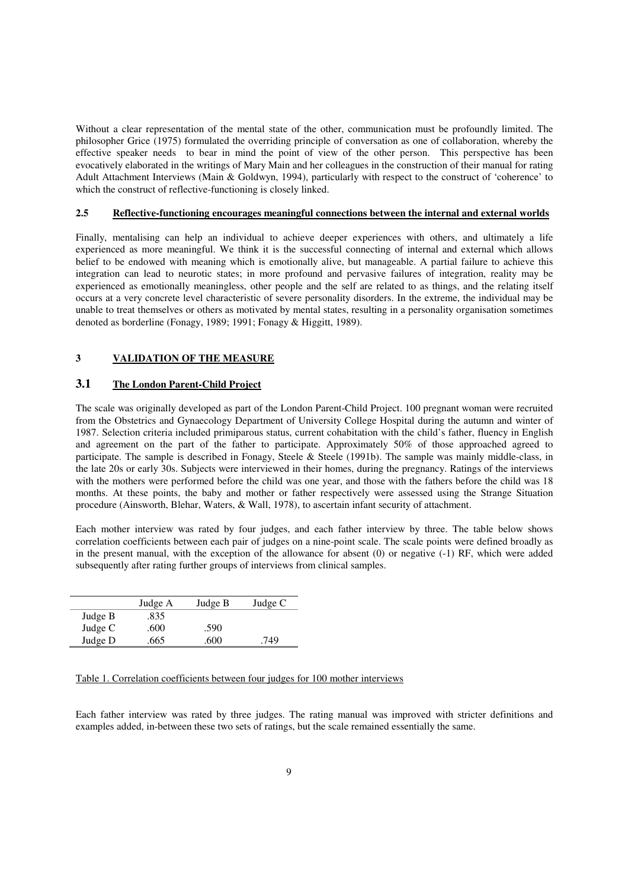Without a clear representation of the mental state of the other, communication must be profoundly limited. The philosopher Grice (1975) formulated the overriding principle of conversation as one of collaboration, whereby the effective speaker needs to bear in mind the point of view of the other person. This perspective has been evocatively elaborated in the writings of Mary Main and her colleagues in the construction of their manual for rating Adult Attachment Interviews (Main & Goldwyn, 1994), particularly with respect to the construct of 'coherence' to which the construct of reflective-functioning is closely linked.

### 2.5 Reflective-functioning encourages meaningful connections between the internal and external worlds

Finally, mentalising can help an individual to achieve deeper experiences with others, and ultimately a life experienced as more meaningful. We think it is the successful connecting of internal and external which allows belief to be endowed with meaning which is emotionally alive, but manageable. A partial failure to achieve this integration can lead to neurotic states; in more profound and pervasive failures of integration, reality may be experienced as emotionally meaningless, other people and the self are related to as things, and the relating itself occurs at a very concrete level characteristic of severe personality disorders. In the extreme, the individual may be unable to treat themselves or others as motivated by mental states, resulting in a personality organisation sometimes denoted as borderline (Fonagy, 1989; 1991; Fonagy & Higgitt, 1989).

## 3 VALIDATION OF THE MEASURE

### 3.1 The London Parent-Child Project

The scale was originally developed as part of the London Parent-Child Project. 100 pregnant woman were recruited from the Obstetrics and Gynaecology Department of University College Hospital during the autumn and winter of 1987. Selection criteria included primiparous status, current cohabitation with the child's father, fluency in English and agreement on the part of the father to participate. Approximately 50% of those approached agreed to participate. The sample is described in Fonagy, Steele & Steele (1991b). The sample was mainly middle-class, in the late 20s or early 30s. Subjects were interviewed in their homes, during the pregnancy. Ratings of the interviews with the mothers were performed before the child was one year, and those with the fathers before the child was 18 months. At these points, the baby and mother or father respectively were assessed using the Strange Situation procedure (Ainsworth, Blehar, Waters, & Wall, 1978), to ascertain infant security of attachment.

Each mother interview was rated by four judges, and each father interview by three. The table below shows correlation coefficients between each pair of judges on a nine-point scale. The scale points were defined broadly as in the present manual, with the exception of the allowance for absent (0) or negative (-1) RF, which were added subsequently after rating further groups of interviews from clinical samples.

| | Judge A | Judge B | Judge C |
|---|---|---|---|
| Judge B | .835 | | |
| Judge C | .600 | .590 | |
| Judge D | .665 | .600 | .749 |

Table 1. Correlation coefficients between four judges for 100 mother interviews

Each father interview was rated by three judges. The rating manual was improved with stricter definitions and examples added, in-between these two sets of ratings, but the scale remained essentially the same.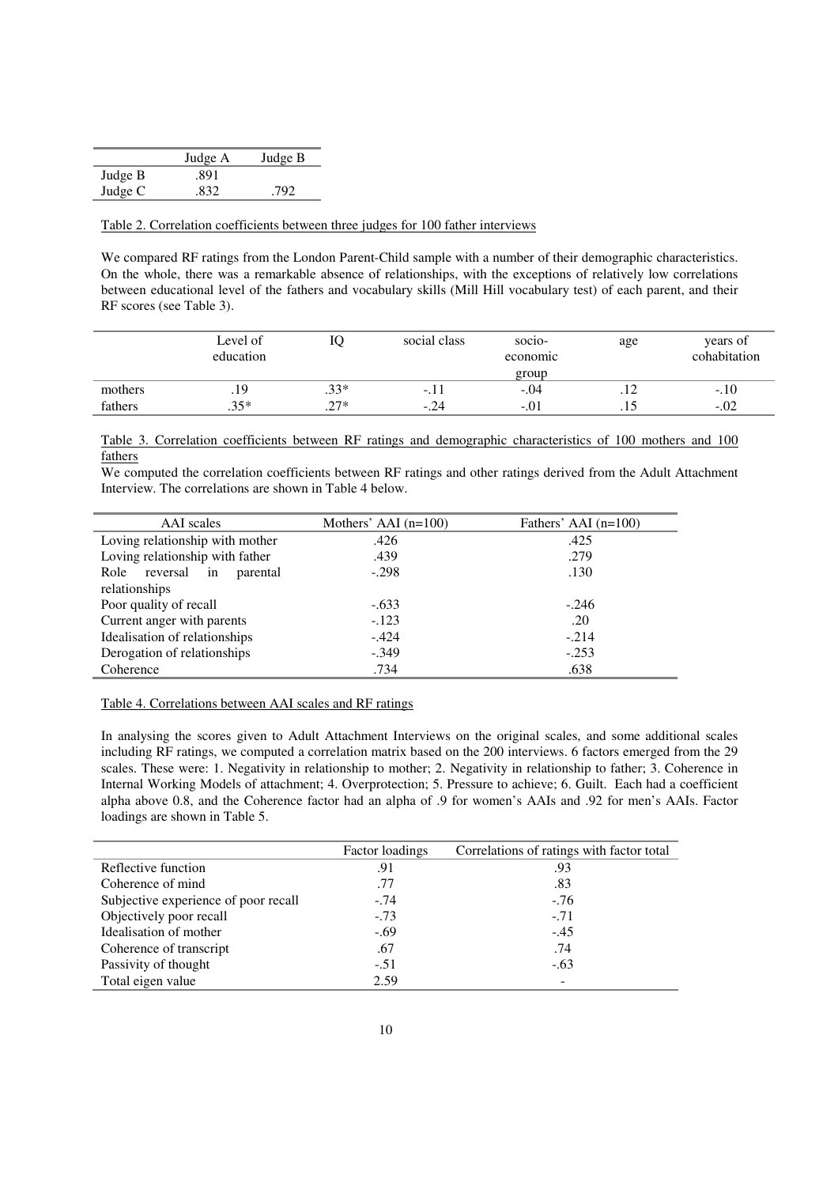| | Judge A | Judge B |
|---|---|---|
| Judge B | .891 | |
| Judge C | .832 | .792 |

Table 2. Correlation coefficients between three judges for 100 father interviews

We compared RF ratings from the London Parent-Child sample with a number of their demographic characteristics. On the whole, there was a remarkable absence of relationships, with the exceptions of relatively low correlations between educational level of the fathers and vocabulary skills (Mill Hill vocabulary test) of each parent, and their RF scores (see Table 3).

| | Level of education | IQ | social class | socio-economic group | age | years of cohabitation |
|---|---|---|---|---|---|---|
| mothers | .19 | .33* | -.11 | -.04 | .12 | -.10 |
| fathers | .35* | .27* | -.24 | -.01 | .15 | -.02 |

Table 3. Correlation coefficients between RF ratings and demographic characteristics of 100 mothers and 100 fathers

We computed the correlation coefficients between RF ratings and other ratings derived from the Adult Attachment Interview. The correlations are shown in Table 4 below.

| AAI scales | Mothers' AAI (n=100) | Fathers' AAI (n=100) |
|---|---|---|
| Loving relationship with mother | .426 | .425 |
| Loving relationship with father | .439 | .279 |
| Role reversal in parental relationships | -.298 | .130 |
| Poor quality of recall | -.633 | -.246 |
| Current anger with parents | -.123 | .20 |
| Idealisation of relationships | -.424 | -.214 |
| Derogation of relationships | -.349 | -.253 |
| Coherence | .734 | .638 |

Table 4. Correlations between AAI scales and RF ratings

In analysing the scores given to Adult Attachment Interviews on the original scales, and some additional scales including RF ratings, we computed a correlation matrix based on the 200 interviews. 6 factors emerged from the 29 scales. These were: 1. Negativity in relationship to mother; 2. Negativity in relationship to father; 3. Coherence in Internal Working Models of attachment; 4. Overprotection; 5. Pressure to achieve; 6. Guilt. Each had a coefficient alpha above 0.8, and the Coherence factor had an alpha of .9 for women's AAIs and .92 for men's AAIs. Factor loadings are shown in Table 5.

| | Factor loadings | Correlations of ratings with factor total |
|---|---|---|
| Reflective function | .91 | .93 |
| Coherence of mind | .77 | .83 |
| Subjective experience of poor recall | -.74 | -.76 |
| Objectively poor recall | -.73 | -.71 |
| Idealisation of mother | -.69 | -.45 |
| Coherence of transcript | .67 | .74 |
| Passivity of thought | -.51 | -.63 |
| Total eigen value | 2.59 | - |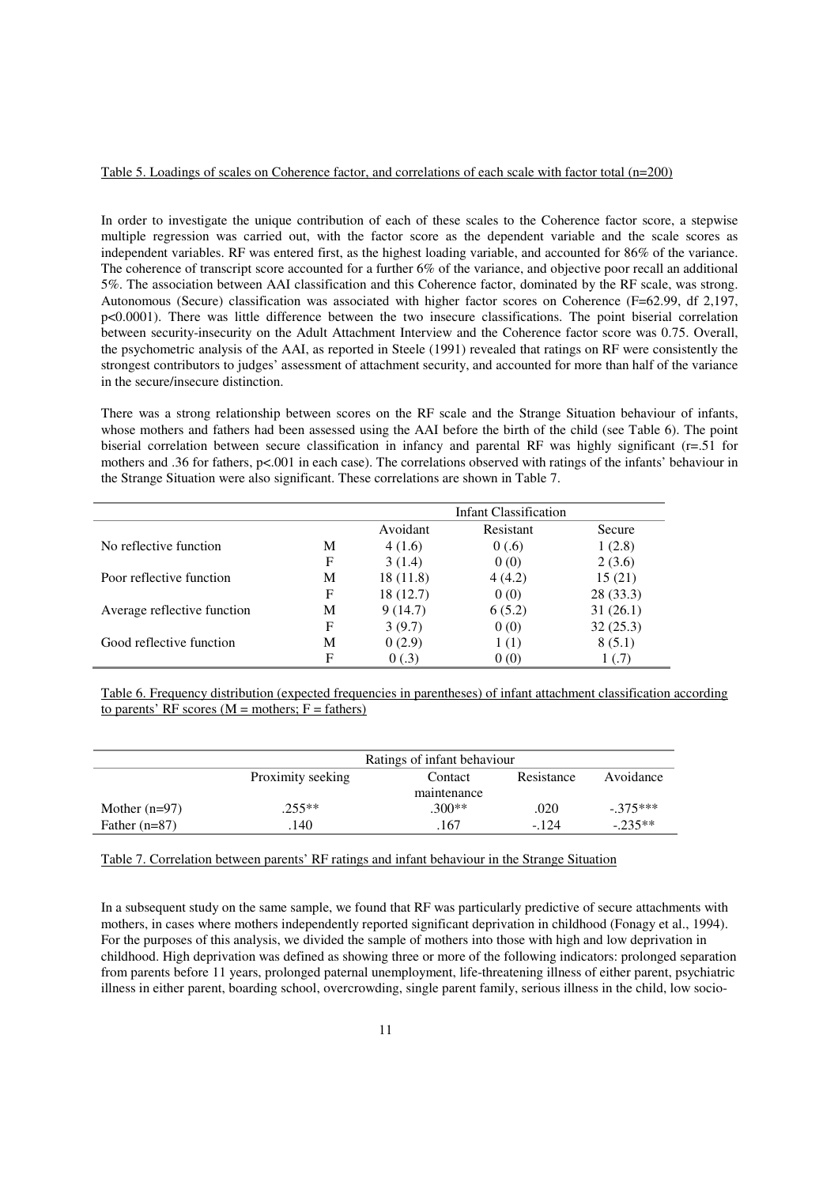Table 5. Loadings of scales on Coherence factor, and correlations of each scale with factor total (n=200)

In order to investigate the unique contribution of each of these scales to the Coherence factor score, a stepwise multiple regression was carried out, with the factor score as the dependent variable and the scale scores as independent variables. RF was entered first, as the highest loading variable, and accounted for 86% of the variance. The coherence of transcript score accounted for a further 6% of the variance, and objective poor recall an additional 5%. The association between AAI classification and this Coherence factor, dominated by the RF scale, was strong. Autonomous (Secure) classification was associated with higher factor scores on Coherence (F=62.99, df 2,197, p<0.0001). There was little difference between the two insecure classifications. The point biserial correlation between security-insecurity on the Adult Attachment Interview and the Coherence factor score was 0.75. Overall, the psychometric analysis of the AAI, as reported in Steele (1991) revealed that ratings on RF were consistently the strongest contributors to judges' assessment of attachment security, and accounted for more than half of the variance in the secure/insecure distinction.

There was a strong relationship between scores on the RF scale and the Strange Situation behaviour of infants, whose mothers and fathers had been assessed using the AAI before the birth of the child (see Table 6). The point biserial correlation between secure classification in infancy and parental RF was highly significant (r=.51 for mothers and .36 for fathers, p<.001 in each case). The correlations observed with ratings of the infants' behaviour in the Strange Situation were also significant. These correlations are shown in Table 7.

| | | Infant Classification | | |
|---|---|---|---|---|
| | | Avoidant | Resistant | Secure |
| No reflective function | M | 4 (1.6) | 0 (.6) | 1 (2.8) |
| | F | 3 (1.4) | 0 (0) | 2 (3.6) |
| Poor reflective function | M | 18 (11.8) | 4 (4.2) | 15 (21) |
| | F | 18 (12.7) | 0 (0) | 28 (33.3) |
| Average reflective function | M | 9 (14.7) | 6 (5.2) | 31 (26.1) |
| | F | 3 (9.7) | 0 (0) | 32 (25.3) |
| Good reflective function | M | 0 (2.9) | 1 (1) | 8 (5.1) |
| | F | 0 (.3) | 0 (0) | 1 (.7) |

Table 6. Frequency distribution (expected frequencies in parentheses) of infant attachment classification according to parents' RF scores (M = mothers; F = fathers)

| | Ratings of infant behaviour | | | |
|---|---|---|---|---|
| | Proximity seeking | Contact maintenance | Resistance | Avoidance |
| Mother (n=97) | .255** | .300** | .020 | -.375*** |
| Father (n=87) | .140 | .167 | -.124 | -.235** |

Table 7. Correlation between parents' RF ratings and infant behaviour in the Strange Situation

In a subsequent study on the same sample, we found that RF was particularly predictive of secure attachments with mothers, in cases where mothers independently reported significant deprivation in childhood (Fonagy et al., 1994). For the purposes of this analysis, we divided the sample of mothers into those with high and low deprivation in childhood. High deprivation was defined as showing three or more of the following indicators: prolonged separation from parents before 11 years, prolonged paternal unemployment, life-threatening illness of either parent, psychiatric illness in either parent, boarding school, overcrowding, single parent family, serious illness in the child, low socio-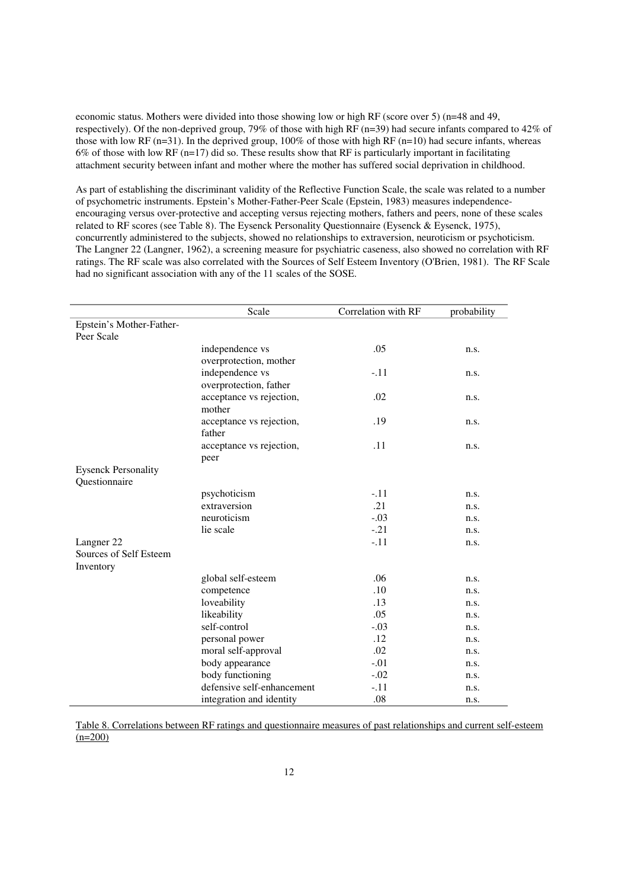economic status. Mothers were divided into those showing low or high RF (score over 5) (n=48 and 49, respectively). Of the non-deprived group, 79% of those with high RF (n=39) had secure infants compared to 42% of those with low RF (n=31). In the deprived group, 100% of those with high RF (n=10) had secure infants, whereas 6% of those with low RF (n=17) did so. These results show that RF is particularly important in facilitating attachment security between infant and mother where the mother has suffered social deprivation in childhood.

As part of establishing the discriminant validity of the Reflective Function Scale, the scale was related to a number of psychometric instruments. Epstein's Mother-Father-Peer Scale (Epstein, 1983) measures independence-encouraging versus over-protective and accepting versus rejecting mothers, fathers and peers, none of these scales related to RF scores (see Table 8). The Eysenck Personality Questionnaire (Eysenck & Eysenck, 1975), concurrently administered to the subjects, showed no relationships to extraversion, neuroticism or psychoticism. The Langner 22 (Langner, 1962), a screening measure for psychiatric caseness, also showed no correlation with RF ratings. The RF scale was also correlated with the Sources of Self Esteem Inventory (O'Brien, 1981). The RF Scale had no significant association with any of the 11 scales of the SOSE.

| | Scale | Correlation with RF | probability |
|---|---|---|---|
| Epstein's Mother-Father-Peer Scale | | | |
| | independence vs overprotection, mother | .05 | n.s. |
| | independence vs overprotection, father | -.11 | n.s. |
| | acceptance vs rejection, mother | .02 | n.s. |
| | acceptance vs rejection, father | .19 | n.s. |
| | acceptance vs rejection, peer | .11 | n.s. |
| Eysenck Personality Questionnaire | | | |
| | psychoticism | -.11 | n.s. |
| | extraversion | .21 | n.s. |
| | neuroticism | -.03 | n.s. |
| | lie scale | -.21 | n.s. |
| Langner 22 | | -.11 | n.s. |
| Sources of Self Esteem Inventory | | | |
| | global self-esteem | .06 | n.s. |
| | competence | .10 | n.s. |
| | loveability | .13 | n.s. |
| | likeability | .05 | n.s. |
| | self-control | -.03 | n.s. |
| | personal power | .12 | n.s. |
| | moral self-approval | .02 | n.s. |
| | body appearance | -.01 | n.s. |
| | body functioning | -.02 | n.s. |
| | defensive self-enhancement | -.11 | n.s. |
| | integration and identity | .08 | n.s. |

Table 8. Correlations between RF ratings and questionnaire measures of past relationships and current self-esteem (n=200)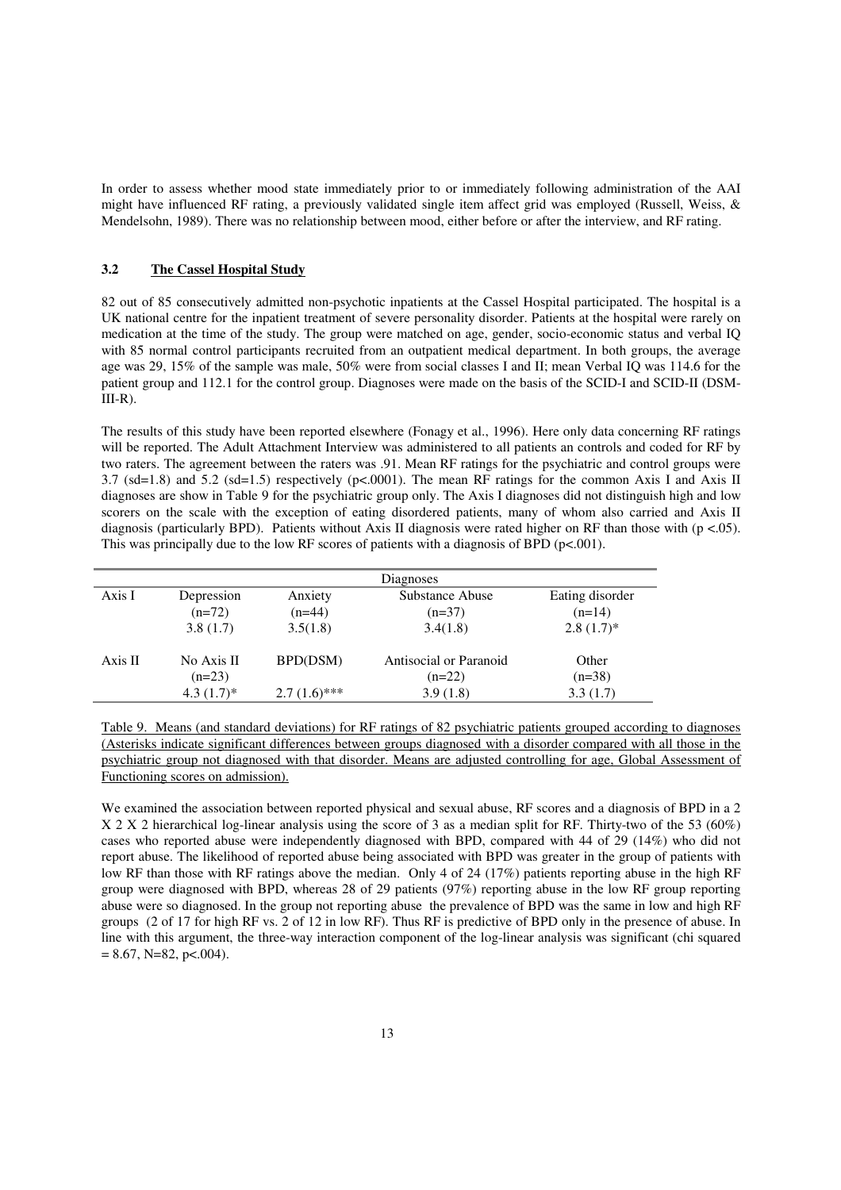In order to assess whether mood state immediately prior to or immediately following administration of the AAI might have influenced RF rating, a previously validated single item affect grid was employed (Russell, Weiss, & Mendelsohn, 1989). There was no relationship between mood, either before or after the interview, and RF rating.

### 3.2 The Cassel Hospital Study

82 out of 85 consecutively admitted non-psychotic inpatients at the Cassel Hospital participated. The hospital is a UK national centre for the inpatient treatment of severe personality disorder. Patients at the hospital were rarely on medication at the time of the study. The group were matched on age, gender, socio-economic status and verbal IQ with 85 normal control participants recruited from an outpatient medical department. In both groups, the average age was 29, 15% of the sample was male, 50% were from social classes I and II; mean Verbal IQ was 114.6 for the patient group and 112.1 for the control group. Diagnoses were made on the basis of the SCID-I and SCID-II (DSM-III-R).

The results of this study have been reported elsewhere (Fonagy et al., 1996). Here only data concerning RF ratings will be reported. The Adult Attachment Interview was administered to all patients an controls and coded for RF by two raters. The agreement between the raters was .91. Mean RF ratings for the psychiatric and control groups were 3.7 (sd=1.8) and 5.2 (sd=1.5) respectively ($p<.0001$). The mean RF ratings for the common Axis I and Axis II diagnoses are show in Table 9 for the psychiatric group only. The Axis I diagnoses did not distinguish high and low scorers on the scale with the exception of eating disordered patients, many of whom also carried and Axis II diagnosis (particularly BPD). Patients without Axis II diagnosis were rated higher on RF than those with ($p <.05$). This was principally due to the low RF scores of patients with a diagnosis of BPD ($p<.001$).

| | Diagnoses | | | |
|---|---|---|---|---|
| Axis I | Depression (n=72) 3.8 (1.7) | Anxiety (n=44) 3.5(1.8) | Substance Abuse (n=37) 3.4(1.8) | Eating disorder (n=14) 2.8 (1.7)* |
| Axis II | No Axis II (n=23) 4.3 (1.7)* | BPD(DSM) 2.7 (1.6)*** | Antisocial or Paranoid (n=22) 3.9 (1.8) | Other (n=38) 3.3 (1.7) |

Table 9. Means (and standard deviations) for RF ratings of 82 psychiatric patients grouped according to diagnoses (Asterisks indicate significant differences between groups diagnosed with a disorder compared with all those in the psychiatric group not diagnosed with that disorder. Means are adjusted controlling for age, Global Assessment of Functioning scores on admission).

We examined the association between reported physical and sexual abuse, RF scores and a diagnosis of BPD in a 2 X 2 X 2 hierarchical log-linear analysis using the score of 3 as a median split for RF. Thirty-two of the 53 (60%) cases who reported abuse were independently diagnosed with BPD, compared with 44 of 29 (14%) who did not report abuse. The likelihood of reported abuse being associated with BPD was greater in the group of patients with low RF than those with RF ratings above the median. Only 4 of 24 (17%) patients reporting abuse in the high RF group were diagnosed with BPD, whereas 28 of 29 patients (97%) reporting abuse in the low RF group reporting abuse were so diagnosed. In the group not reporting abuse the prevalence of BPD was the same in low and high RF groups (2 of 17 for high RF vs. 2 of 12 in low RF). Thus RF is predictive of BPD only in the presence of abuse. In line with this argument, the three-way interaction component of the log-linear analysis was significant (chi squared = 8.67, N=82, $p<.004$).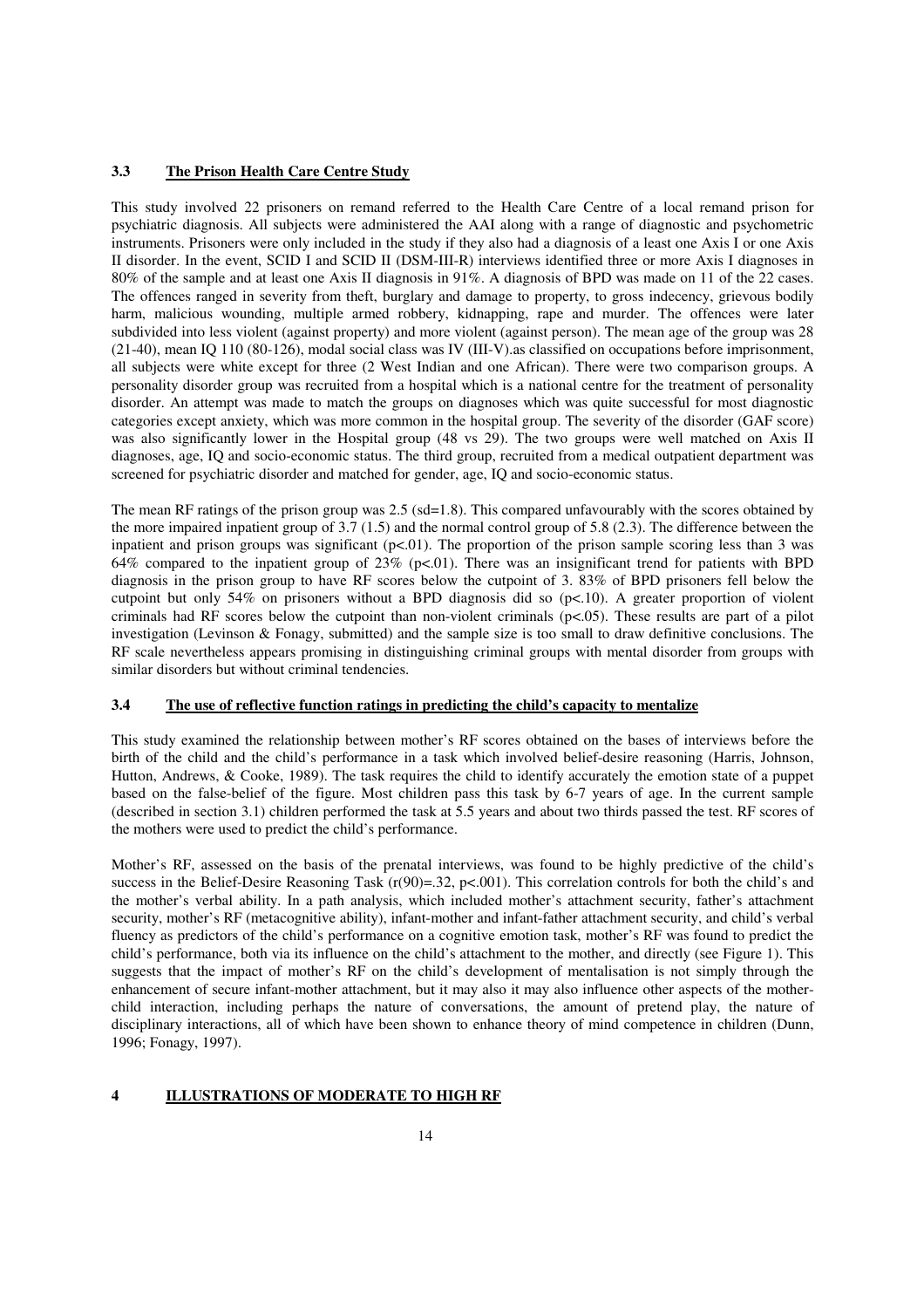### 3.3 The Prison Health Care Centre Study

This study involved 22 prisoners on remand referred to the Health Care Centre of a local remand prison for psychiatric diagnosis. All subjects were administered the AAI along with a range of diagnostic and psychometric instruments. Prisoners were only included in the study if they also had a diagnosis of a least one Axis I or one Axis II disorder. In the event, SCID I and SCID II (DSM-III-R) interviews identified three or more Axis I diagnoses in 80% of the sample and at least one Axis II diagnosis in 91%. A diagnosis of BPD was made on 11 of the 22 cases. The offences ranged in severity from theft, burglary and damage to property, to gross indecency, grievous bodily harm, malicious wounding, multiple armed robbery, kidnapping, rape and murder. The offences were later subdivided into less violent (against property) and more violent (against person). The mean age of the group was 28 (21-40), mean IQ 110 (80-126), modal social class was IV (III-V).as classified on occupations before imprisonment, all subjects were white except for three (2 West Indian and one African). There were two comparison groups. A personality disorder group was recruited from a hospital which is a national centre for the treatment of personality disorder. An attempt was made to match the groups on diagnoses which was quite successful for most diagnostic categories except anxiety, which was more common in the hospital group. The severity of the disorder (GAF score) was also significantly lower in the Hospital group (48 vs 29). The two groups were well matched on Axis II diagnoses, age, IQ and socio-economic status. The third group, recruited from a medical outpatient department was screened for psychiatric disorder and matched for gender, age, IQ and socio-economic status.

The mean RF ratings of the prison group was 2.5 (sd=1.8). This compared unfavourably with the scores obtained by the more impaired inpatient group of 3.7 (1.5) and the normal control group of 5.8 (2.3). The difference between the inpatient and prison groups was significant ($p<.01$). The proportion of the prison sample scoring less than 3 was 64% compared to the inpatient group of 23% ($p<.01$). There was an insignificant trend for patients with BPD diagnosis in the prison group to have RF scores below the cutpoint of 3. 83% of BPD prisoners fell below the cutpoint but only 54% on prisoners without a BPD diagnosis did so ($p<.10$). A greater proportion of violent criminals had RF scores below the cutpoint than non-violent criminals ($p<.05$). These results are part of a pilot investigation (Levinson & Fonagy, submitted) and the sample size is too small to draw definitive conclusions. The RF scale nevertheless appears promising in distinguishing criminal groups with mental disorder from groups with similar disorders but without criminal tendencies.

### 3.4 The use of reflective function ratings in predicting the child's capacity to mentalize

This study examined the relationship between mother's RF scores obtained on the bases of interviews before the birth of the child and the child's performance in a task which involved belief-desire reasoning (Harris, Johnson, Hutton, Andrews, & Cooke, 1989). The task requires the child to identify accurately the emotion state of a puppet based on the false-belief of the figure. Most children pass this task by 6-7 years of age. In the current sample (described in section 3.1) children performed the task at 5.5 years and about two thirds passed the test. RF scores of the mothers were used to predict the child's performance.

Mother's RF, assessed on the basis of the prenatal interviews, was found to be highly predictive of the child's success in the Belief-Desire Reasoning Task ($r(90)=.32$, $p<.001$). This correlation controls for both the child's and the mother's verbal ability. In a path analysis, which included mother's attachment security, father's attachment security, mother's RF (metacognitive ability), infant-mother and infant-father attachment security, and child's verbal fluency as predictors of the child's performance on a cognitive emotion task, mother's RF was found to predict the child's performance, both via its influence on the child's attachment to the mother, and directly (see Figure 1). This suggests that the impact of mother's RF on the child's development of mentalisation is not simply through the enhancement of secure infant-mother attachment, but it may also it may also influence other aspects of the mother-child interaction, including perhaps the nature of conversations, the amount of pretend play, the nature of disciplinary interactions, all of which have been shown to enhance theory of mind competence in children (Dunn, 1996; Fonagy, 1997).

## 4 ILLUSTRATIONS OF MODERATE TO HIGH RF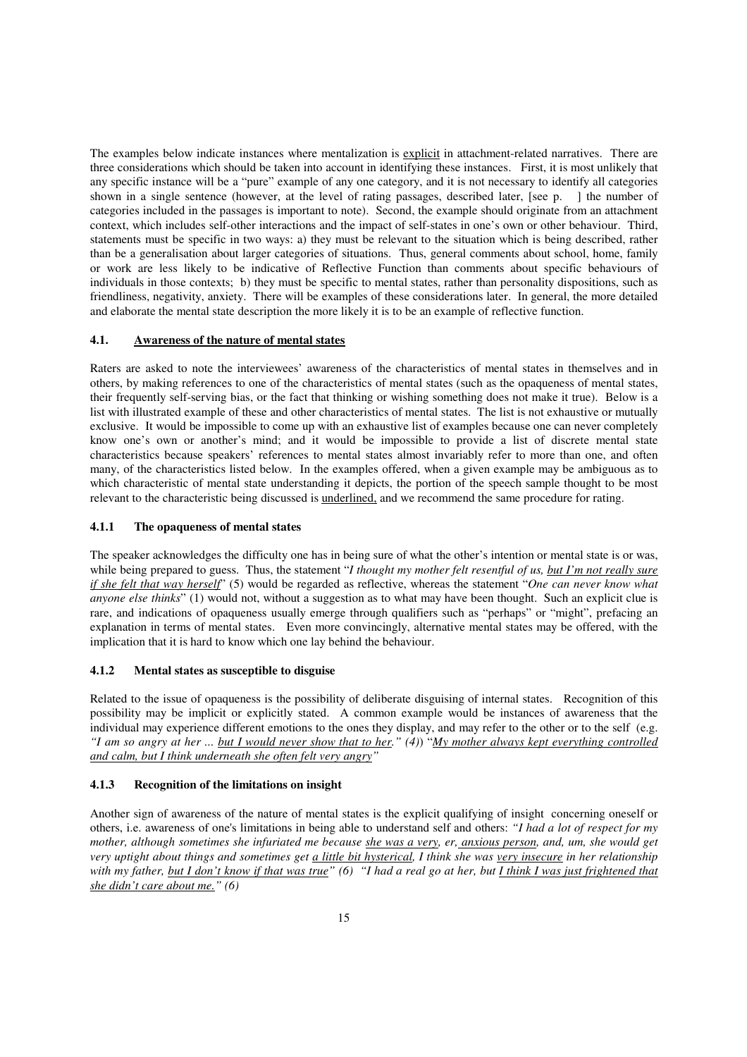The examples below indicate instances where mentalization is <u>explicit</u> in attachment-related narratives. There are three considerations which should be taken into account in identifying these instances. First, it is most unlikely that any specific instance will be a "pure" example of any one category, and it is not necessary to identify all categories shown in a single sentence (however, at the level of rating passages, described later, [see p. ] the number of categories included in the passages is important to note). Second, the example should originate from an attachment context, which includes self-other interactions and the impact of self-states in one's own or other behaviour. Third, statements must be specific in two ways: a) they must be relevant to the situation which is being described, rather than be a generalisation about larger categories of situations. Thus, general comments about school, home, family or work are less likely to be indicative of Reflective Function than comments about specific behaviours of individuals in those contexts; b) they must be specific to mental states, rather than personality dispositions, such as friendliness, negativity, anxiety. There will be examples of these considerations later. In general, the more detailed and elaborate the mental state description the more likely it is to be an example of reflective function.

### 4.1. <u>Awareness of the nature of mental states</u>

Raters are asked to note the interviewees' awareness of the characteristics of mental states in themselves and in others, by making references to one of the characteristics of mental states (such as the opaqueness of mental states, their frequently self-serving bias, or the fact that thinking or wishing something does not make it true). Below is a list with illustrated example of these and other characteristics of mental states. The list is not exhaustive or mutually exclusive. It would be impossible to come up with an exhaustive list of examples because one can never completely know one's own or another's mind; and it would be impossible to provide a list of discrete mental state characteristics because speakers' references to mental states almost invariably refer to more than one, and often many, of the characteristics listed below. In the examples offered, when a given example may be ambiguous as to which characteristic of mental state understanding it depicts, the portion of the speech sample thought to be most relevant to the characteristic being discussed is <u>underlined,</u> and we recommend the same procedure for rating.

#### 4.1.1 The opaqueness of mental states

The speaker acknowledges the difficulty one has in being sure of what the other's intention or mental state is or was, while being prepared to guess. Thus, the statement "*I thought my mother felt resentful of us, <u>but I'm not really sure if she felt that way herself</u>*" (5) would be regarded as reflective, whereas the statement "*One can never know what anyone else thinks*" (1) would not, without a suggestion as to what may have been thought. Such an explicit clue is rare, and indications of opaqueness usually emerge through qualifiers such as "perhaps" or "might", prefacing an explanation in terms of mental states. Even more convincingly, alternative mental states may be offered, with the implication that it is hard to know which one lay behind the behaviour.

#### 4.1.2 Mental states as susceptible to disguise

Related to the issue of opaqueness is the possibility of deliberate disguising of internal states. Recognition of this possibility may be implicit or explicitly stated. A common example would be instances of awareness that the individual may experience different emotions to the ones they display, and may refer to the other or to the self (e.g. *"I am so angry at her ... <u>but I would never show that to her</u>." (4)*) "*<u>My mother always kept everything controlled and calm, but I think underneath she often felt very angry</u>"*

#### 4.1.3 Recognition of the limitations on insight

Another sign of awareness of the nature of mental states is the explicit qualifying of insight concerning oneself or others, i.e. awareness of one's limitations in being able to understand self and others: *"I had a lot of respect for my mother, although sometimes she infuriated me because <u>she was a very</u>, er, <u>anxious person</u>, and, um, she would get very uptight about things and sometimes get <u>a little bit hysterical</u>, I think she was <u>very insecure</u> in her relationship with my father, <u>but I don't know if that was true</u>" (6) "I had a real go at her, but <u>I think I was just frightened that she didn't care about me.</u>" (6)*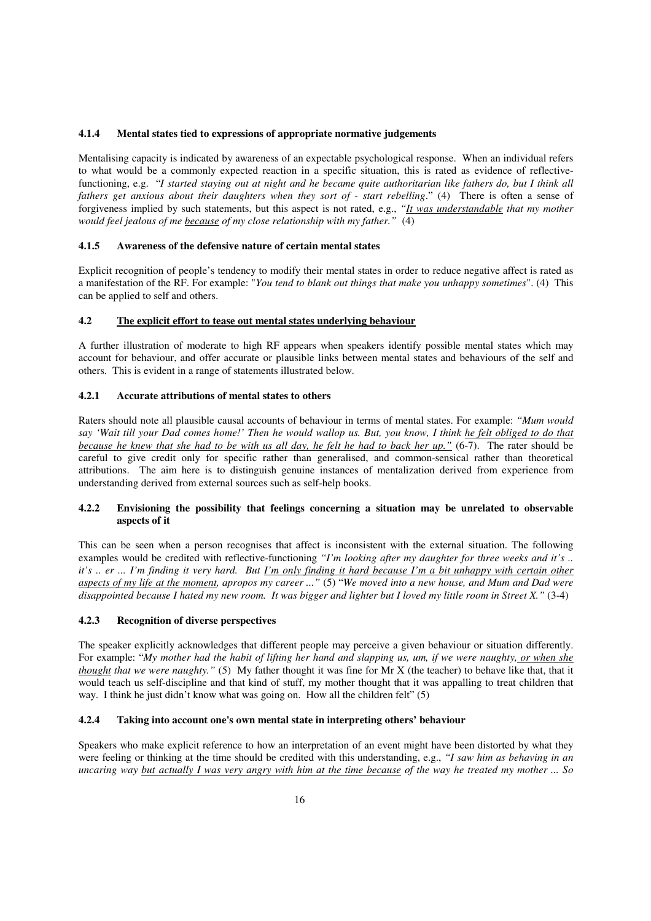#### 4.1.4 Mental states tied to expressions of appropriate normative judgements

Mentalising capacity is indicated by awareness of an expectable psychological response. When an individual refers to what would be a commonly expected reaction in a specific situation, this is rated as evidence of reflective-functioning, e.g. "*I started staying out at night and he became quite authoritarian like fathers do, but I think all fathers get anxious about their daughters when they sort of - start rebelling*." (4) There is often a sense of forgiveness implied by such statements, but this aspect is not rated, e.g., *"<u>It was understandable</u> that my mother would feel jealous of me <u>because</u> of my close relationship with my father."* (4)

#### 4.1.5 Awareness of the defensive nature of certain mental states

Explicit recognition of people's tendency to modify their mental states in order to reduce negative affect is rated as a manifestation of the RF. For example: "*You tend to blank out things that make you unhappy sometimes*". (4) This can be applied to self and others.

### 4.2 <u>The explicit effort to tease out mental states underlying behaviour</u>

A further illustration of moderate to high RF appears when speakers identify possible mental states which may account for behaviour, and offer accurate or plausible links between mental states and behaviours of the self and others. This is evident in a range of statements illustrated below.

#### 4.2.1 Accurate attributions of mental states to others

Raters should note all plausible causal accounts of behaviour in terms of mental states. For example: *"Mum would say 'Wait till your Dad comes home!' Then he would wallop us. But, you know, I think <u>he felt obliged to do that because he knew that she had to be with us all day, he felt he had to back her up.</u>"* (6-7). The rater should be careful to give credit only for specific rather than generalised, and common-sensical rather than theoretical attributions. The aim here is to distinguish genuine instances of mentalization derived from experience from understanding derived from external sources such as self-help books.

#### 4.2.2 Envisioning the possibility that feelings concerning a situation may be unrelated to observable aspects of it

This can be seen when a person recognises that affect is inconsistent with the external situation. The following examples would be credited with reflective-functioning *"I'm looking after my daughter for three weeks and it's .. it's .. er ... I'm finding it very hard. But <u>I'm only finding it hard because I'm a bit unhappy with certain other aspects of my life at the moment,</u> apropos my career ..."* (5) "*We moved into a new house, and Mum and Dad were disappointed because I hated my new room. It was bigger and lighter but I loved my little room in Street X."* (3-4)

#### 4.2.3 Recognition of diverse perspectives

The speaker explicitly acknowledges that different people may perceive a given behaviour or situation differently. For example: "*My mother had the habit of lifting her hand and slapping us, um, if we were naughty, <u>or when she thought</u> that we were naughty."* (5) My father thought it was fine for Mr X (the teacher) to behave like that, that it would teach us self-discipline and that kind of stuff, my mother thought that it was appalling to treat children that way. I think he just didn't know what was going on. How all the children felt" (5)

#### 4.2.4 Taking into account one's own mental state in interpreting others' behaviour

Speakers who make explicit reference to how an interpretation of an event might have been distorted by what they were feeling or thinking at the time should be credited with this understanding, e.g., *"I saw him as behaving in an uncaring way <u>but actually I was very angry with him at the time because</u> of the way he treated my mother ... So*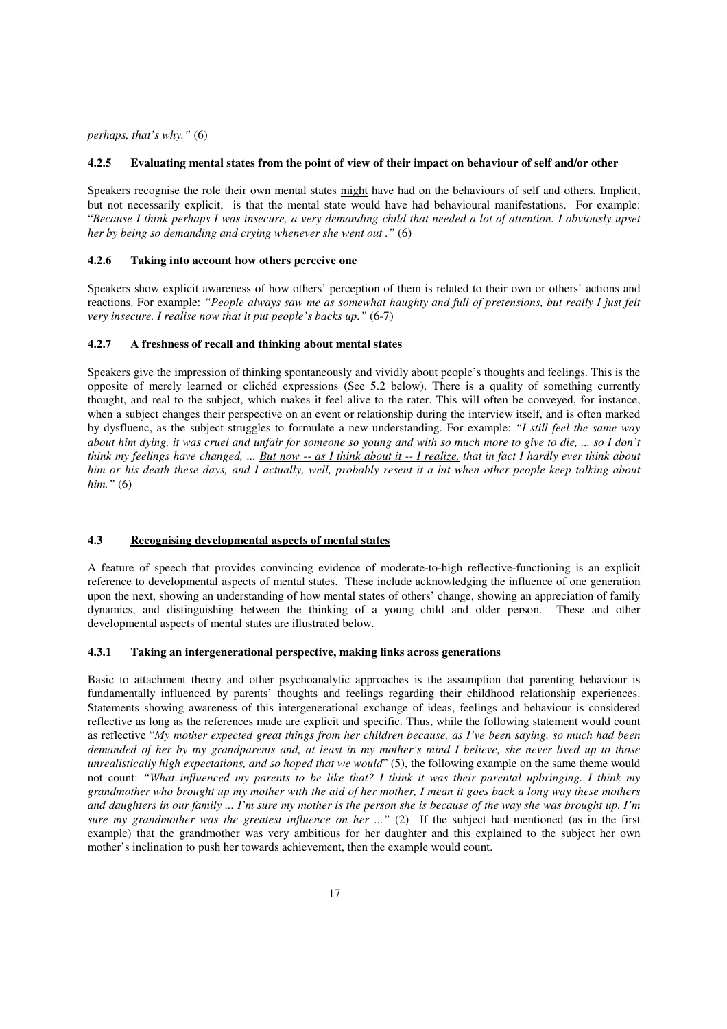*perhaps, that's why."* (6)

### 4.2.5 Evaluating mental states from the point of view of their impact on behaviour of self and/or other

Speakers recognise the role their own mental states might have had on the behaviours of self and others. Implicit, but not necessarily explicit, is that the mental state would have had behavioural manifestations. For example: "*Because I think perhaps I was insecure, a very demanding child that needed a lot of attention. I obviously upset her by being so demanding and crying whenever she went out ."* (6)

### 4.2.6 Taking into account how others perceive one

Speakers show explicit awareness of how others' perception of them is related to their own or others' actions and reactions. For example: *"People always saw me as somewhat haughty and full of pretensions, but really I just felt very insecure. I realise now that it put people's backs up."* (6-7)

### 4.2.7 A freshness of recall and thinking about mental states

Speakers give the impression of thinking spontaneously and vividly about people's thoughts and feelings. This is the opposite of merely learned or clichéd expressions (See 5.2 below). There is a quality of something currently thought, and real to the subject, which makes it feel alive to the rater. This will often be conveyed, for instance, when a subject changes their perspective on an event or relationship during the interview itself, and is often marked by dysfluenc, as the subject struggles to formulate a new understanding. For example: *"I still feel the same way about him dying, it was cruel and unfair for someone so young and with so much more to give to die, ... so I don't think my feelings have changed, ... But now -- as I think about it -- I realize, that in fact I hardly ever think about him or his death these days, and I actually, well, probably resent it a bit when other people keep talking about him."* (6)

## 4.3 Recognising developmental aspects of mental states

A feature of speech that provides convincing evidence of moderate-to-high reflective-functioning is an explicit reference to developmental aspects of mental states. These include acknowledging the influence of one generation upon the next, showing an understanding of how mental states of others' change, showing an appreciation of family dynamics, and distinguishing between the thinking of a young child and older person. These and other developmental aspects of mental states are illustrated below.

### 4.3.1 Taking an intergenerational perspective, making links across generations

Basic to attachment theory and other psychoanalytic approaches is the assumption that parenting behaviour is fundamentally influenced by parents' thoughts and feelings regarding their childhood relationship experiences. Statements showing awareness of this intergenerational exchange of ideas, feelings and behaviour is considered reflective as long as the references made are explicit and specific. Thus, while the following statement would count as reflective "*My mother expected great things from her children because, as I've been saying, so much had been demanded of her by my grandparents and, at least in my mother's mind I believe, she never lived up to those unrealistically high expectations, and so hoped that we would*" (5), the following example on the same theme would not count: *"What influenced my parents to be like that? I think it was their parental upbringing. I think my grandmother who brought up my mother with the aid of her mother, I mean it goes back a long way these mothers and daughters in our family ... I'm sure my mother is the person she is because of the way she was brought up. I'm sure my grandmother was the greatest influence on her ..."* (2) If the subject had mentioned (as in the first example) that the grandmother was very ambitious for her daughter and this explained to the subject her own mother's inclination to push her towards achievement, then the example would count.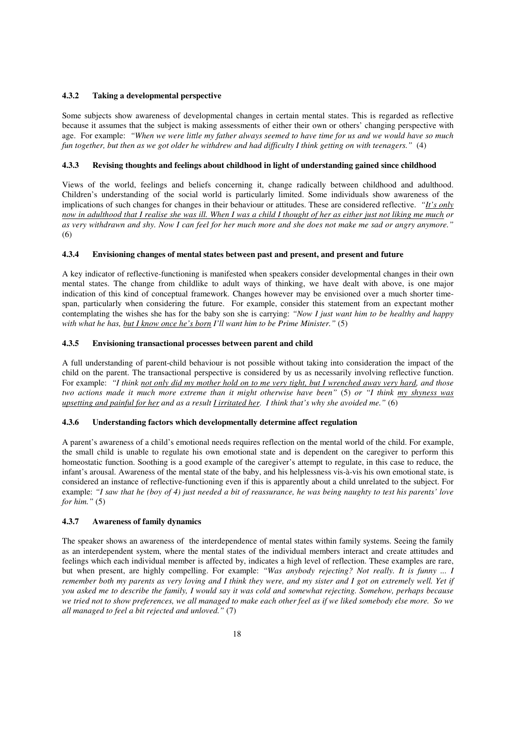### 4.3.2 Taking a developmental perspective

Some subjects show awareness of developmental changes in certain mental states. This is regarded as reflective because it assumes that the subject is making assessments of either their own or others' changing perspective with age. For example: *"When we were little my father always seemed to have time for us and we would have so much fun together, but then as we got older he withdrew and had difficulty I think getting on with teenagers."* (4)

### 4.3.3 Revising thoughts and feelings about childhood in light of understanding gained since childhood

Views of the world, feelings and beliefs concerning it, change radically between childhood and adulthood. Children's understanding of the social world is particularly limited. Some individuals show awareness of the implications of such changes for changes in their behaviour or attitudes. These are considered reflective. *"<u>It's only now in adulthood that I realise she was ill. When I was a child I thought of her as either just not liking me much</u> or as very withdrawn and shy. Now I can feel for her much more and she does not make me sad or angry anymore."* (6)

### 4.3.4 Envisioning changes of mental states between past and present, and present and future

A key indicator of reflective-functioning is manifested when speakers consider developmental changes in their own mental states. The change from childlike to adult ways of thinking, we have dealt with above, is one major indication of this kind of conceptual framework. Changes however may be envisioned over a much shorter time-span, particularly when considering the future. For example, consider this statement from an expectant mother contemplating the wishes she has for the baby son she is carrying: *"Now I just want him to be healthy and happy with what he has, <u>but I know once he's born</u> I'll want him to be Prime Minister."* (5)

### 4.3.5 Envisioning transactional processes between parent and child

A full understanding of parent-child behaviour is not possible without taking into consideration the impact of the child on the parent. The transactional perspective is considered by us as necessarily involving reflective function. For example: *"I think <u>not only did my mother hold on to me very tight, but I wrenched away very hard</u>, and those two actions made it much more extreme than it might otherwise have been"* (5) *or "I think <u>my shyness was upsetting and painful for her</u> and as a result <u>I irritated her</u>. I think that's why she avoided me."* (6)

### 4.3.6 Understanding factors which developmentally determine affect regulation

A parent's awareness of a child's emotional needs requires reflection on the mental world of the child. For example, the small child is unable to regulate his own emotional state and is dependent on the caregiver to perform this homeostatic function. Soothing is a good example of the caregiver's attempt to regulate, in this case to reduce, the infant's arousal. Awareness of the mental state of the baby, and his helplessness vis-à-vis his own emotional state, is considered an instance of reflective-functioning even if this is apparently about a child unrelated to the subject. For example: *"I saw that he (boy of 4) just needed a bit of reassurance, he was being naughty to test his parents' love for him."* (5)

### 4.3.7 Awareness of family dynamics

The speaker shows an awareness of the interdependence of mental states within family systems. Seeing the family as an interdependent system, where the mental states of the individual members interact and create attitudes and feelings which each individual member is affected by, indicates a high level of reflection. These examples are rare, but when present, are highly compelling. For example: *"Was anybody rejecting? Not really. It is funny ... I remember both my parents as very loving and I think they were, and my sister and I got on extremely well. Yet if you asked me to describe the family, I would say it was cold and somewhat rejecting. Somehow, perhaps because we tried not to show preferences, we all managed to make each other feel as if we liked somebody else more. So we all managed to feel a bit rejected and unloved."* (7)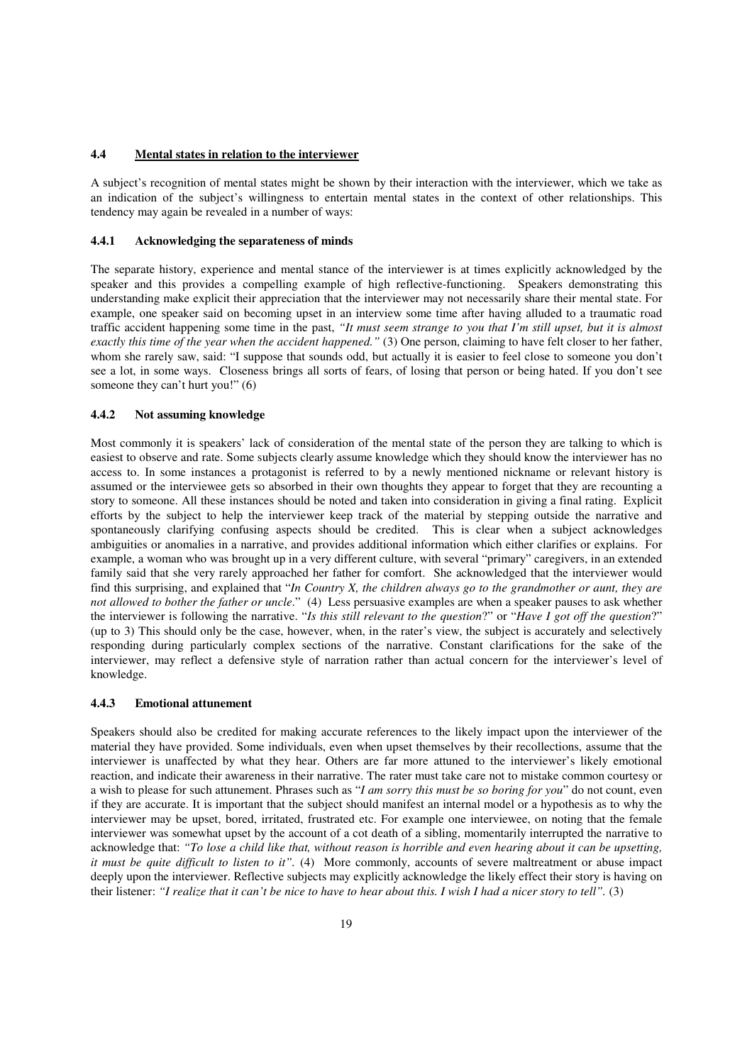### 4.4 Mental states in relation to the interviewer

A subject's recognition of mental states might be shown by their interaction with the interviewer, which we take as an indication of the subject's willingness to entertain mental states in the context of other relationships. This tendency may again be revealed in a number of ways:

#### 4.4.1 Acknowledging the separateness of minds

The separate history, experience and mental stance of the interviewer is at times explicitly acknowledged by the speaker and this provides a compelling example of high reflective-functioning. Speakers demonstrating this understanding make explicit their appreciation that the interviewer may not necessarily share their mental state. For example, one speaker said on becoming upset in an interview some time after having alluded to a traumatic road traffic accident happening some time in the past, *"It must seem strange to you that I'm still upset, but it is almost exactly this time of the year when the accident happened."* (3) One person, claiming to have felt closer to her father, whom she rarely saw, said: "I suppose that sounds odd, but actually it is easier to feel close to someone you don't see a lot, in some ways. Closeness brings all sorts of fears, of losing that person or being hated. If you don't see someone they can't hurt you!" (6)

#### 4.4.2 Not assuming knowledge

Most commonly it is speakers' lack of consideration of the mental state of the person they are talking to which is easiest to observe and rate. Some subjects clearly assume knowledge which they should know the interviewer has no access to. In some instances a protagonist is referred to by a newly mentioned nickname or relevant history is assumed or the interviewee gets so absorbed in their own thoughts they appear to forget that they are recounting a story to someone. All these instances should be noted and taken into consideration in giving a final rating. Explicit efforts by the subject to help the interviewer keep track of the material by stepping outside the narrative and spontaneously clarifying confusing aspects should be credited. This is clear when a subject acknowledges ambiguities or anomalies in a narrative, and provides additional information which either clarifies or explains. For example, a woman who was brought up in a very different culture, with several "primary" caregivers, in an extended family said that she very rarely approached her father for comfort. She acknowledged that the interviewer would find this surprising, and explained that "*In Country X, the children always go to the grandmother or aunt, they are not allowed to bother the father or uncle*." (4) Less persuasive examples are when a speaker pauses to ask whether the interviewer is following the narrative. "*Is this still relevant to the question*?" or "*Have I got off the question*?" (up to 3) This should only be the case, however, when, in the rater's view, the subject is accurately and selectively responding during particularly complex sections of the narrative. Constant clarifications for the sake of the interviewer, may reflect a defensive style of narration rather than actual concern for the interviewer's level of knowledge.

#### 4.4.3 Emotional attunement

Speakers should also be credited for making accurate references to the likely impact upon the interviewer of the material they have provided. Some individuals, even when upset themselves by their recollections, assume that the interviewer is unaffected by what they hear. Others are far more attuned to the interviewer's likely emotional reaction, and indicate their awareness in their narrative. The rater must take care not to mistake common courtesy or a wish to please for such attunement. Phrases such as "*I am sorry this must be so boring for you*" do not count, even if they are accurate. It is important that the subject should manifest an internal model or a hypothesis as to why the interviewer may be upset, bored, irritated, frustrated etc. For example one interviewee, on noting that the female interviewer was somewhat upset by the account of a cot death of a sibling, momentarily interrupted the narrative to acknowledge that: *"To lose a child like that, without reason is horrible and even hearing about it can be upsetting, it must be quite difficult to listen to it".* (4) More commonly, accounts of severe maltreatment or abuse impact deeply upon the interviewer. Reflective subjects may explicitly acknowledge the likely effect their story is having on their listener: *"I realize that it can't be nice to have to hear about this. I wish I had a nicer story to tell".* (3)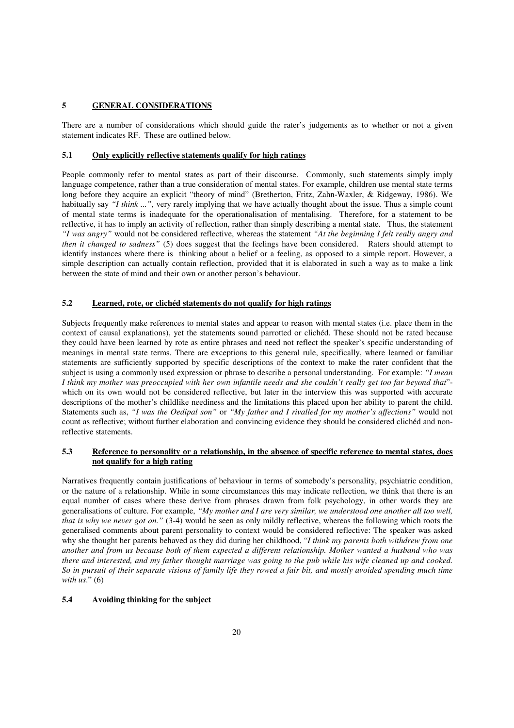# 5 GENERAL CONSIDERATIONS

There are a number of considerations which should guide the rater's judgements as to whether or not a given statement indicates RF. These are outlined below.

## 5.1 Only explicitly reflective statements qualify for high ratings

People commonly refer to mental states as part of their discourse. Commonly, such statements simply imply language competence, rather than a true consideration of mental states. For example, children use mental state terms long before they acquire an explicit "theory of mind" (Bretherton, Fritz, Zahn-Waxler, & Ridgeway, 1986). We habitually say *"I think ..."*, very rarely implying that we have actually thought about the issue. Thus a simple count of mental state terms is inadequate for the operationalisation of mentalising. Therefore, for a statement to be reflective, it has to imply an activity of reflection, rather than simply describing a mental state. Thus, the statement *"I was angry"* would not be considered reflective, whereas the statement *"At the beginning I felt really angry and then it changed to sadness"* (5) does suggest that the feelings have been considered. Raters should attempt to identify instances where there is thinking about a belief or a feeling, as opposed to a simple report. However, a simple description can actually contain reflection, provided that it is elaborated in such a way as to make a link between the state of mind and their own or another person's behaviour.

## 5.2 Learned, rote, or clichéd statements do not qualify for high ratings

Subjects frequently make references to mental states and appear to reason with mental states (i.e. place them in the context of causal explanations), yet the statements sound parrotted or clichéd. These should not be rated because they could have been learned by rote as entire phrases and need not reflect the speaker's specific understanding of meanings in mental state terms. There are exceptions to this general rule, specifically, where learned or familiar statements are sufficiently supported by specific descriptions of the context to make the rater confident that the subject is using a commonly used expression or phrase to describe a personal understanding. For example: *"I mean I think my mother was preoccupied with her own infantile needs and she couldn't really get too far beyond that*"- which on its own would not be considered reflective, but later in the interview this was supported with accurate descriptions of the mother's childlike neediness and the limitations this placed upon her ability to parent the child. Statements such as, *"I was the Oedipal son"* or *"My father and I rivalled for my mother's affections"* would not count as reflective; without further elaboration and convincing evidence they should be considered clichéd and non-reflective statements.

## 5.3 Reference to personality or a relationship, in the absence of specific reference to mental states, does not qualify for a high rating

Narratives frequently contain justifications of behaviour in terms of somebody's personality, psychiatric condition, or the nature of a relationship. While in some circumstances this may indicate reflection, we think that there is an equal number of cases where these derive from phrases drawn from folk psychology, in other words they are generalisations of culture. For example, *"My mother and I are very similar, we understood one another all too well, that is why we never got on."* (3-4) would be seen as only mildly reflective, whereas the following which roots the generalised comments about parent personality to context would be considered reflective: The speaker was asked why she thought her parents behaved as they did during her childhood, "*I think my parents both withdrew from one another and from us because both of them expected a different relationship. Mother wanted a husband who was there and interested, and my father thought marriage was going to the pub while his wife cleaned up and cooked. So in pursuit of their separate visions of family life they rowed a fair bit, and mostly avoided spending much time with us*." (6)

## 5.4 Avoiding thinking for the subject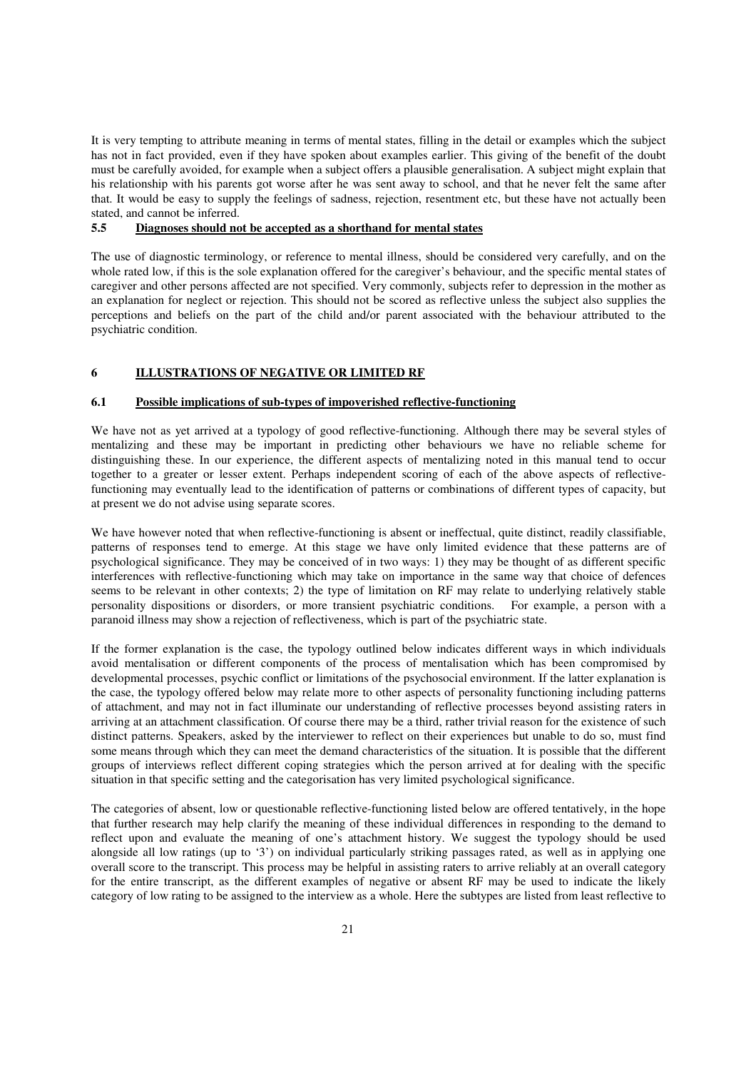It is very tempting to attribute meaning in terms of mental states, filling in the detail or examples which the subject has not in fact provided, even if they have spoken about examples earlier. This giving of the benefit of the doubt must be carefully avoided, for example when a subject offers a plausible generalisation. A subject might explain that his relationship with his parents got worse after he was sent away to school, and that he never felt the same after that. It would be easy to supply the feelings of sadness, rejection, resentment etc, but these have not actually been stated, and cannot be inferred.

### 5.5 Diagnoses should not be accepted as a shorthand for mental states

The use of diagnostic terminology, or reference to mental illness, should be considered very carefully, and on the whole rated low, if this is the sole explanation offered for the caregiver's behaviour, and the specific mental states of caregiver and other persons affected are not specified. Very commonly, subjects refer to depression in the mother as an explanation for neglect or rejection. This should not be scored as reflective unless the subject also supplies the perceptions and beliefs on the part of the child and/or parent associated with the behaviour attributed to the psychiatric condition.

## 6 ILLUSTRATIONS OF NEGATIVE OR LIMITED RF

### 6.1 Possible implications of sub-types of impoverished reflective-functioning

We have not as yet arrived at a typology of good reflective-functioning. Although there may be several styles of mentalizing and these may be important in predicting other behaviours we have no reliable scheme for distinguishing these. In our experience, the different aspects of mentalizing noted in this manual tend to occur together to a greater or lesser extent. Perhaps independent scoring of each of the above aspects of reflective-functioning may eventually lead to the identification of patterns or combinations of different types of capacity, but at present we do not advise using separate scores.

We have however noted that when reflective-functioning is absent or ineffectual, quite distinct, readily classifiable, patterns of responses tend to emerge. At this stage we have only limited evidence that these patterns are of psychological significance. They may be conceived of in two ways: 1) they may be thought of as different specific interferences with reflective-functioning which may take on importance in the same way that choice of defences seems to be relevant in other contexts; 2) the type of limitation on RF may relate to underlying relatively stable personality dispositions or disorders, or more transient psychiatric conditions. For example, a person with a paranoid illness may show a rejection of reflectiveness, which is part of the psychiatric state.

If the former explanation is the case, the typology outlined below indicates different ways in which individuals avoid mentalisation or different components of the process of mentalisation which has been compromised by developmental processes, psychic conflict or limitations of the psychosocial environment. If the latter explanation is the case, the typology offered below may relate more to other aspects of personality functioning including patterns of attachment, and may not in fact illuminate our understanding of reflective processes beyond assisting raters in arriving at an attachment classification. Of course there may be a third, rather trivial reason for the existence of such distinct patterns. Speakers, asked by the interviewer to reflect on their experiences but unable to do so, must find some means through which they can meet the demand characteristics of the situation. It is possible that the different groups of interviews reflect different coping strategies which the person arrived at for dealing with the specific situation in that specific setting and the categorisation has very limited psychological significance.

The categories of absent, low or questionable reflective-functioning listed below are offered tentatively, in the hope that further research may help clarify the meaning of these individual differences in responding to the demand to reflect upon and evaluate the meaning of one's attachment history. We suggest the typology should be used alongside all low ratings (up to '3') on individual particularly striking passages rated, as well as in applying one overall score to the transcript. This process may be helpful in assisting raters to arrive reliably at an overall category for the entire transcript, as the different examples of negative or absent RF may be used to indicate the likely category of low rating to be assigned to the interview as a whole. Here the subtypes are listed from least reflective to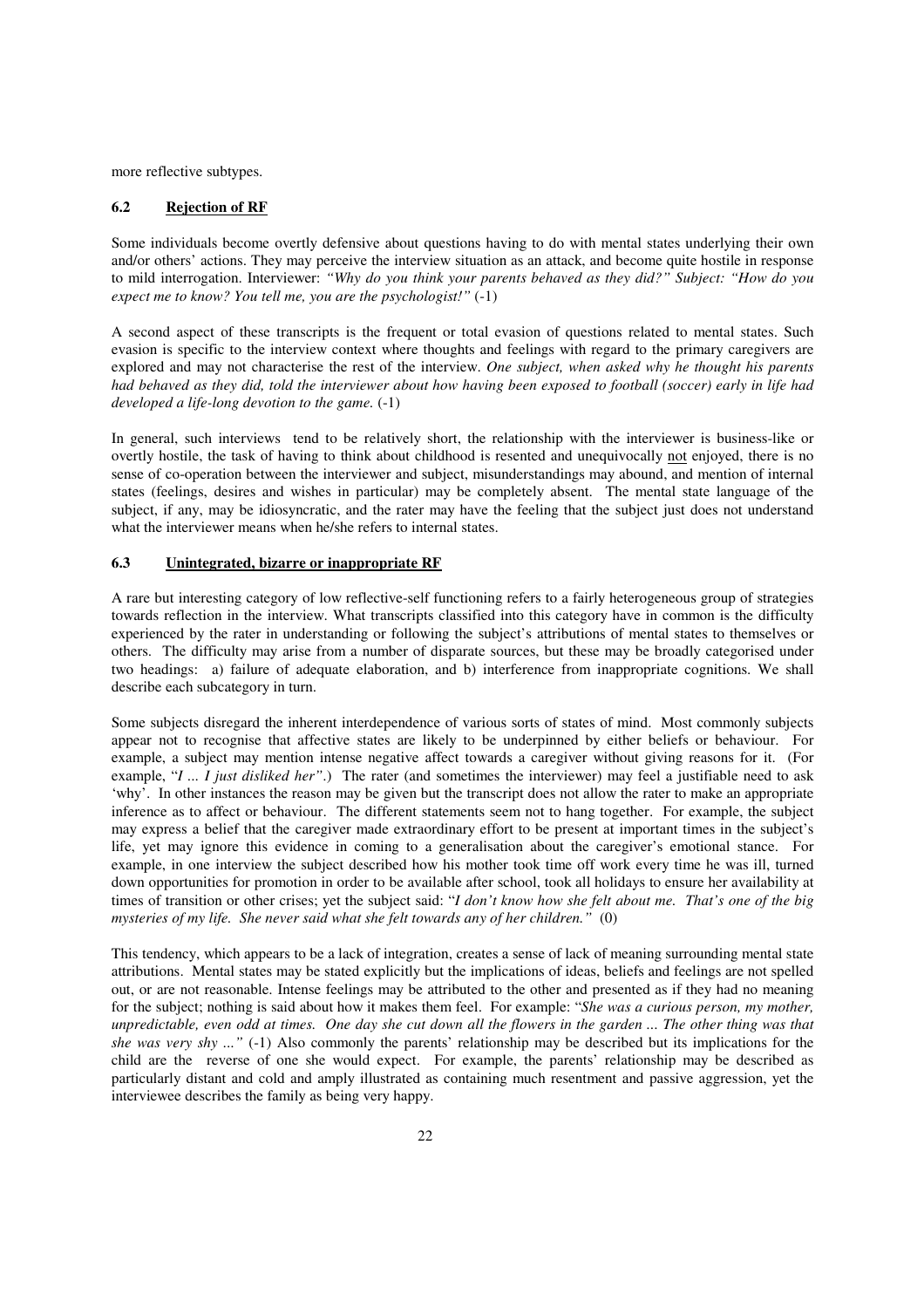more reflective subtypes.

### 6.2 Rejection of RF

Some individuals become overtly defensive about questions having to do with mental states underlying their own and/or others' actions. They may perceive the interview situation as an attack, and become quite hostile in response to mild interrogation. Interviewer: *"Why do you think your parents behaved as they did?" Subject: "How do you expect me to know? You tell me, you are the psychologist!"* (-1)

A second aspect of these transcripts is the frequent or total evasion of questions related to mental states. Such evasion is specific to the interview context where thoughts and feelings with regard to the primary caregivers are explored and may not characterise the rest of the interview. *One subject, when asked why he thought his parents had behaved as they did, told the interviewer about how having been exposed to football (soccer) early in life had developed a life-long devotion to the game.* (-1)

In general, such interviews tend to be relatively short, the relationship with the interviewer is business-like or overtly hostile, the task of having to think about childhood is resented and unequivocally <u>not</u> enjoyed, there is no sense of co-operation between the interviewer and subject, misunderstandings may abound, and mention of internal states (feelings, desires and wishes in particular) may be completely absent. The mental state language of the subject, if any, may be idiosyncratic, and the rater may have the feeling that the subject just does not understand what the interviewer means when he/she refers to internal states.

### 6.3 Unintegrated, bizarre or inappropriate RF

A rare but interesting category of low reflective-self functioning refers to a fairly heterogeneous group of strategies towards reflection in the interview. What transcripts classified into this category have in common is the difficulty experienced by the rater in understanding or following the subject's attributions of mental states to themselves or others. The difficulty may arise from a number of disparate sources, but these may be broadly categorised under two headings: a) failure of adequate elaboration, and b) interference from inappropriate cognitions. We shall describe each subcategory in turn.

Some subjects disregard the inherent interdependence of various sorts of states of mind. Most commonly subjects appear not to recognise that affective states are likely to be underpinned by either beliefs or behaviour. For example, a subject may mention intense negative affect towards a caregiver without giving reasons for it. (For example, "*I ... I just disliked her".*) The rater (and sometimes the interviewer) may feel a justifiable need to ask 'why'. In other instances the reason may be given but the transcript does not allow the rater to make an appropriate inference as to affect or behaviour. The different statements seem not to hang together. For example, the subject may express a belief that the caregiver made extraordinary effort to be present at important times in the subject's life, yet may ignore this evidence in coming to a generalisation about the caregiver's emotional stance. For example, in one interview the subject described how his mother took time off work every time he was ill, turned down opportunities for promotion in order to be available after school, took all holidays to ensure her availability at times of transition or other crises; yet the subject said: "*I don't know how she felt about me. That's one of the big mysteries of my life. She never said what she felt towards any of her children."* (0)

This tendency, which appears to be a lack of integration, creates a sense of lack of meaning surrounding mental state attributions. Mental states may be stated explicitly but the implications of ideas, beliefs and feelings are not spelled out, or are not reasonable. Intense feelings may be attributed to the other and presented as if they had no meaning for the subject; nothing is said about how it makes them feel. For example: "*She was a curious person, my mother, unpredictable, even odd at times. One day she cut down all the flowers in the garden ... The other thing was that she was very shy ..."* (-1) Also commonly the parents' relationship may be described but its implications for the child are the reverse of one she would expect. For example, the parents' relationship may be described as particularly distant and cold and amply illustrated as containing much resentment and passive aggression, yet the interviewee describes the family as being very happy.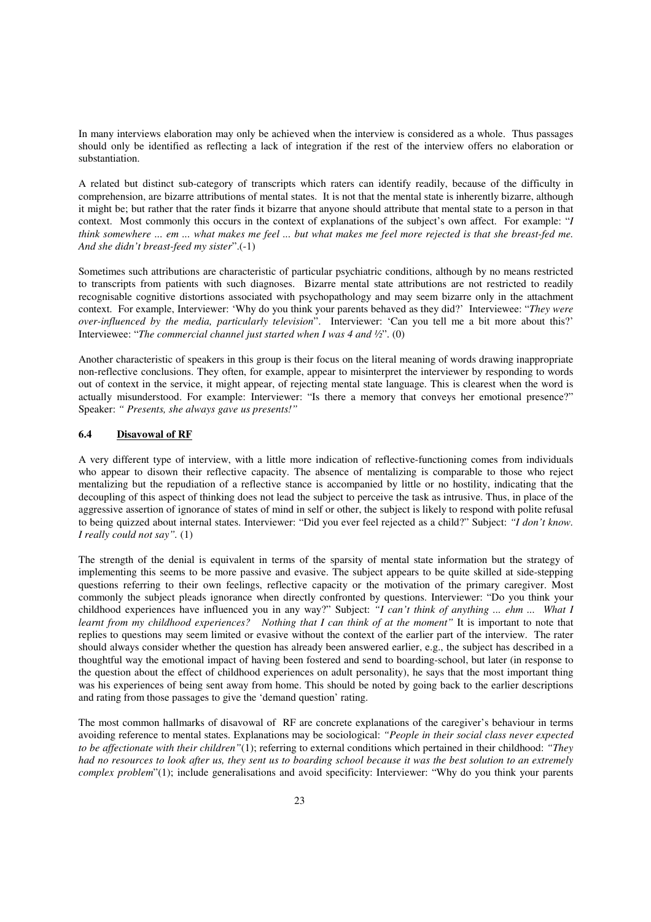In many interviews elaboration may only be achieved when the interview is considered as a whole. Thus passages should only be identified as reflecting a lack of integration if the rest of the interview offers no elaboration or substantiation.

A related but distinct sub-category of transcripts which raters can identify readily, because of the difficulty in comprehension, are bizarre attributions of mental states. It is not that the mental state is inherently bizarre, although it might be; but rather that the rater finds it bizarre that anyone should attribute that mental state to a person in that context. Most commonly this occurs in the context of explanations of the subject's own affect. For example: "*I think somewhere ... em ... what makes me feel ... but what makes me feel more rejected is that she breast-fed me. And she didn't breast-feed my sister*".(-1)

Sometimes such attributions are characteristic of particular psychiatric conditions, although by no means restricted to transcripts from patients with such diagnoses. Bizarre mental state attributions are not restricted to readily recognisable cognitive distortions associated with psychopathology and may seem bizarre only in the attachment context. For example, Interviewer: 'Why do you think your parents behaved as they did?' Interviewee: "*They were over-influenced by the media, particularly television*". Interviewer: 'Can you tell me a bit more about this?' Interviewee: "*The commercial channel just started when I was 4 and ½*". (0)

Another characteristic of speakers in this group is their focus on the literal meaning of words drawing inappropriate non-reflective conclusions. They often, for example, appear to misinterpret the interviewer by responding to words out of context in the service, it might appear, of rejecting mental state language. This is clearest when the word is actually misunderstood. For example: Interviewer: "Is there a memory that conveys her emotional presence?" Speaker: *" Presents, she always gave us presents!"*

### 6.4 Disavowal of RF

A very different type of interview, with a little more indication of reflective-functioning comes from individuals who appear to disown their reflective capacity. The absence of mentalizing is comparable to those who reject mentalizing but the repudiation of a reflective stance is accompanied by little or no hostility, indicating that the decoupling of this aspect of thinking does not lead the subject to perceive the task as intrusive. Thus, in place of the aggressive assertion of ignorance of states of mind in self or other, the subject is likely to respond with polite refusal to being quizzed about internal states. Interviewer: "Did you ever feel rejected as a child?" Subject: *"I don't know. I really could not say".* (1)

The strength of the denial is equivalent in terms of the sparsity of mental state information but the strategy of implementing this seems to be more passive and evasive. The subject appears to be quite skilled at side-stepping questions referring to their own feelings, reflective capacity or the motivation of the primary caregiver. Most commonly the subject pleads ignorance when directly confronted by questions. Interviewer: "Do you think your childhood experiences have influenced you in any way?" Subject: *"I can't think of anything ... ehm ... What I learnt from my childhood experiences? Nothing that I can think of at the moment"* It is important to note that replies to questions may seem limited or evasive without the context of the earlier part of the interview. The rater should always consider whether the question has already been answered earlier, e.g., the subject has described in a thoughtful way the emotional impact of having been fostered and send to boarding-school, but later (in response to the question about the effect of childhood experiences on adult personality), he says that the most important thing was his experiences of being sent away from home. This should be noted by going back to the earlier descriptions and rating from those passages to give the 'demand question' rating.

The most common hallmarks of disavowal of RF are concrete explanations of the caregiver's behaviour in terms avoiding reference to mental states. Explanations may be sociological: *"People in their social class never expected to be affectionate with their children"*(1); referring to external conditions which pertained in their childhood: *"They had no resources to look after us, they sent us to boarding school because it was the best solution to an extremely complex problem*"(1); include generalisations and avoid specificity: Interviewer: "Why do you think your parents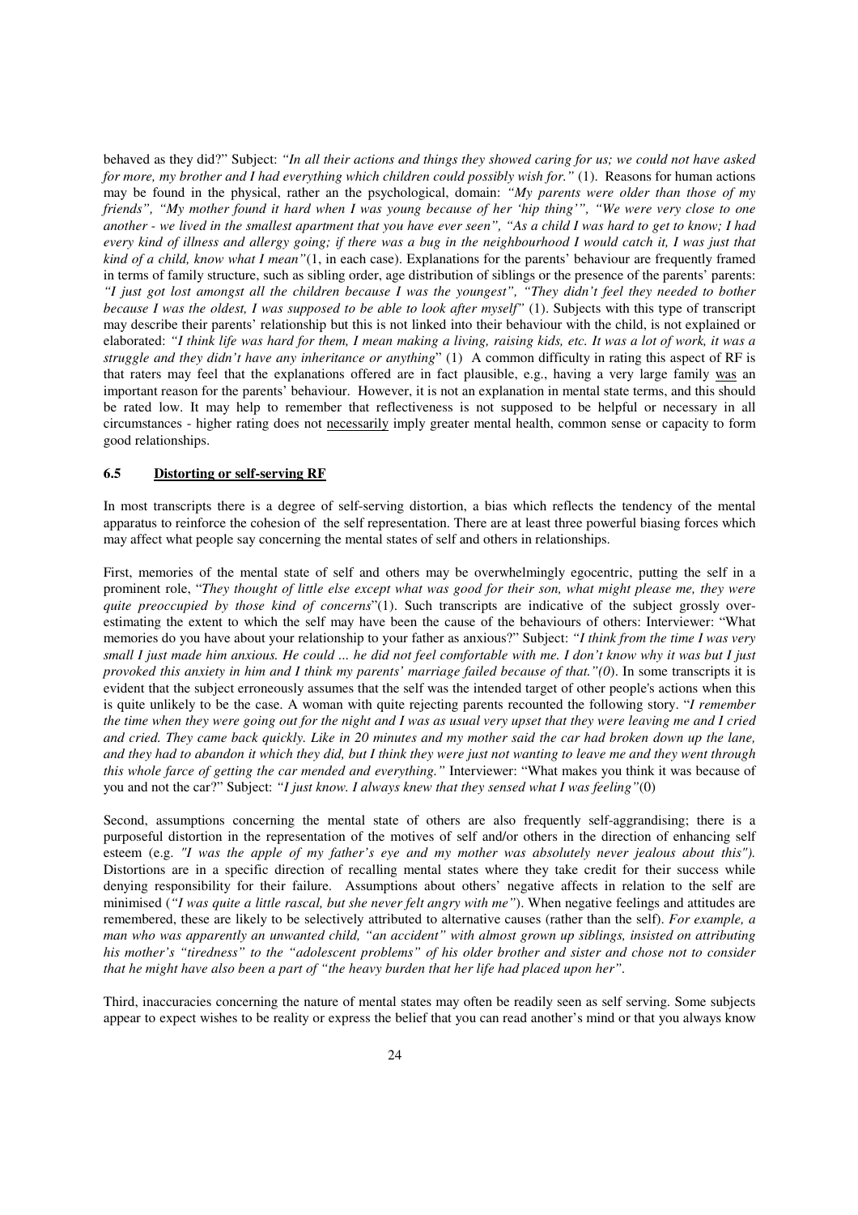behaved as they did?" Subject: *"In all their actions and things they showed caring for us; we could not have asked for more, my brother and I had everything which children could possibly wish for."* (1). Reasons for human actions may be found in the physical, rather an the psychological, domain: *"My parents were older than those of my friends", "My mother found it hard when I was young because of her 'hip thing'", "We were very close to one another - we lived in the smallest apartment that you have ever seen", "As a child I was hard to get to know; I had every kind of illness and allergy going; if there was a bug in the neighbourhood I would catch it, I was just that kind of a child, know what I mean"*(1, in each case). Explanations for the parents' behaviour are frequently framed in terms of family structure, such as sibling order, age distribution of siblings or the presence of the parents' parents: *"I just got lost amongst all the children because I was the youngest", "They didn't feel they needed to bother because I was the oldest, I was supposed to be able to look after myself"* (1). Subjects with this type of transcript may describe their parents' relationship but this is not linked into their behaviour with the child, is not explained or elaborated: *"I think life was hard for them, I mean making a living, raising kids, etc. It was a lot of work, it was a struggle and they didn't have any inheritance or anything*" (1) A common difficulty in rating this aspect of RF is that raters may feel that the explanations offered are in fact plausible, e.g., having a very large family was an important reason for the parents' behaviour. However, it is not an explanation in mental state terms, and this should be rated low. It may help to remember that reflectiveness is not supposed to be helpful or necessary in all circumstances - higher rating does not necessarily imply greater mental health, common sense or capacity to form good relationships.

### 6.5 Distorting or self-serving RF

In most transcripts there is a degree of self-serving distortion, a bias which reflects the tendency of the mental apparatus to reinforce the cohesion of the self representation. There are at least three powerful biasing forces which may affect what people say concerning the mental states of self and others in relationships.

First, memories of the mental state of self and others may be overwhelmingly egocentric, putting the self in a prominent role, "*They thought of little else except what was good for their son, what might please me, they were quite preoccupied by those kind of concerns*"(1). Such transcripts are indicative of the subject grossly over-estimating the extent to which the self may have been the cause of the behaviours of others: Interviewer: "What memories do you have about your relationship to your father as anxious?" Subject: *"I think from the time I was very small I just made him anxious. He could ... he did not feel comfortable with me. I don't know why it was but I just provoked this anxiety in him and I think my parents' marriage failed because of that."(0*). In some transcripts it is evident that the subject erroneously assumes that the self was the intended target of other people's actions when this is quite unlikely to be the case. A woman with quite rejecting parents recounted the following story. "*I remember the time when they were going out for the night and I was as usual very upset that they were leaving me and I cried and cried. They came back quickly. Like in 20 minutes and my mother said the car had broken down up the lane, and they had to abandon it which they did, but I think they were just not wanting to leave me and they went through this whole farce of getting the car mended and everything."* Interviewer: "What makes you think it was because of you and not the car?" Subject: *"I just know. I always knew that they sensed what I was feeling"*(0)

Second, assumptions concerning the mental state of others are also frequently self-aggrandising; there is a purposeful distortion in the representation of the motives of self and/or others in the direction of enhancing self esteem (e.g. *"I was the apple of my father's eye and my mother was absolutely never jealous about this").* Distortions are in a specific direction of recalling mental states where they take credit for their success while denying responsibility for their failure. Assumptions about others' negative affects in relation to the self are minimised (*"I was quite a little rascal, but she never felt angry with me"*). When negative feelings and attitudes are remembered, these are likely to be selectively attributed to alternative causes (rather than the self). *For example, a man who was apparently an unwanted child, "an accident" with almost grown up siblings, insisted on attributing his mother's "tiredness" to the "adolescent problems" of his older brother and sister and chose not to consider that he might have also been a part of "the heavy burden that her life had placed upon her".*

Third, inaccuracies concerning the nature of mental states may often be readily seen as self serving. Some subjects appear to expect wishes to be reality or express the belief that you can read another's mind or that you always know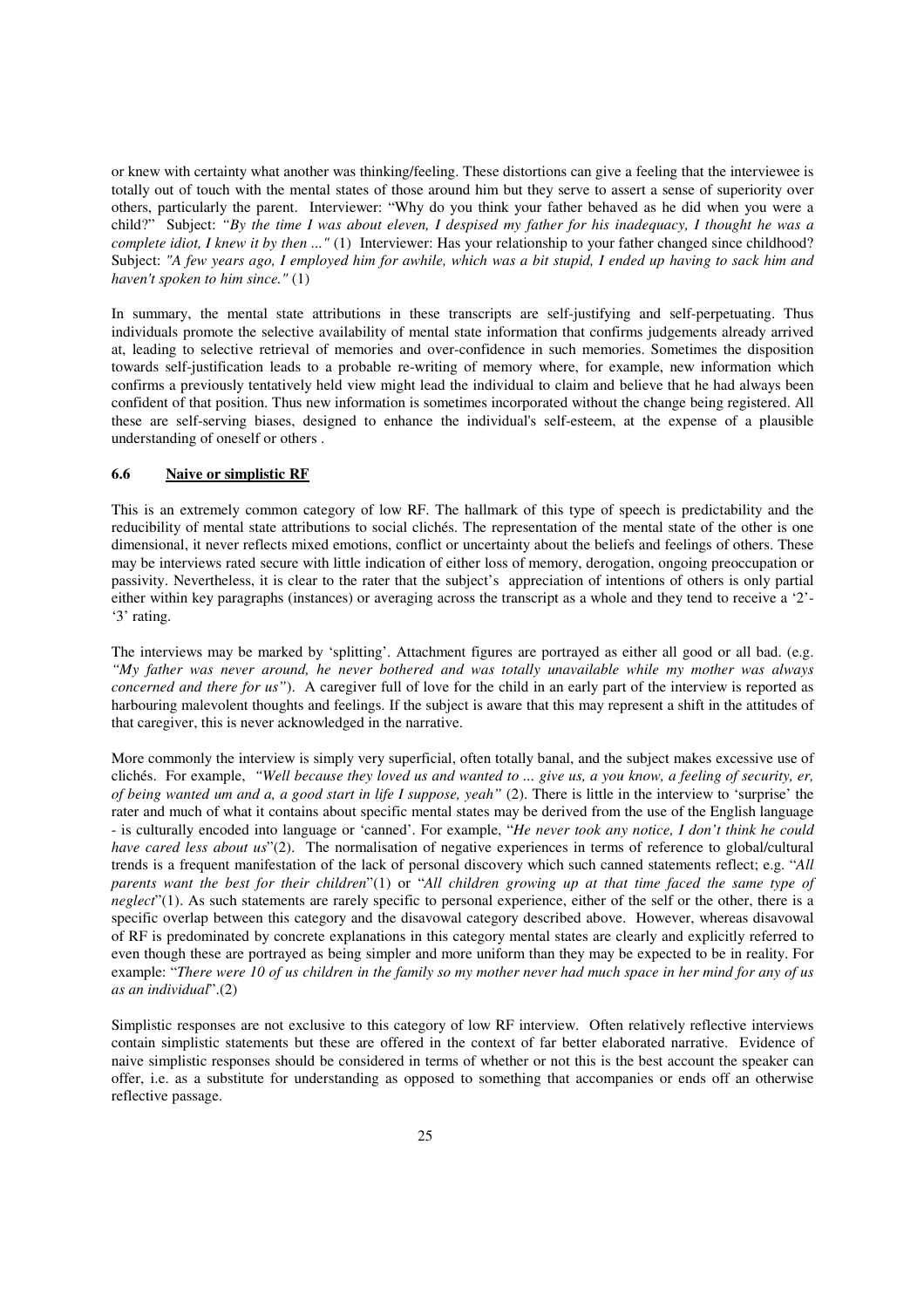or knew with certainty what another was thinking/feeling. These distortions can give a feeling that the interviewee is totally out of touch with the mental states of those around him but they serve to assert a sense of superiority over others, particularly the parent. Interviewer: "Why do you think your father behaved as he did when you were a child?" Subject: *"By the time I was about eleven, I despised my father for his inadequacy, I thought he was a complete idiot, I knew it by then ..."* (1) Interviewer: Has your relationship to your father changed since childhood? Subject: *"A few years ago, I employed him for awhile, which was a bit stupid, I ended up having to sack him and haven't spoken to him since."* (1)

In summary, the mental state attributions in these transcripts are self-justifying and self-perpetuating. Thus individuals promote the selective availability of mental state information that confirms judgements already arrived at, leading to selective retrieval of memories and over-confidence in such memories. Sometimes the disposition towards self-justification leads to a probable re-writing of memory where, for example, new information which confirms a previously tentatively held view might lead the individual to claim and believe that he had always been confident of that position. Thus new information is sometimes incorporated without the change being registered. All these are self-serving biases, designed to enhance the individual's self-esteem, at the expense of a plausible understanding of oneself or others .

### 6.6 Naive or simplistic RF

This is an extremely common category of low RF. The hallmark of this type of speech is predictability and the reducibility of mental state attributions to social clichés. The representation of the mental state of the other is one dimensional, it never reflects mixed emotions, conflict or uncertainty about the beliefs and feelings of others. These may be interviews rated secure with little indication of either loss of memory, derogation, ongoing preoccupation or passivity. Nevertheless, it is clear to the rater that the subject's appreciation of intentions of others is only partial either within key paragraphs (instances) or averaging across the transcript as a whole and they tend to receive a '2'-'3' rating.

The interviews may be marked by 'splitting'. Attachment figures are portrayed as either all good or all bad. (e.g. *"My father was never around, he never bothered and was totally unavailable while my mother was always concerned and there for us"*). A caregiver full of love for the child in an early part of the interview is reported as harbouring malevolent thoughts and feelings. If the subject is aware that this may represent a shift in the attitudes of that caregiver, this is never acknowledged in the narrative.

More commonly the interview is simply very superficial, often totally banal, and the subject makes excessive use of clichés. For example, *"Well because they loved us and wanted to ... give us, a you know, a feeling of security, er, of being wanted um and a, a good start in life I suppose, yeah"* (2). There is little in the interview to 'surprise' the rater and much of what it contains about specific mental states may be derived from the use of the English language - is culturally encoded into language or 'canned'. For example, "*He never took any notice, I don't think he could have cared less about us*"(2). The normalisation of negative experiences in terms of reference to global/cultural trends is a frequent manifestation of the lack of personal discovery which such canned statements reflect; e.g. "*All parents want the best for their children*"(1) or "*All children growing up at that time faced the same type of neglect*"(1). As such statements are rarely specific to personal experience, either of the self or the other, there is a specific overlap between this category and the disavowal category described above. However, whereas disavowal of RF is predominated by concrete explanations in this category mental states are clearly and explicitly referred to even though these are portrayed as being simpler and more uniform than they may be expected to be in reality. For example: "*There were 10 of us children in the family so my mother never had much space in her mind for any of us as an individual*".(2)

Simplistic responses are not exclusive to this category of low RF interview. Often relatively reflective interviews contain simplistic statements but these are offered in the context of far better elaborated narrative. Evidence of naive simplistic responses should be considered in terms of whether or not this is the best account the speaker can offer, i.e. as a substitute for understanding as opposed to something that accompanies or ends off an otherwise reflective passage.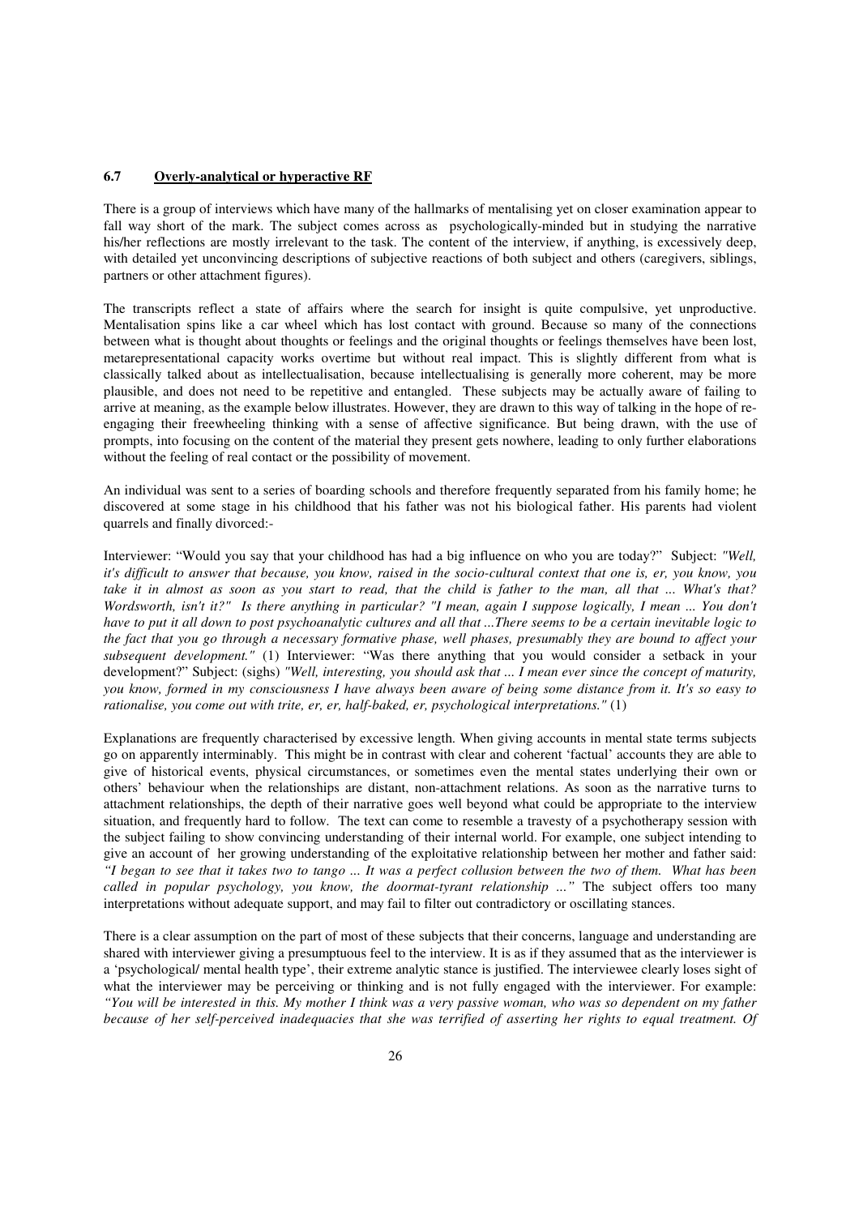### 6.7 Overly-analytical or hyperactive RF

There is a group of interviews which have many of the hallmarks of mentalising yet on closer examination appear to fall way short of the mark. The subject comes across as psychologically-minded but in studying the narrative his/her reflections are mostly irrelevant to the task. The content of the interview, if anything, is excessively deep, with detailed yet unconvincing descriptions of subjective reactions of both subject and others (caregivers, siblings, partners or other attachment figures).

The transcripts reflect a state of affairs where the search for insight is quite compulsive, yet unproductive. Mentalisation spins like a car wheel which has lost contact with ground. Because so many of the connections between what is thought about thoughts or feelings and the original thoughts or feelings themselves have been lost, metarepresentational capacity works overtime but without real impact. This is slightly different from what is classically talked about as intellectualisation, because intellectualising is generally more coherent, may be more plausible, and does not need to be repetitive and entangled. These subjects may be actually aware of failing to arrive at meaning, as the example below illustrates. However, they are drawn to this way of talking in the hope of re-engaging their freewheeling thinking with a sense of affective significance. But being drawn, with the use of prompts, into focusing on the content of the material they present gets nowhere, leading to only further elaborations without the feeling of real contact or the possibility of movement.

An individual was sent to a series of boarding schools and therefore frequently separated from his family home; he discovered at some stage in his childhood that his father was not his biological father. His parents had violent quarrels and finally divorced:-

Interviewer: "Would you say that your childhood has had a big influence on who you are today?" Subject: *"Well, it's difficult to answer that because, you know, raised in the socio-cultural context that one is, er, you know, you take it in almost as soon as you start to read, that the child is father to the man, all that ... What's that? Wordsworth, isn't it?" Is there anything in particular? "I mean, again I suppose logically, I mean ... You don't have to put it all down to post psychoanalytic cultures and all that ...There seems to be a certain inevitable logic to the fact that you go through a necessary formative phase, well phases, presumably they are bound to affect your subsequent development."* (1) Interviewer: "Was there anything that you would consider a setback in your development?" Subject: (sighs) *"Well, interesting, you should ask that ... I mean ever since the concept of maturity, you know, formed in my consciousness I have always been aware of being some distance from it. It's so easy to rationalise, you come out with trite, er, er, half-baked, er, psychological interpretations."* (1)

Explanations are frequently characterised by excessive length. When giving accounts in mental state terms subjects go on apparently interminably. This might be in contrast with clear and coherent 'factual' accounts they are able to give of historical events, physical circumstances, or sometimes even the mental states underlying their own or others' behaviour when the relationships are distant, non-attachment relations. As soon as the narrative turns to attachment relationships, the depth of their narrative goes well beyond what could be appropriate to the interview situation, and frequently hard to follow. The text can come to resemble a travesty of a psychotherapy session with the subject failing to show convincing understanding of their internal world. For example, one subject intending to give an account of her growing understanding of the exploitative relationship between her mother and father said: *"I began to see that it takes two to tango ... It was a perfect collusion between the two of them. What has been called in popular psychology, you know, the doormat-tyrant relationship ..."* The subject offers too many interpretations without adequate support, and may fail to filter out contradictory or oscillating stances.

There is a clear assumption on the part of most of these subjects that their concerns, language and understanding are shared with interviewer giving a presumptuous feel to the interview. It is as if they assumed that as the interviewer is a 'psychological/ mental health type', their extreme analytic stance is justified. The interviewee clearly loses sight of what the interviewer may be perceiving or thinking and is not fully engaged with the interviewer. For example: *"You will be interested in this. My mother I think was a very passive woman, who was so dependent on my father because of her self-perceived inadequacies that she was terrified of asserting her rights to equal treatment. Of*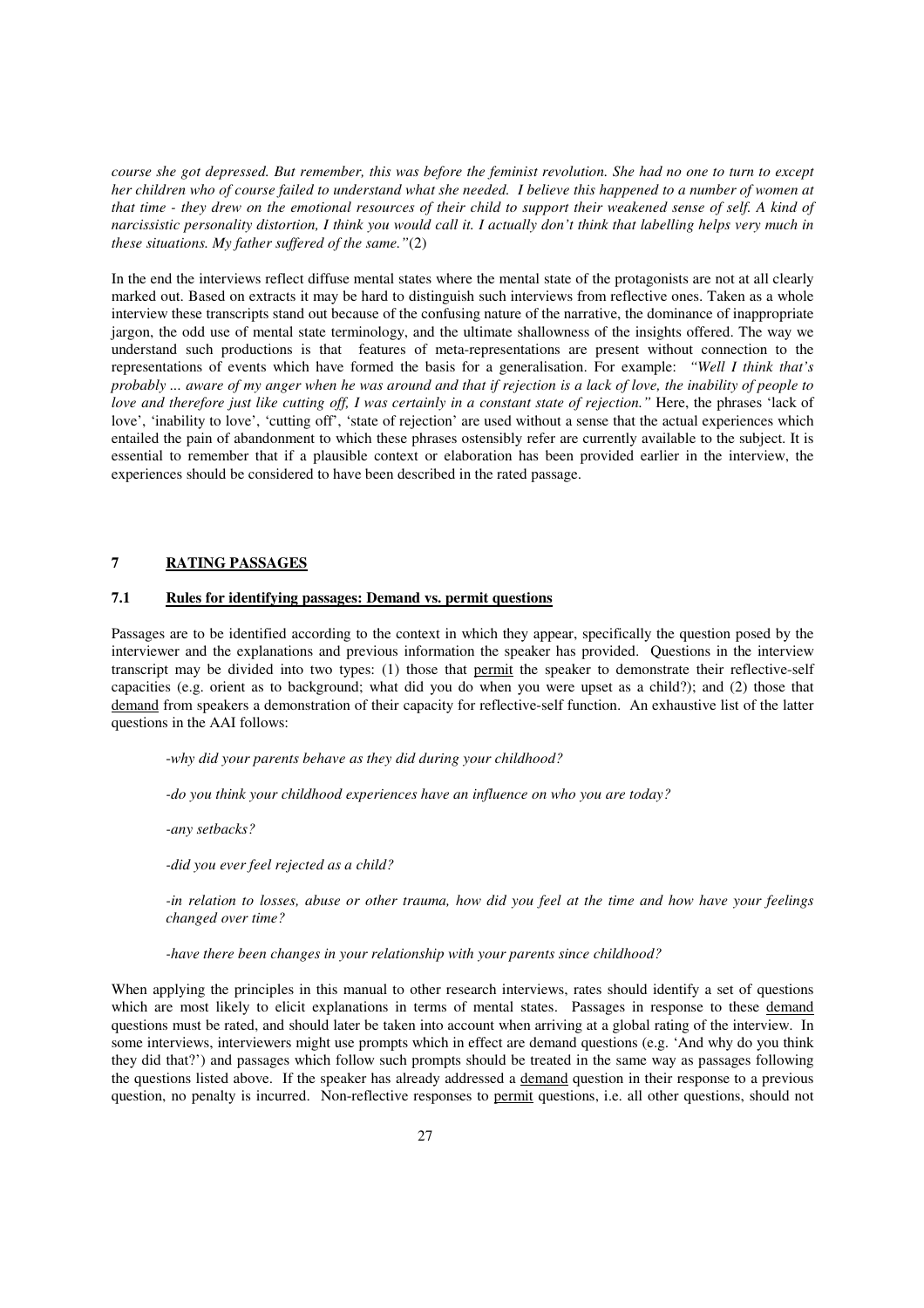*course she got depressed. But remember, this was before the feminist revolution. She had no one to turn to except her children who of course failed to understand what she needed. I believe this happened to a number of women at that time - they drew on the emotional resources of their child to support their weakened sense of self. A kind of narcissistic personality distortion, I think you would call it. I actually don't think that labelling helps very much in these situations. My father suffered of the same."*(2)

In the end the interviews reflect diffuse mental states where the mental state of the protagonists are not at all clearly marked out. Based on extracts it may be hard to distinguish such interviews from reflective ones. Taken as a whole interview these transcripts stand out because of the confusing nature of the narrative, the dominance of inappropriate jargon, the odd use of mental state terminology, and the ultimate shallowness of the insights offered. The way we understand such productions is that features of meta-representations are present without connection to the representations of events which have formed the basis for a generalisation. For example: *"Well I think that's probably ... aware of my anger when he was around and that if rejection is a lack of love, the inability of people to love and therefore just like cutting off, I was certainly in a constant state of rejection."* Here, the phrases 'lack of love', 'inability to love', 'cutting off', 'state of rejection' are used without a sense that the actual experiences which entailed the pain of abandonment to which these phrases ostensibly refer are currently available to the subject. It is essential to remember that if a plausible context or elaboration has been provided earlier in the interview, the experiences should be considered to have been described in the rated passage.

## 7 RATING PASSAGES

### 7.1 Rules for identifying passages: Demand vs. permit questions

Passages are to be identified according to the context in which they appear, specifically the question posed by the interviewer and the explanations and previous information the speaker has provided. Questions in the interview transcript may be divided into two types: (1) those that permit the speaker to demonstrate their reflective-self capacities (e.g. orient as to background; what did you do when you were upset as a child?); and (2) those that demand from speakers a demonstration of their capacity for reflective-self function. An exhaustive list of the latter questions in the AAI follows:

*-why did your parents behave as they did during your childhood?*

*-do you think your childhood experiences have an influence on who you are today?*

*-any setbacks?*

*-did you ever feel rejected as a child?*

*-in relation to losses, abuse or other trauma, how did you feel at the time and how have your feelings changed over time?*

*-have there been changes in your relationship with your parents since childhood?*

When applying the principles in this manual to other research interviews, rates should identify a set of questions which are most likely to elicit explanations in terms of mental states. Passages in response to these demand questions must be rated, and should later be taken into account when arriving at a global rating of the interview. In some interviews, interviewers might use prompts which in effect are demand questions (e.g. 'And why do you think they did that?') and passages which follow such prompts should be treated in the same way as passages following the questions listed above. If the speaker has already addressed a demand question in their response to a previous question, no penalty is incurred. Non-reflective responses to permit questions, i.e. all other questions, should not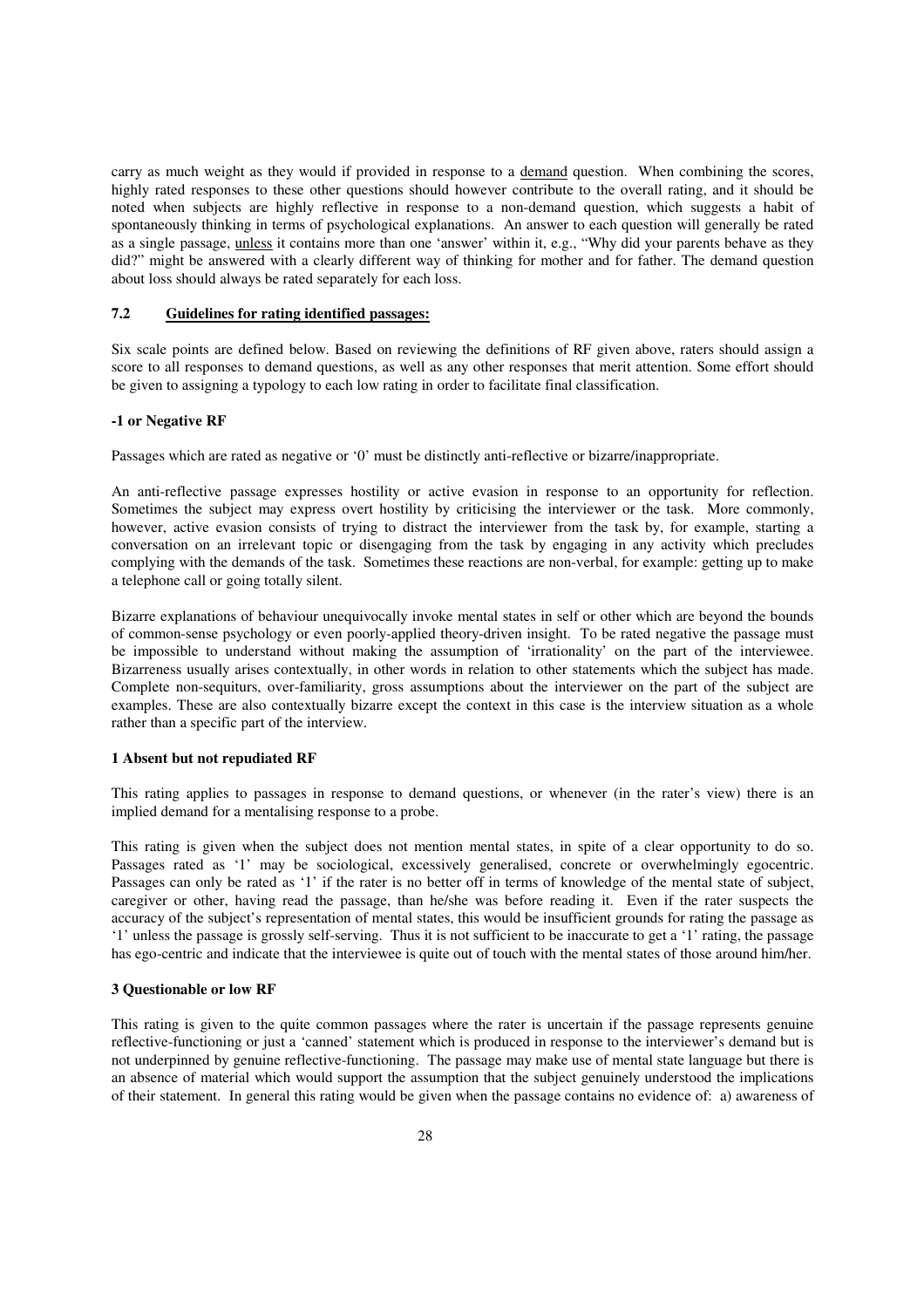carry as much weight as they would if provided in response to a demand question. When combining the scores, highly rated responses to these other questions should however contribute to the overall rating, and it should be noted when subjects are highly reflective in response to a non-demand question, which suggests a habit of spontaneously thinking in terms of psychological explanations. An answer to each question will generally be rated as a single passage, unless it contains more than one 'answer' within it, e.g., "Why did your parents behave as they did?" might be answered with a clearly different way of thinking for mother and for father. The demand question about loss should always be rated separately for each loss.

### 7.2 Guidelines for rating identified passages:

Six scale points are defined below. Based on reviewing the definitions of RF given above, raters should assign a score to all responses to demand questions, as well as any other responses that merit attention. Some effort should be given to assigning a typology to each low rating in order to facilitate final classification.

**-1 or Negative RF**

Passages which are rated as negative or '0' must be distinctly anti-reflective or bizarre/inappropriate.

An anti-reflective passage expresses hostility or active evasion in response to an opportunity for reflection. Sometimes the subject may express overt hostility by criticising the interviewer or the task. More commonly, however, active evasion consists of trying to distract the interviewer from the task by, for example, starting a conversation on an irrelevant topic or disengaging from the task by engaging in any activity which precludes complying with the demands of the task. Sometimes these reactions are non-verbal, for example: getting up to make a telephone call or going totally silent.

Bizarre explanations of behaviour unequivocally invoke mental states in self or other which are beyond the bounds of common-sense psychology or even poorly-applied theory-driven insight. To be rated negative the passage must be impossible to understand without making the assumption of 'irrationality' on the part of the interviewee. Bizarreness usually arises contextually, in other words in relation to other statements which the subject has made. Complete non-sequiturs, over-familiarity, gross assumptions about the interviewer on the part of the subject are examples. These are also contextually bizarre except the context in this case is the interview situation as a whole rather than a specific part of the interview.

**1 Absent but not repudiated RF**

This rating applies to passages in response to demand questions, or whenever (in the rater's view) there is an implied demand for a mentalising response to a probe.

This rating is given when the subject does not mention mental states, in spite of a clear opportunity to do so. Passages rated as '1' may be sociological, excessively generalised, concrete or overwhelmingly egocentric. Passages can only be rated as '1' if the rater is no better off in terms of knowledge of the mental state of subject, caregiver or other, having read the passage, than he/she was before reading it. Even if the rater suspects the accuracy of the subject's representation of mental states, this would be insufficient grounds for rating the passage as '1' unless the passage is grossly self-serving. Thus it is not sufficient to be inaccurate to get a '1' rating, the passage has ego-centric and indicate that the interviewee is quite out of touch with the mental states of those around him/her.

**3 Questionable or low RF**

This rating is given to the quite common passages where the rater is uncertain if the passage represents genuine reflective-functioning or just a 'canned' statement which is produced in response to the interviewer's demand but is not underpinned by genuine reflective-functioning. The passage may make use of mental state language but there is an absence of material which would support the assumption that the subject genuinely understood the implications of their statement. In general this rating would be given when the passage contains no evidence of: a) awareness of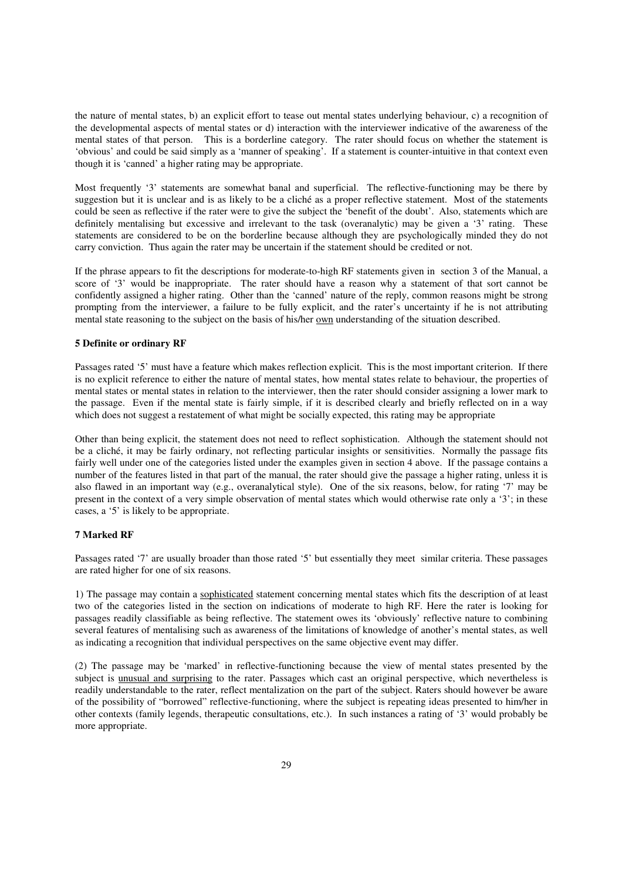the nature of mental states, b) an explicit effort to tease out mental states underlying behaviour, c) a recognition of the developmental aspects of mental states or d) interaction with the interviewer indicative of the awareness of the mental states of that person. This is a borderline category. The rater should focus on whether the statement is 'obvious' and could be said simply as a 'manner of speaking'. If a statement is counter-intuitive in that context even though it is 'canned' a higher rating may be appropriate.

Most frequently '3' statements are somewhat banal and superficial. The reflective-functioning may be there by suggestion but it is unclear and is as likely to be a cliché as a proper reflective statement. Most of the statements could be seen as reflective if the rater were to give the subject the 'benefit of the doubt'. Also, statements which are definitely mentalising but excessive and irrelevant to the task (overanalytic) may be given a '3' rating. These statements are considered to be on the borderline because although they are psychologically minded they do not carry conviction. Thus again the rater may be uncertain if the statement should be credited or not.

If the phrase appears to fit the descriptions for moderate-to-high RF statements given in section 3 of the Manual, a score of '3' would be inappropriate. The rater should have a reason why a statement of that sort cannot be confidently assigned a higher rating. Other than the 'canned' nature of the reply, common reasons might be strong prompting from the interviewer, a failure to be fully explicit, and the rater's uncertainty if he is not attributing mental state reasoning to the subject on the basis of his/her <u>own</u> understanding of the situation described.

#### 5 Definite or ordinary RF

Passages rated '5' must have a feature which makes reflection explicit. This is the most important criterion. If there is no explicit reference to either the nature of mental states, how mental states relate to behaviour, the properties of mental states or mental states in relation to the interviewer, then the rater should consider assigning a lower mark to the passage. Even if the mental state is fairly simple, if it is described clearly and briefly reflected on in a way which does not suggest a restatement of what might be socially expected, this rating may be appropriate

Other than being explicit, the statement does not need to reflect sophistication. Although the statement should not be a cliché, it may be fairly ordinary, not reflecting particular insights or sensitivities. Normally the passage fits fairly well under one of the categories listed under the examples given in section 4 above. If the passage contains a number of the features listed in that part of the manual, the rater should give the passage a higher rating, unless it is also flawed in an important way (e.g., overanalytical style). One of the six reasons, below, for rating '7' may be present in the context of a very simple observation of mental states which would otherwise rate only a '3'; in these cases, a '5' is likely to be appropriate.

#### 7 Marked RF

Passages rated '7' are usually broader than those rated '5' but essentially they meet similar criteria. These passages are rated higher for one of six reasons.

1) The passage may contain a <u>sophisticated</u> statement concerning mental states which fits the description of at least two of the categories listed in the section on indications of moderate to high RF. Here the rater is looking for passages readily classifiable as being reflective. The statement owes its 'obviously' reflective nature to combining several features of mentalising such as awareness of the limitations of knowledge of another's mental states, as well as indicating a recognition that individual perspectives on the same objective event may differ.

(2) The passage may be 'marked' in reflective-functioning because the view of mental states presented by the subject is <u>unusual and surprising</u> to the rater. Passages which cast an original perspective, which nevertheless is readily understandable to the rater, reflect mentalization on the part of the subject. Raters should however be aware of the possibility of "borrowed" reflective-functioning, where the subject is repeating ideas presented to him/her in other contexts (family legends, therapeutic consultations, etc.). In such instances a rating of '3' would probably be more appropriate.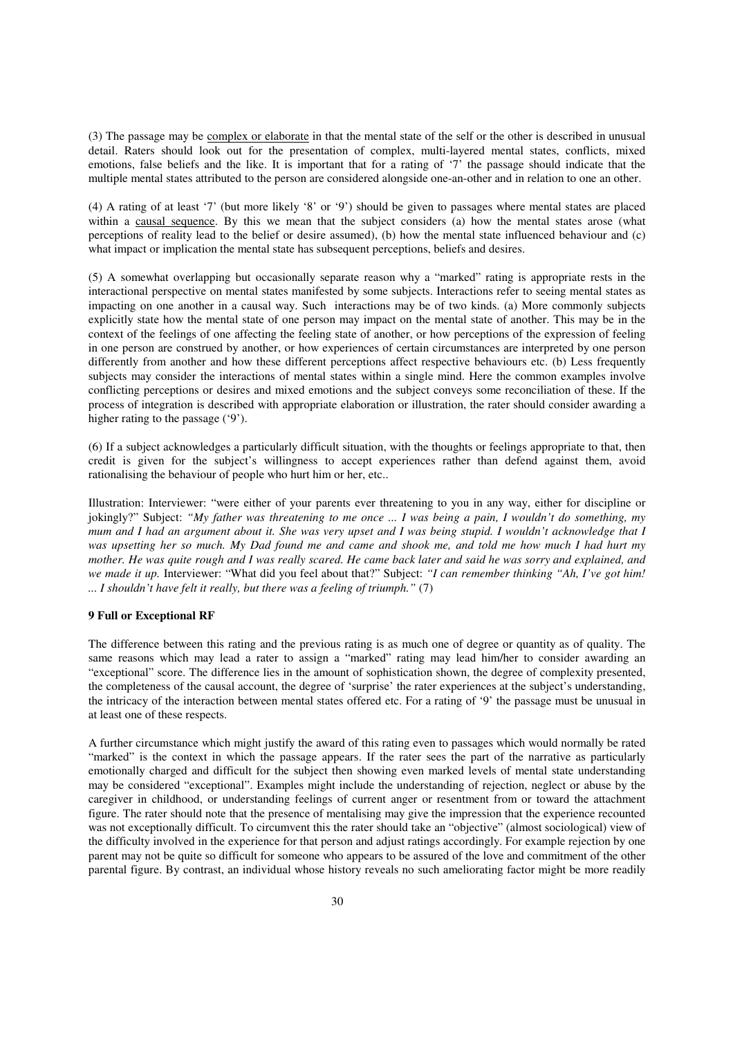(3) The passage may be <u>complex or elaborate</u> in that the mental state of the self or the other is described in unusual detail. Raters should look out for the presentation of complex, multi-layered mental states, conflicts, mixed emotions, false beliefs and the like. It is important that for a rating of '7' the passage should indicate that the multiple mental states attributed to the person are considered alongside one-an-other and in relation to one an other.

(4) A rating of at least '7' (but more likely '8' or '9') should be given to passages where mental states are placed within a <u>causal sequence</u>. By this we mean that the subject considers (a) how the mental states arose (what perceptions of reality lead to the belief or desire assumed), (b) how the mental state influenced behaviour and (c) what impact or implication the mental state has subsequent perceptions, beliefs and desires.

(5) A somewhat overlapping but occasionally separate reason why a "marked" rating is appropriate rests in the interactional perspective on mental states manifested by some subjects. Interactions refer to seeing mental states as impacting on one another in a causal way. Such interactions may be of two kinds. (a) More commonly subjects explicitly state how the mental state of one person may impact on the mental state of another. This may be in the context of the feelings of one affecting the feeling state of another, or how perceptions of the expression of feeling in one person are construed by another, or how experiences of certain circumstances are interpreted by one person differently from another and how these different perceptions affect respective behaviours etc. (b) Less frequently subjects may consider the interactions of mental states within a single mind. Here the common examples involve conflicting perceptions or desires and mixed emotions and the subject conveys some reconciliation of these. If the process of integration is described with appropriate elaboration or illustration, the rater should consider awarding a higher rating to the passage ('9').

(6) If a subject acknowledges a particularly difficult situation, with the thoughts or feelings appropriate to that, then credit is given for the subject's willingness to accept experiences rather than defend against them, avoid rationalising the behaviour of people who hurt him or her, etc..

Illustration: Interviewer: "were either of your parents ever threatening to you in any way, either for discipline or jokingly?" Subject: *"My father was threatening to me once ... I was being a pain, I wouldn't do something, my mum and I had an argument about it. She was very upset and I was being stupid. I wouldn't acknowledge that I was upsetting her so much. My Dad found me and came and shook me, and told me how much I had hurt my mother. He was quite rough and I was really scared. He came back later and said he was sorry and explained, and we made it up.* Interviewer: "What did you feel about that?" Subject: *"I can remember thinking "Ah, I've got him! ... I shouldn't have felt it really, but there was a feeling of triumph."* (7)

**9 Full or Exceptional RF**

The difference between this rating and the previous rating is as much one of degree or quantity as of quality. The same reasons which may lead a rater to assign a "marked" rating may lead him/her to consider awarding an "exceptional" score. The difference lies in the amount of sophistication shown, the degree of complexity presented, the completeness of the causal account, the degree of 'surprise' the rater experiences at the subject's understanding, the intricacy of the interaction between mental states offered etc. For a rating of '9' the passage must be unusual in at least one of these respects.

A further circumstance which might justify the award of this rating even to passages which would normally be rated "marked" is the context in which the passage appears. If the rater sees the part of the narrative as particularly emotionally charged and difficult for the subject then showing even marked levels of mental state understanding may be considered "exceptional". Examples might include the understanding of rejection, neglect or abuse by the caregiver in childhood, or understanding feelings of current anger or resentment from or toward the attachment figure. The rater should note that the presence of mentalising may give the impression that the experience recounted was not exceptionally difficult. To circumvent this the rater should take an "objective" (almost sociological) view of the difficulty involved in the experience for that person and adjust ratings accordingly. For example rejection by one parent may not be quite so difficult for someone who appears to be assured of the love and commitment of the other parental figure. By contrast, an individual whose history reveals no such ameliorating factor might be more readily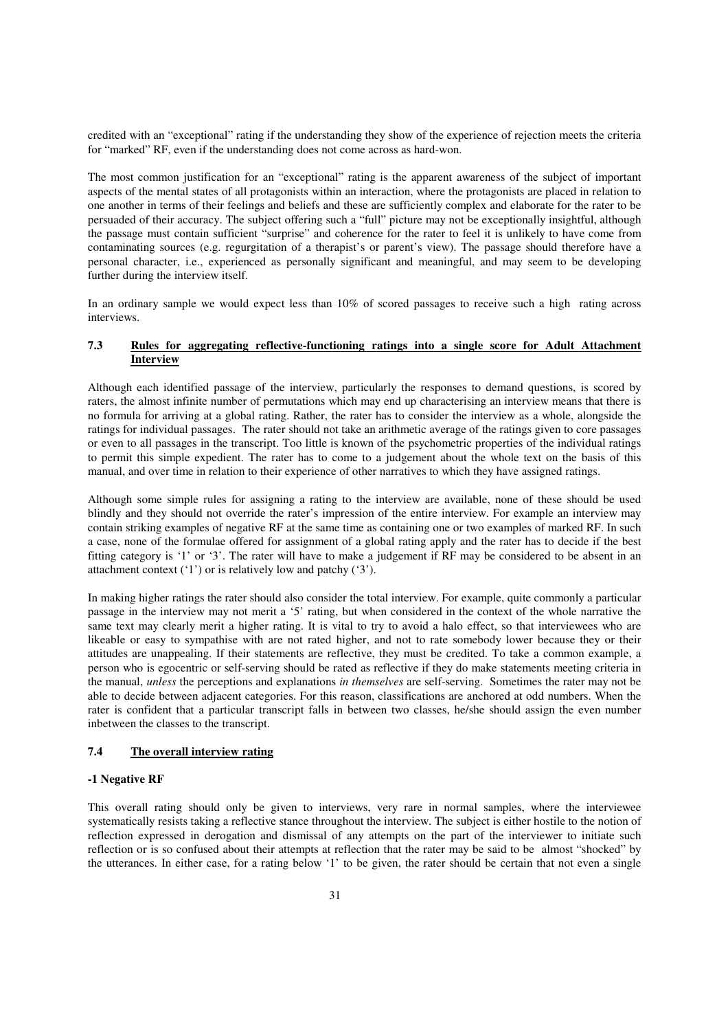credited with an "exceptional" rating if the understanding they show of the experience of rejection meets the criteria for "marked" RF, even if the understanding does not come across as hard-won.

The most common justification for an "exceptional" rating is the apparent awareness of the subject of important aspects of the mental states of all protagonists within an interaction, where the protagonists are placed in relation to one another in terms of their feelings and beliefs and these are sufficiently complex and elaborate for the rater to be persuaded of their accuracy. The subject offering such a "full" picture may not be exceptionally insightful, although the passage must contain sufficient "surprise" and coherence for the rater to feel it is unlikely to have come from contaminating sources (e.g. regurgitation of a therapist's or parent's view). The passage should therefore have a personal character, i.e., experienced as personally significant and meaningful, and may seem to be developing further during the interview itself.

In an ordinary sample we would expect less than 10% of scored passages to receive such a high rating across interviews.

### 7.3 Rules for aggregating reflective-functioning ratings into a single score for Adult Attachment Interview

Although each identified passage of the interview, particularly the responses to demand questions, is scored by raters, the almost infinite number of permutations which may end up characterising an interview means that there is no formula for arriving at a global rating. Rather, the rater has to consider the interview as a whole, alongside the ratings for individual passages. The rater should not take an arithmetic average of the ratings given to core passages or even to all passages in the transcript. Too little is known of the psychometric properties of the individual ratings to permit this simple expedient. The rater has to come to a judgement about the whole text on the basis of this manual, and over time in relation to their experience of other narratives to which they have assigned ratings.

Although some simple rules for assigning a rating to the interview are available, none of these should be used blindly and they should not override the rater's impression of the entire interview. For example an interview may contain striking examples of negative RF at the same time as containing one or two examples of marked RF. In such a case, none of the formulae offered for assignment of a global rating apply and the rater has to decide if the best fitting category is '1' or '3'. The rater will have to make a judgement if RF may be considered to be absent in an attachment context ('1') or is relatively low and patchy ('3').

In making higher ratings the rater should also consider the total interview. For example, quite commonly a particular passage in the interview may not merit a '5' rating, but when considered in the context of the whole narrative the same text may clearly merit a higher rating. It is vital to try to avoid a halo effect, so that interviewees who are likeable or easy to sympathise with are not rated higher, and not to rate somebody lower because they or their attitudes are unappealing. If their statements are reflective, they must be credited. To take a common example, a person who is egocentric or self-serving should be rated as reflective if they do make statements meeting criteria in the manual, *unless* the perceptions and explanations *in themselves* are self-serving. Sometimes the rater may not be able to decide between adjacent categories. For this reason, classifications are anchored at odd numbers. When the rater is confident that a particular transcript falls in between two classes, he/she should assign the even number inbetween the classes to the transcript.

### 7.4 The overall interview rating

**-1 Negative RF**

This overall rating should only be given to interviews, very rare in normal samples, where the interviewee systematically resists taking a reflective stance throughout the interview. The subject is either hostile to the notion of reflection expressed in derogation and dismissal of any attempts on the part of the interviewer to initiate such reflection or is so confused about their attempts at reflection that the rater may be said to be almost "shocked" by the utterances. In either case, for a rating below '1' to be given, the rater should be certain that not even a single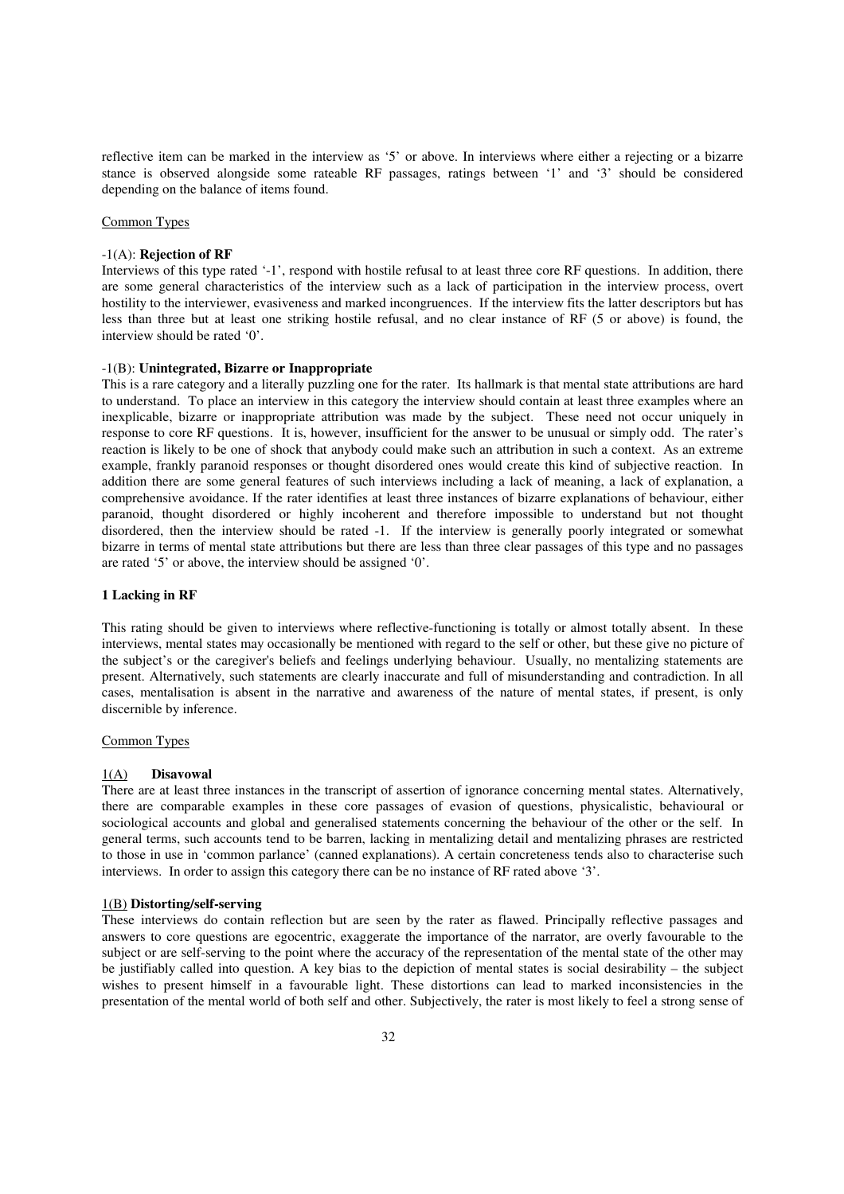reflective item can be marked in the interview as '5' or above. In interviews where either a rejecting or a bizarre stance is observed alongside some rateable RF passages, ratings between '1' and '3' should be considered depending on the balance of items found.

Common Types

-1(A): **Rejection of RF**
Interviews of this type rated '-1', respond with hostile refusal to at least three core RF questions. In addition, there are some general characteristics of the interview such as a lack of participation in the interview process, overt hostility to the interviewer, evasiveness and marked incongruences. If the interview fits the latter descriptors but has less than three but at least one striking hostile refusal, and no clear instance of RF (5 or above) is found, the interview should be rated '0'.

-1(B): **Unintegrated, Bizarre or Inappropriate**
This is a rare category and a literally puzzling one for the rater. Its hallmark is that mental state attributions are hard to understand. To place an interview in this category the interview should contain at least three examples where an inexplicable, bizarre or inappropriate attribution was made by the subject. These need not occur uniquely in response to core RF questions. It is, however, insufficient for the answer to be unusual or simply odd. The rater's reaction is likely to be one of shock that anybody could make such an attribution in such a context. As an extreme example, frankly paranoid responses or thought disordered ones would create this kind of subjective reaction. In addition there are some general features of such interviews including a lack of meaning, a lack of explanation, a comprehensive avoidance. If the rater identifies at least three instances of bizarre explanations of behaviour, either paranoid, thought disordered or highly incoherent and therefore impossible to understand but not thought disordered, then the interview should be rated -1. If the interview is generally poorly integrated or somewhat bizarre in terms of mental state attributions but there are less than three clear passages of this type and no passages are rated '5' or above, the interview should be assigned '0'.

### 1 Lacking in RF

This rating should be given to interviews where reflective-functioning is totally or almost totally absent. In these interviews, mental states may occasionally be mentioned with regard to the self or other, but these give no picture of the subject's or the caregiver's beliefs and feelings underlying behaviour. Usually, no mentalizing statements are present. Alternatively, such statements are clearly inaccurate and full of misunderstanding and contradiction. In all cases, mentalisation is absent in the narrative and awareness of the nature of mental states, if present, is only discernible by inference.

Common Types

1(A) **Disavowal**
There are at least three instances in the transcript of assertion of ignorance concerning mental states. Alternatively, there are comparable examples in these core passages of evasion of questions, physicalistic, behavioural or sociological accounts and global and generalised statements concerning the behaviour of the other or the self. In general terms, such accounts tend to be barren, lacking in mentalizing detail and mentalizing phrases are restricted to those in use in 'common parlance' (canned explanations). A certain concreteness tends also to characterise such interviews. In order to assign this category there can be no instance of RF rated above '3'.

1(B) **Distorting/self-serving**
These interviews do contain reflection but are seen by the rater as flawed. Principally reflective passages and answers to core questions are egocentric, exaggerate the importance of the narrator, are overly favourable to the subject or are self-serving to the point where the accuracy of the representation of the mental state of the other may be justifiably called into question. A key bias to the depiction of mental states is social desirability – the subject wishes to present himself in a favourable light. These distortions can lead to marked inconsistencies in the presentation of the mental world of both self and other. Subjectively, the rater is most likely to feel a strong sense of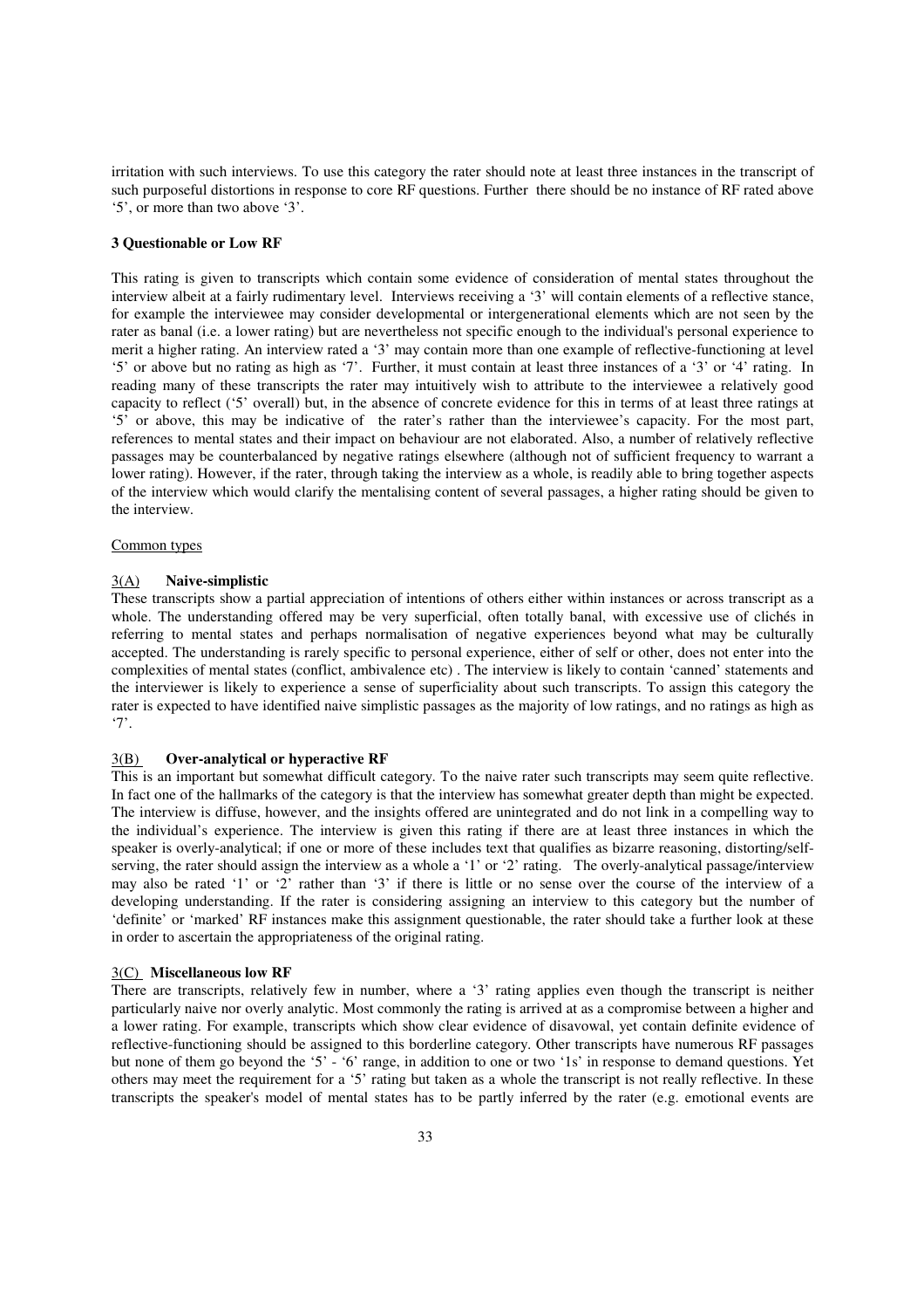irritation with such interviews. To use this category the rater should note at least three instances in the transcript of such purposeful distortions in response to core RF questions. Further there should be no instance of RF rated above '5', or more than two above '3'.

**3 Questionable or Low RF**

This rating is given to transcripts which contain some evidence of consideration of mental states throughout the interview albeit at a fairly rudimentary level. Interviews receiving a '3' will contain elements of a reflective stance, for example the interviewee may consider developmental or intergenerational elements which are not seen by the rater as banal (i.e. a lower rating) but are nevertheless not specific enough to the individual's personal experience to merit a higher rating. An interview rated a '3' may contain more than one example of reflective-functioning at level '5' or above but no rating as high as '7'. Further, it must contain at least three instances of a '3' or '4' rating. In reading many of these transcripts the rater may intuitively wish to attribute to the interviewee a relatively good capacity to reflect ('5' overall) but, in the absence of concrete evidence for this in terms of at least three ratings at '5' or above, this may be indicative of the rater's rather than the interviewee's capacity. For the most part, references to mental states and their impact on behaviour are not elaborated. Also, a number of relatively reflective passages may be counterbalanced by negative ratings elsewhere (although not of sufficient frequency to warrant a lower rating). However, if the rater, through taking the interview as a whole, is readily able to bring together aspects of the interview which would clarify the mentalising content of several passages, a higher rating should be given to the interview.

Common types

3(A) **Naive-simplistic**
These transcripts show a partial appreciation of intentions of others either within instances or across transcript as a whole. The understanding offered may be very superficial, often totally banal, with excessive use of clichés in referring to mental states and perhaps normalisation of negative experiences beyond what may be culturally accepted. The understanding is rarely specific to personal experience, either of self or other, does not enter into the complexities of mental states (conflict, ambivalence etc) . The interview is likely to contain 'canned' statements and the interviewer is likely to experience a sense of superficiality about such transcripts. To assign this category the rater is expected to have identified naive simplistic passages as the majority of low ratings, and no ratings as high as '7'.

3(B) **Over-analytical or hyperactive RF**
This is an important but somewhat difficult category. To the naive rater such transcripts may seem quite reflective. In fact one of the hallmarks of the category is that the interview has somewhat greater depth than might be expected. The interview is diffuse, however, and the insights offered are unintegrated and do not link in a compelling way to the individual's experience. The interview is given this rating if there are at least three instances in which the speaker is overly-analytical; if one or more of these includes text that qualifies as bizarre reasoning, distorting/self-serving, the rater should assign the interview as a whole a '1' or '2' rating. The overly-analytical passage/interview may also be rated '1' or '2' rather than '3' if there is little or no sense over the course of the interview of a developing understanding. If the rater is considering assigning an interview to this category but the number of 'definite' or 'marked' RF instances make this assignment questionable, the rater should take a further look at these in order to ascertain the appropriateness of the original rating.

3(C) **Miscellaneous low RF**
There are transcripts, relatively few in number, where a '3' rating applies even though the transcript is neither particularly naive nor overly analytic. Most commonly the rating is arrived at as a compromise between a higher and a lower rating. For example, transcripts which show clear evidence of disavowal, yet contain definite evidence of reflective-functioning should be assigned to this borderline category. Other transcripts have numerous RF passages but none of them go beyond the '5' - '6' range, in addition to one or two '1s' in response to demand questions. Yet others may meet the requirement for a '5' rating but taken as a whole the transcript is not really reflective. In these transcripts the speaker's model of mental states has to be partly inferred by the rater (e.g. emotional events are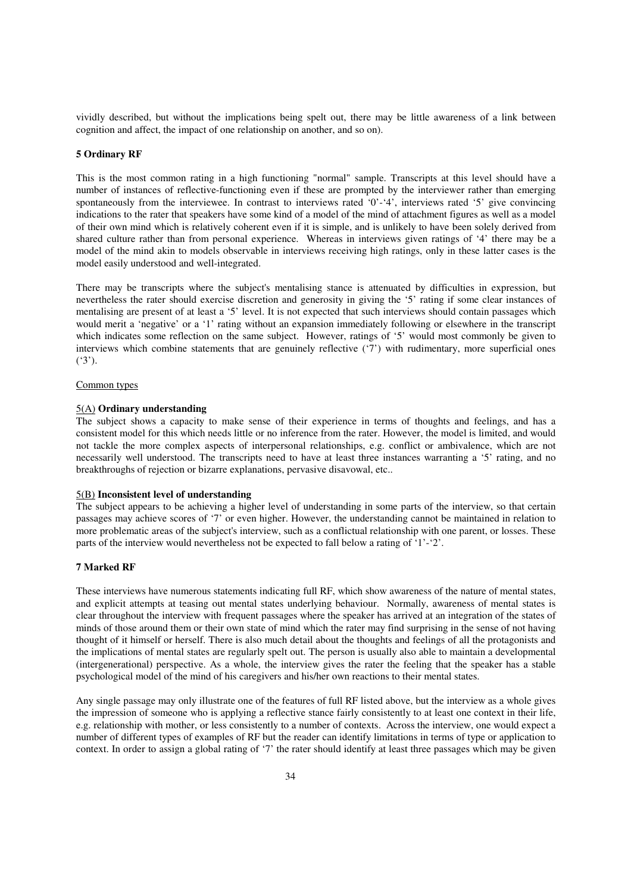vividly described, but without the implications being spelt out, there may be little awareness of a link between cognition and affect, the impact of one relationship on another, and so on).

**5 Ordinary RF**

This is the most common rating in a high functioning "normal" sample. Transcripts at this level should have a number of instances of reflective-functioning even if these are prompted by the interviewer rather than emerging spontaneously from the interviewee. In contrast to interviews rated '0'-'4', interviews rated '5' give convincing indications to the rater that speakers have some kind of a model of the mind of attachment figures as well as a model of their own mind which is relatively coherent even if it is simple, and is unlikely to have been solely derived from shared culture rather than from personal experience. Whereas in interviews given ratings of '4' there may be a model of the mind akin to models observable in interviews receiving high ratings, only in these latter cases is the model easily understood and well-integrated.

There may be transcripts where the subject's mentalising stance is attenuated by difficulties in expression, but nevertheless the rater should exercise discretion and generosity in giving the '5' rating if some clear instances of mentalising are present of at least a '5' level. It is not expected that such interviews should contain passages which would merit a 'negative' or a '1' rating without an expansion immediately following or elsewhere in the transcript which indicates some reflection on the same subject. However, ratings of '5' would most commonly be given to interviews which combine statements that are genuinely reflective ('7') with rudimentary, more superficial ones ('3').

Common types

5(A) **Ordinary understanding**
The subject shows a capacity to make sense of their experience in terms of thoughts and feelings, and has a consistent model for this which needs little or no inference from the rater. However, the model is limited, and would not tackle the more complex aspects of interpersonal relationships, e.g. conflict or ambivalence, which are not necessarily well understood. The transcripts need to have at least three instances warranting a '5' rating, and no breakthroughs of rejection or bizarre explanations, pervasive disavowal, etc..

5(B) **Inconsistent level of understanding**
The subject appears to be achieving a higher level of understanding in some parts of the interview, so that certain passages may achieve scores of '7' or even higher. However, the understanding cannot be maintained in relation to more problematic areas of the subject's interview, such as a conflictual relationship with one parent, or losses. These parts of the interview would nevertheless not be expected to fall below a rating of '1'-'2'.

**7 Marked RF**

These interviews have numerous statements indicating full RF, which show awareness of the nature of mental states, and explicit attempts at teasing out mental states underlying behaviour. Normally, awareness of mental states is clear throughout the interview with frequent passages where the speaker has arrived at an integration of the states of minds of those around them or their own state of mind which the rater may find surprising in the sense of not having thought of it himself or herself. There is also much detail about the thoughts and feelings of all the protagonists and the implications of mental states are regularly spelt out. The person is usually also able to maintain a developmental (intergenerational) perspective. As a whole, the interview gives the rater the feeling that the speaker has a stable psychological model of the mind of his caregivers and his/her own reactions to their mental states.

Any single passage may only illustrate one of the features of full RF listed above, but the interview as a whole gives the impression of someone who is applying a reflective stance fairly consistently to at least one context in their life, e.g. relationship with mother, or less consistently to a number of contexts. Across the interview, one would expect a number of different types of examples of RF but the reader can identify limitations in terms of type or application to context. In order to assign a global rating of '7' the rater should identify at least three passages which may be given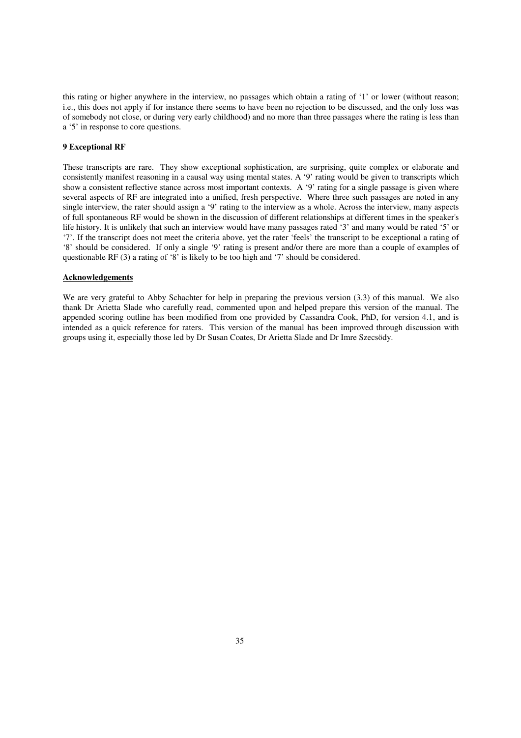this rating or higher anywhere in the interview, no passages which obtain a rating of '1' or lower (without reason; i.e., this does not apply if for instance there seems to have been no rejection to be discussed, and the only loss was of somebody not close, or during very early childhood) and no more than three passages where the rating is less than a '5' in response to core questions.

**9 Exceptional RF**

These transcripts are rare. They show exceptional sophistication, are surprising, quite complex or elaborate and consistently manifest reasoning in a causal way using mental states. A '9' rating would be given to transcripts which show a consistent reflective stance across most important contexts. A '9' rating for a single passage is given where several aspects of RF are integrated into a unified, fresh perspective. Where three such passages are noted in any single interview, the rater should assign a '9' rating to the interview as a whole. Across the interview, many aspects of full spontaneous RF would be shown in the discussion of different relationships at different times in the speaker's life history. It is unlikely that such an interview would have many passages rated '3' and many would be rated '5' or '7'. If the transcript does not meet the criteria above, yet the rater 'feels' the transcript to be exceptional a rating of '8' should be considered. If only a single '9' rating is present and/or there are more than a couple of examples of questionable RF (3) a rating of '8' is likely to be too high and '7' should be considered.

**Acknowledgements**

We are very grateful to Abby Schachter for help in preparing the previous version (3.3) of this manual. We also thank Dr Arietta Slade who carefully read, commented upon and helped prepare this version of the manual. The appended scoring outline has been modified from one provided by Cassandra Cook, PhD, for version 4.1, and is intended as a quick reference for raters. This version of the manual has been improved through discussion with groups using it, especially those led by Dr Susan Coates, Dr Arietta Slade and Dr Imre Szecsödy.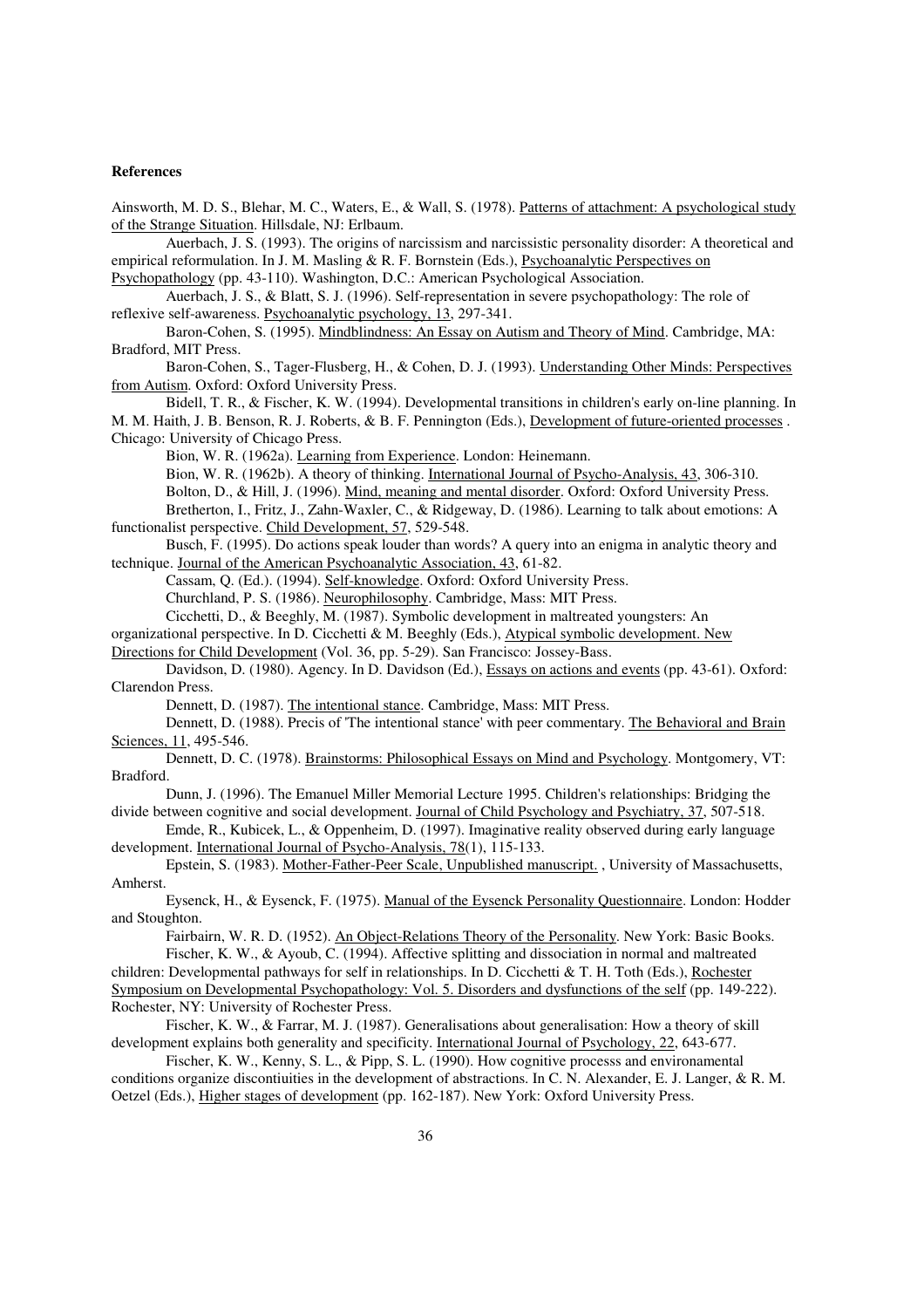**References**

Ainsworth, M. D. S., Blehar, M. C., Waters, E., & Wall, S. (1978). Patterns of attachment: A psychological study of the Strange Situation. Hillsdale, NJ: Erlbaum.

Auerbach, J. S. (1993). The origins of narcissism and narcissistic personality disorder: A theoretical and empirical reformulation. In J. M. Masling & R. F. Bornstein (Eds.), Psychoanalytic Perspectives on Psychopathology (pp. 43-110). Washington, D.C.: American Psychological Association.

Auerbach, J. S., & Blatt, S. J. (1996). Self-representation in severe psychopathology: The role of reflexive self-awareness. Psychoanalytic psychology, 13, 297-341.

Baron-Cohen, S. (1995). Mindblindness: An Essay on Autism and Theory of Mind. Cambridge, MA: Bradford, MIT Press.

Baron-Cohen, S., Tager-Flusberg, H., & Cohen, D. J. (1993). Understanding Other Minds: Perspectives from Autism. Oxford: Oxford University Press.

Bidell, T. R., & Fischer, K. W. (1994). Developmental transitions in children's early on-line planning. In M. M. Haith, J. B. Benson, R. J. Roberts, & B. F. Pennington (Eds.), Development of future-oriented processes . Chicago: University of Chicago Press.

Bion, W. R. (1962a). Learning from Experience. London: Heinemann.

Bion, W. R. (1962b). A theory of thinking. International Journal of Psycho-Analysis, 43, 306-310.

Bolton, D., & Hill, J. (1996). Mind, meaning and mental disorder. Oxford: Oxford University Press.

Bretherton, I., Fritz, J., Zahn-Waxler, C., & Ridgeway, D. (1986). Learning to talk about emotions: A functionalist perspective. Child Development, 57, 529-548.

Busch, F. (1995). Do actions speak louder than words? A query into an enigma in analytic theory and technique. Journal of the American Psychoanalytic Association, 43, 61-82.

Cassam, Q. (Ed.). (1994). Self-knowledge. Oxford: Oxford University Press.

Churchland, P. S. (1986). Neurophilosophy. Cambridge, Mass: MIT Press.

Cicchetti, D., & Beeghly, M. (1987). Symbolic development in maltreated youngsters: An organizational perspective. In D. Cicchetti & M. Beeghly (Eds.), Atypical symbolic development. New Directions for Child Development (Vol. 36, pp. 5-29). San Francisco: Jossey-Bass.

Davidson, D. (1980). Agency. In D. Davidson (Ed.), Essays on actions and events (pp. 43-61). Oxford: Clarendon Press.

Dennett, D. (1987). The intentional stance. Cambridge, Mass: MIT Press.

Dennett, D. (1988). Precis of 'The intentional stance' with peer commentary. The Behavioral and Brain Sciences, 11, 495-546.

Dennett, D. C. (1978). Brainstorms: Philosophical Essays on Mind and Psychology. Montgomery, VT: Bradford.

Dunn, J. (1996). The Emanuel Miller Memorial Lecture 1995. Children's relationships: Bridging the divide between cognitive and social development. Journal of Child Psychology and Psychiatry, 37, 507-518.

Emde, R., Kubicek, L., & Oppenheim, D. (1997). Imaginative reality observed during early language development. International Journal of Psycho-Analysis, 78(1), 115-133.

Epstein, S. (1983). Mother-Father-Peer Scale, Unpublished manuscript. , University of Massachusetts, Amherst.

Eysenck, H., & Eysenck, F. (1975). Manual of the Eysenck Personality Questionnaire. London: Hodder and Stoughton.

Fairbairn, W. R. D. (1952). An Object-Relations Theory of the Personality. New York: Basic Books.

Fischer, K. W., & Ayoub, C. (1994). Affective splitting and dissociation in normal and maltreated children: Developmental pathways for self in relationships. In D. Cicchetti & T. H. Toth (Eds.), Rochester Symposium on Developmental Psychopathology: Vol. 5. Disorders and dysfunctions of the self (pp. 149-222). Rochester, NY: University of Rochester Press.

Fischer, K. W., & Farrar, M. J. (1987). Generalisations about generalisation: How a theory of skill development explains both generality and specificity. International Journal of Psychology, 22, 643-677.

Fischer, K. W., Kenny, S. L., & Pipp, S. L. (1990). How cognitive processs and environamental conditions organize discontiuities in the development of abstractions. In C. N. Alexander, E. J. Langer, & R. M. Oetzel (Eds.), Higher stages of development (pp. 162-187). New York: Oxford University Press.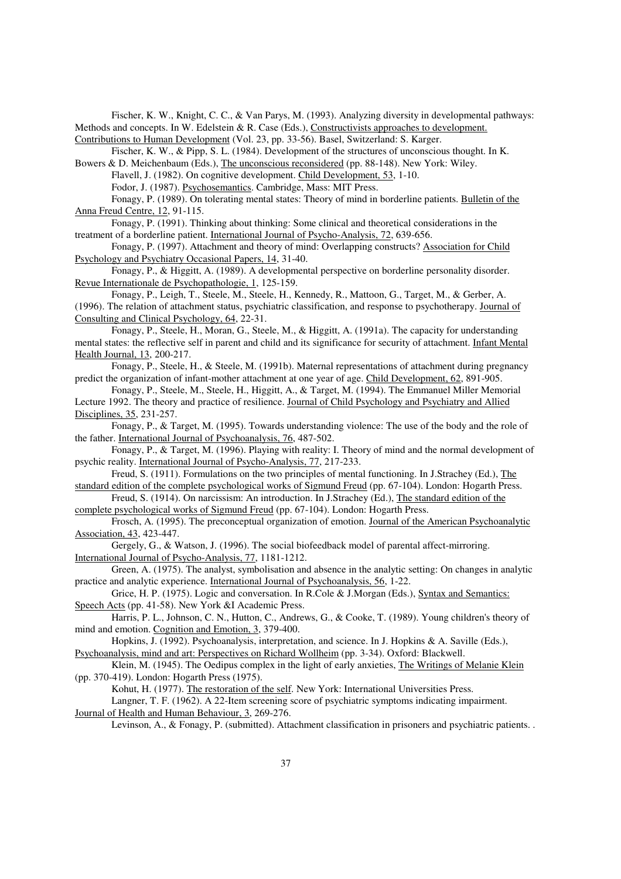Fischer, K. W., Knight, C. C., & Van Parys, M. (1993). Analyzing diversity in developmental pathways: Methods and concepts. In W. Edelstein & R. Case (Eds.), Constructivists approaches to development. Contributions to Human Development (Vol. 23, pp. 33-56). Basel, Switzerland: S. Karger.

Fischer, K. W., & Pipp, S. L. (1984). Development of the structures of unconscious thought. In K. Bowers & D. Meichenbaum (Eds.), The unconscious reconsidered (pp. 88-148). New York: Wiley.

Flavell, J. (1982). On cognitive development. Child Development, 53, 1-10.

Fodor, J. (1987). Psychosemantics. Cambridge, Mass: MIT Press.

Fonagy, P. (1989). On tolerating mental states: Theory of mind in borderline patients. Bulletin of the Anna Freud Centre, 12, 91-115.

Fonagy, P. (1991). Thinking about thinking: Some clinical and theoretical considerations in the treatment of a borderline patient. International Journal of Psycho-Analysis, 72, 639-656.

Fonagy, P. (1997). Attachment and theory of mind: Overlapping constructs? Association for Child Psychology and Psychiatry Occasional Papers, 14, 31-40.

Fonagy, P., & Higgitt, A. (1989). A developmental perspective on borderline personality disorder. Revue Internationale de Psychopathologie, 1, 125-159.

Fonagy, P., Leigh, T., Steele, M., Steele, H., Kennedy, R., Mattoon, G., Target, M., & Gerber, A. (1996). The relation of attachment status, psychiatric classification, and response to psychotherapy. Journal of Consulting and Clinical Psychology, 64, 22-31.

Fonagy, P., Steele, H., Moran, G., Steele, M., & Higgitt, A. (1991a). The capacity for understanding mental states: the reflective self in parent and child and its significance for security of attachment. Infant Mental Health Journal, 13, 200-217.

Fonagy, P., Steele, H., & Steele, M. (1991b). Maternal representations of attachment during pregnancy predict the organization of infant-mother attachment at one year of age. Child Development, 62, 891-905.

Fonagy, P., Steele, M., Steele, H., Higgitt, A., & Target, M. (1994). The Emmanuel Miller Memorial Lecture 1992. The theory and practice of resilience. Journal of Child Psychology and Psychiatry and Allied Disciplines, 35, 231-257.

Fonagy, P., & Target, M. (1995). Towards understanding violence: The use of the body and the role of the father. International Journal of Psychoanalysis, 76, 487-502.

Fonagy, P., & Target, M. (1996). Playing with reality: I. Theory of mind and the normal development of psychic reality. International Journal of Psycho-Analysis, 77, 217-233.

Freud, S. (1911). Formulations on the two principles of mental functioning. In J.Strachey (Ed.), The standard edition of the complete psychological works of Sigmund Freud (pp. 67-104). London: Hogarth Press.

Freud, S. (1914). On narcissism: An introduction. In J.Strachey (Ed.), The standard edition of the complete psychological works of Sigmund Freud (pp. 67-104). London: Hogarth Press.

Frosch, A. (1995). The preconceptual organization of emotion. Journal of the American Psychoanalytic Association, 43, 423-447.

Gergely, G., & Watson, J. (1996). The social biofeedback model of parental affect-mirroring. International Journal of Psycho-Analysis, 77, 1181-1212.

Green, A. (1975). The analyst, symbolisation and absence in the analytic setting: On changes in analytic practice and analytic experience. International Journal of Psychoanalysis, 56, 1-22.

Grice, H. P. (1975). Logic and conversation. In R.Cole & J.Morgan (Eds.), Syntax and Semantics: Speech Acts (pp. 41-58). New York &I Academic Press.

Harris, P. L., Johnson, C. N., Hutton, C., Andrews, G., & Cooke, T. (1989). Young children's theory of mind and emotion. Cognition and Emotion, 3, 379-400.

Hopkins, J. (1992). Psychoanalysis, interpretation, and science. In J. Hopkins & A. Saville (Eds.), Psychoanalysis, mind and art: Perspectives on Richard Wollheim (pp. 3-34). Oxford: Blackwell.

Klein, M. (1945). The Oedipus complex in the light of early anxieties, The Writings of Melanie Klein (pp. 370-419). London: Hogarth Press (1975).

Kohut, H. (1977). The restoration of the self. New York: International Universities Press.

Langner, T. F. (1962). A 22-Item screening score of psychiatric symptoms indicating impairment. Journal of Health and Human Behaviour, 3, 269-276.

Levinson, A., & Fonagy, P. (submitted). Attachment classification in prisoners and psychiatric patients. .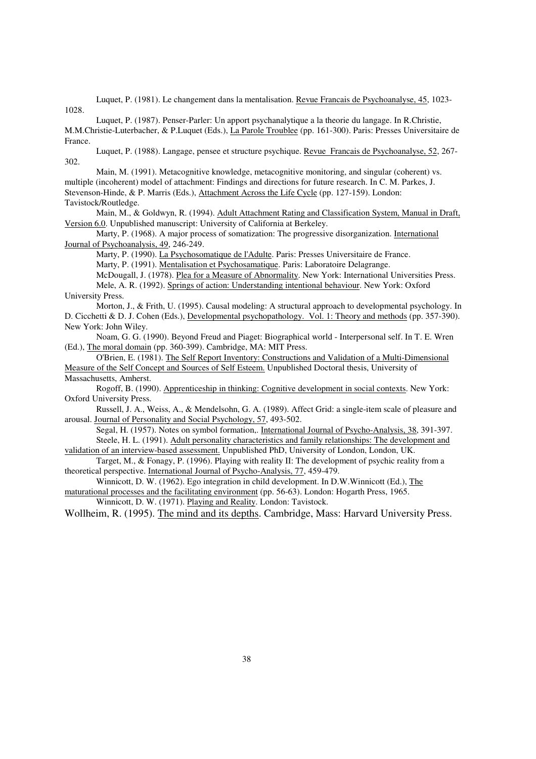Luquet, P. (1981). Le changement dans la mentalisation. Revue Francais de Psychoanalyse, 45, 1023-1028.

Luquet, P. (1987). Penser-Parler: Un apport psychanalytique a la theorie du langage. In R.Christie, M.M.Christie-Luterbacher, & P.Luquet (Eds.), La Parole Troublee (pp. 161-300). Paris: Presses Universitaire de France.

Luquet, P. (1988). Langage, pensee et structure psychique. Revue Francais de Psychoanalyse, 52, 267-302.

Main, M. (1991). Metacognitive knowledge, metacognitive monitoring, and singular (coherent) vs. multiple (incoherent) model of attachment: Findings and directions for future research. In C. M. Parkes, J. Stevenson-Hinde, & P. Marris (Eds.), Attachment Across the Life Cycle (pp. 127-159). London: Tavistock/Routledge.

Main, M., & Goldwyn, R. (1994). Adult Attachment Rating and Classification System, Manual in Draft, Version 6.0. Unpublished manuscript: University of California at Berkeley.

Marty, P. (1968). A major process of somatization: The progressive disorganization. International Journal of Psychoanalysis, 49, 246-249.

Marty, P. (1990). La Psychosomatique de l'Adulte. Paris: Presses Universitaire de France.

Marty, P. (1991). Mentalisation et Psychosamatique. Paris: Laboratoire Delagrange.

McDougall, J. (1978). Plea for a Measure of Abnormality. New York: International Universities Press.

Mele, A. R. (1992). Springs of action: Understanding intentional behaviour. New York: Oxford University Press.

Morton, J., & Frith, U. (1995). Causal modeling: A structural approach to developmental psychology. In D. Cicchetti & D. J. Cohen (Eds.), Developmental psychopathology. Vol. 1: Theory and methods (pp. 357-390). New York: John Wiley.

Noam, G. G. (1990). Beyond Freud and Piaget: Biographical world - Interpersonal self. In T. E. Wren (Ed.), The moral domain (pp. 360-399). Cambridge, MA: MIT Press.

O'Brien, E. (1981). The Self Report Inventory: Constructions and Validation of a Multi-Dimensional Measure of the Self Concept and Sources of Self Esteem. Unpublished Doctoral thesis, University of Massachusetts, Amherst.

Rogoff, B. (1990). Apprenticeship in thinking: Cognitive development in social contexts. New York: Oxford University Press.

Russell, J. A., Weiss, A., & Mendelsohn, G. A. (1989). Affect Grid: a single-item scale of pleasure and arousal. Journal of Personality and Social Psychology, 57, 493-502.

Segal, H. (1957). Notes on symbol formation,. International Journal of Psycho-Analysis, 38, 391-397.

Steele, H. L. (1991). Adult personality characteristics and family relationships: The development and validation of an interview-based assessment. Unpublished PhD, University of London, London, UK.

Target, M., & Fonagy, P. (1996). Playing with reality II: The development of psychic reality from a theoretical perspective. International Journal of Psycho-Analysis, 77, 459-479.

Winnicott, D. W. (1962). Ego integration in child development. In D.W.Winnicott (Ed.), The maturational processes and the facilitating environment (pp. 56-63). London: Hogarth Press, 1965.

Winnicott, D. W. (1971). Playing and Reality. London: Tavistock.

Wollheim, R. (1995). The mind and its depths. Cambridge, Mass: Harvard University Press.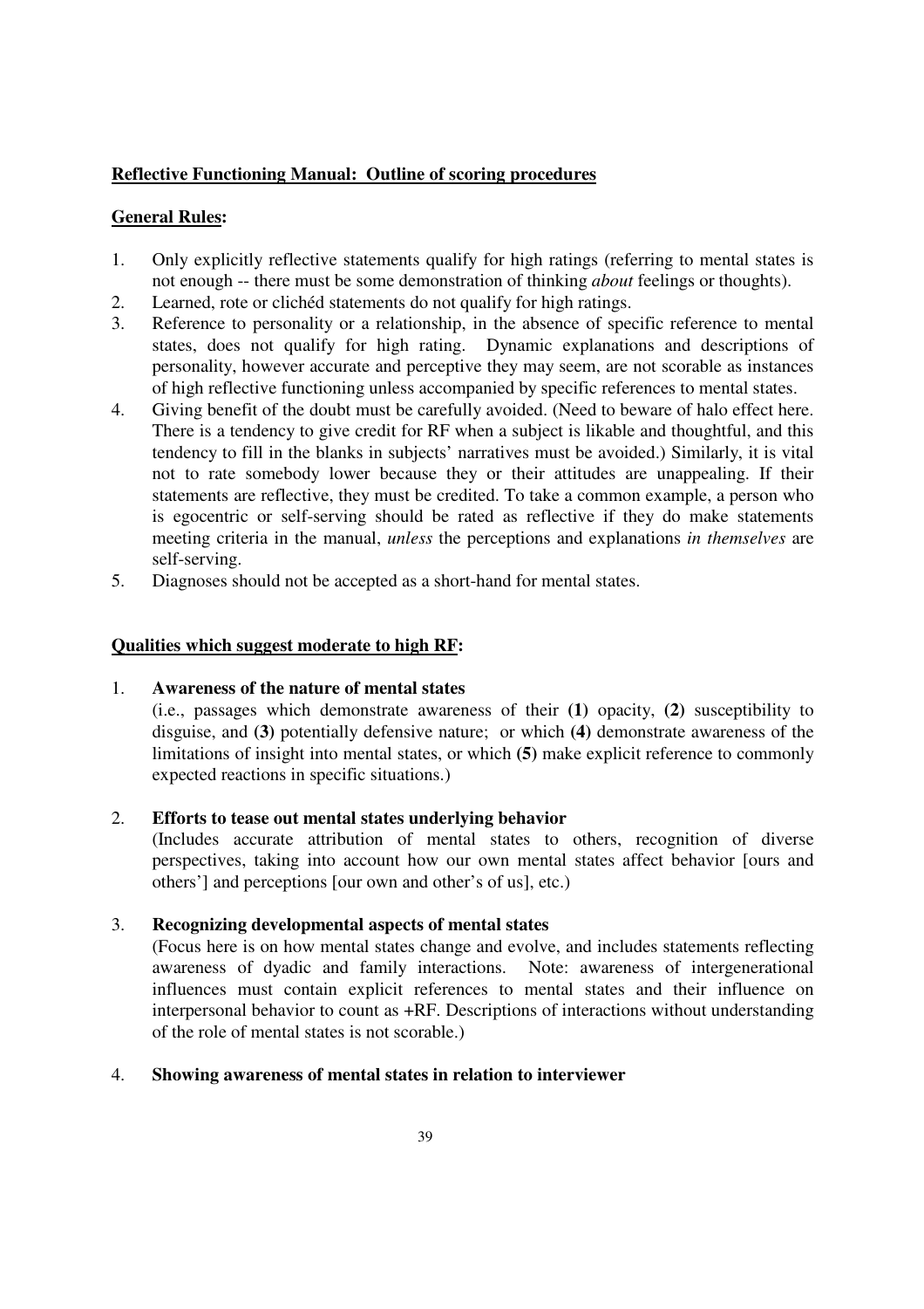**Reflective Functioning Manual: Outline of scoring procedures**

**General Rules:**

1. Only explicitly reflective statements qualify for high ratings (referring to mental states is not enough -- there must be some demonstration of thinking *about* feelings or thoughts).
2. Learned, rote or clichéd statements do not qualify for high ratings.
3. Reference to personality or a relationship, in the absence of specific reference to mental states, does not qualify for high rating. Dynamic explanations and descriptions of personality, however accurate and perceptive they may seem, are not scorable as instances of high reflective functioning unless accompanied by specific references to mental states.
4. Giving benefit of the doubt must be carefully avoided. (Need to beware of halo effect here. There is a tendency to give credit for RF when a subject is likable and thoughtful, and this tendency to fill in the blanks in subjects' narratives must be avoided.) Similarly, it is vital not to rate somebody lower because they or their attitudes are unappealing. If their statements are reflective, they must be credited. To take a common example, a person who is egocentric or self-serving should be rated as reflective if they do make statements meeting criteria in the manual, *unless* the perceptions and explanations *in themselves* are self-serving.
5. Diagnoses should not be accepted as a short-hand for mental states.

**Qualities which suggest moderate to high RF:**

1. **Awareness of the nature of mental states**
   (i.e., passages which demonstrate awareness of their **(1)** opacity, **(2)** susceptibility to disguise, and **(3)** potentially defensive nature; or which **(4)** demonstrate awareness of the limitations of insight into mental states, or which **(5)** make explicit reference to commonly expected reactions in specific situations.)

2. **Efforts to tease out mental states underlying behavior**
   (Includes accurate attribution of mental states to others, recognition of diverse perspectives, taking into account how our own mental states affect behavior [ours and others'] and perceptions [our own and other's of us], etc.)

3. **Recognizing developmental aspects of mental states**
   (Focus here is on how mental states change and evolve, and includes statements reflecting awareness of dyadic and family interactions. Note: awareness of intergenerational influences must contain explicit references to mental states and their influence on interpersonal behavior to count as +RF. Descriptions of interactions without understanding of the role of mental states is not scorable.)

4. **Showing awareness of mental states in relation to interviewer**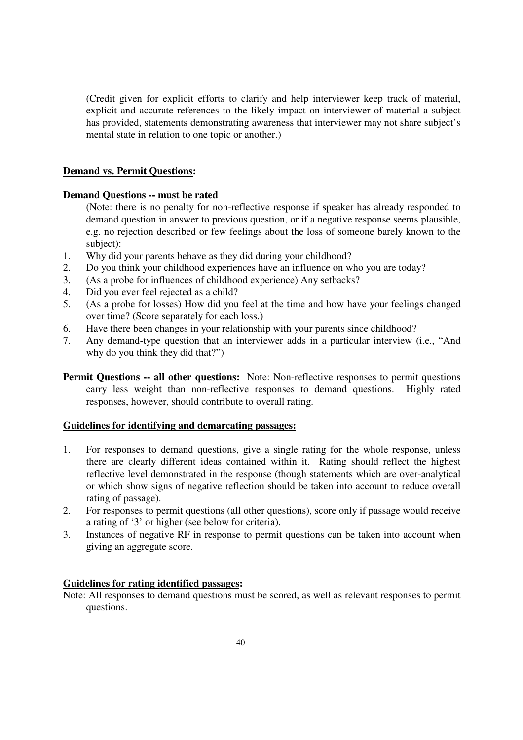(Credit given for explicit efforts to clarify and help interviewer keep track of material, explicit and accurate references to the likely impact on interviewer of material a subject has provided, statements demonstrating awareness that interviewer may not share subject's mental state in relation to one topic or another.)

**Demand vs. Permit Questions:**

**Demand Questions -- must be rated**

(Note: there is no penalty for non-reflective response if speaker has already responded to demand question in answer to previous question, or if a negative response seems plausible, e.g. no rejection described or few feelings about the loss of someone barely known to the subject):

1. Why did your parents behave as they did during your childhood?
2. Do you think your childhood experiences have an influence on who you are today?
3. (As a probe for influences of childhood experience) Any setbacks?
4. Did you ever feel rejected as a child?
5. (As a probe for losses) How did you feel at the time and how have your feelings changed over time? (Score separately for each loss.)
6. Have there been changes in your relationship with your parents since childhood?
7. Any demand-type question that an interviewer adds in a particular interview (i.e., "And why do you think they did that?")

**Permit Questions -- all other questions:** Note: Non-reflective responses to permit questions carry less weight than non-reflective responses to demand questions. Highly rated responses, however, should contribute to overall rating.

**Guidelines for identifying and demarcating passages:**

1. For responses to demand questions, give a single rating for the whole response, unless there are clearly different ideas contained within it. Rating should reflect the highest reflective level demonstrated in the response (though statements which are over-analytical or which show signs of negative reflection should be taken into account to reduce overall rating of passage).
2. For responses to permit questions (all other questions), score only if passage would receive a rating of '3' or higher (see below for criteria).
3. Instances of negative RF in response to permit questions can be taken into account when giving an aggregate score.

**Guidelines for rating identified passages:**

Note: All responses to demand questions must be scored, as well as relevant responses to permit questions.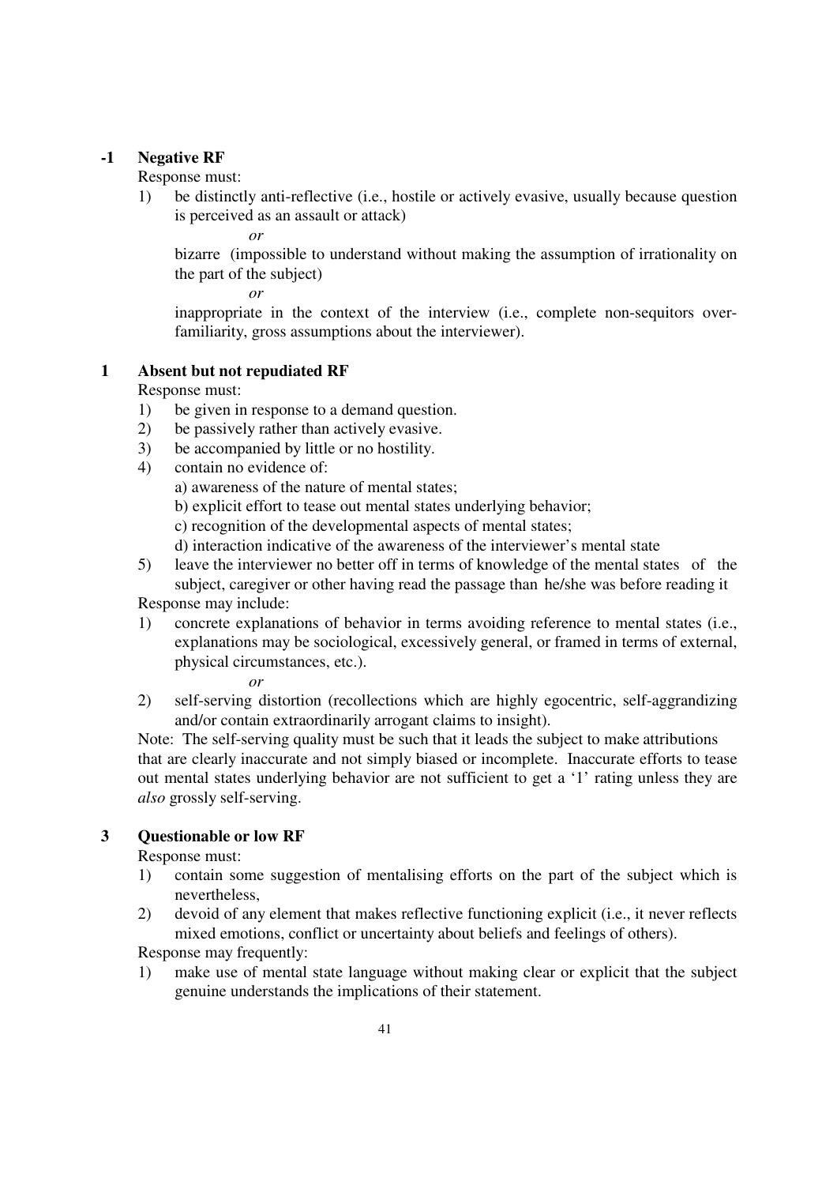**-1 Negative RF**

Response must:

1) be distinctly anti-reflective (i.e., hostile or actively evasive, usually because question is perceived as an assault or attack)

*or*

bizarre (impossible to understand without making the assumption of irrationality on the part of the subject)

*or*

inappropriate in the context of the interview (i.e., complete non-sequitors over-familiarity, gross assumptions about the interviewer).

**1 Absent but not repudiated RF**

Response must:

1) be given in response to a demand question.
2) be passively rather than actively evasive.
3) be accompanied by little or no hostility.
4) contain no evidence of:
   a) awareness of the nature of mental states;
   b) explicit effort to tease out mental states underlying behavior;
   c) recognition of the developmental aspects of mental states;
   d) interaction indicative of the awareness of the interviewer's mental state
5) leave the interviewer no better off in terms of knowledge of the mental states of the subject, caregiver or other having read the passage than he/she was before reading it

Response may include:

1) concrete explanations of behavior in terms avoiding reference to mental states (i.e., explanations may be sociological, excessively general, or framed in terms of external, physical circumstances, etc.).

   *or*

2) self-serving distortion (recollections which are highly egocentric, self-aggrandizing and/or contain extraordinarily arrogant claims to insight).

Note: The self-serving quality must be such that it leads the subject to make attributions that are clearly inaccurate and not simply biased or incomplete. Inaccurate efforts to tease out mental states underlying behavior are not sufficient to get a '1' rating unless they are *also* grossly self-serving.

**3 Questionable or low RF**

Response must:

1) contain some suggestion of mentalising efforts on the part of the subject which is nevertheless,
2) devoid of any element that makes reflective functioning explicit (i.e., it never reflects mixed emotions, conflict or uncertainty about beliefs and feelings of others).

Response may frequently:

1) make use of mental state language without making clear or explicit that the subject genuine understands the implications of their statement.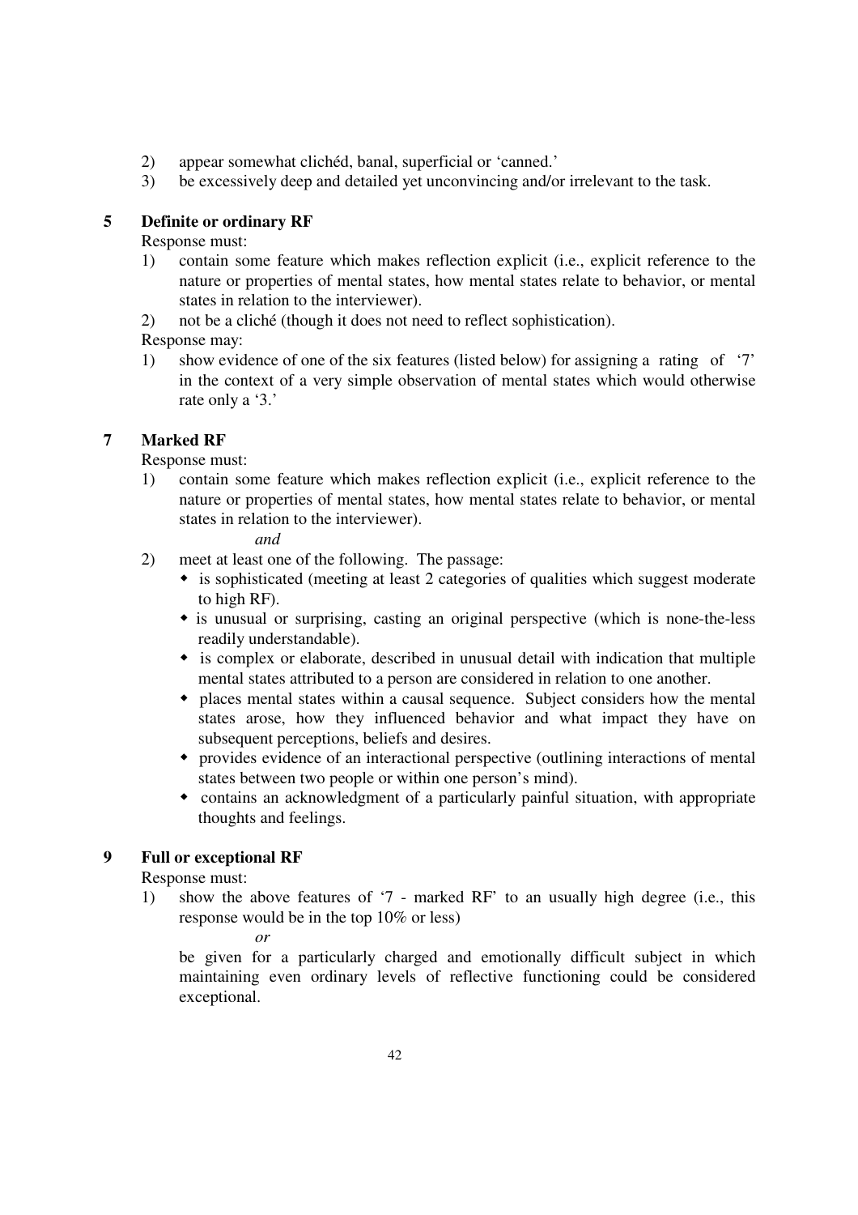2) appear somewhat clichéd, banal, superficial or 'canned.'
3) be excessively deep and detailed yet unconvincing and/or irrelevant to the task.

### 5 Definite or ordinary RF

Response must:

1) contain some feature which makes reflection explicit (i.e., explicit reference to the nature or properties of mental states, how mental states relate to behavior, or mental states in relation to the interviewer).
2) not be a cliché (though it does not need to reflect sophistication).

Response may:

1) show evidence of one of the six features (listed below) for assigning a rating of '7' in the context of a very simple observation of mental states which would otherwise rate only a '3.'

### 7 Marked RF

Response must:

1) contain some feature which makes reflection explicit (i.e., explicit reference to the nature or properties of mental states, how mental states relate to behavior, or mental states in relation to the interviewer).

   *and*

2) meet at least one of the following. The passage:
   - is sophisticated (meeting at least 2 categories of qualities which suggest moderate to high RF).
   - is unusual or surprising, casting an original perspective (which is none-the-less readily understandable).
   - is complex or elaborate, described in unusual detail with indication that multiple mental states attributed to a person are considered in relation to one another.
   - places mental states within a causal sequence. Subject considers how the mental states arose, how they influenced behavior and what impact they have on subsequent perceptions, beliefs and desires.
   - provides evidence of an interactional perspective (outlining interactions of mental states between two people or within one person's mind).
   - contains an acknowledgment of a particularly painful situation, with appropriate thoughts and feelings.

### 9 Full or exceptional RF

Response must:

1) show the above features of '7 - marked RF' to an usually high degree (i.e., this response would be in the top 10% or less)

   *or*

   be given for a particularly charged and emotionally difficult subject in which maintaining even ordinary levels of reflective functioning could be considered exceptional.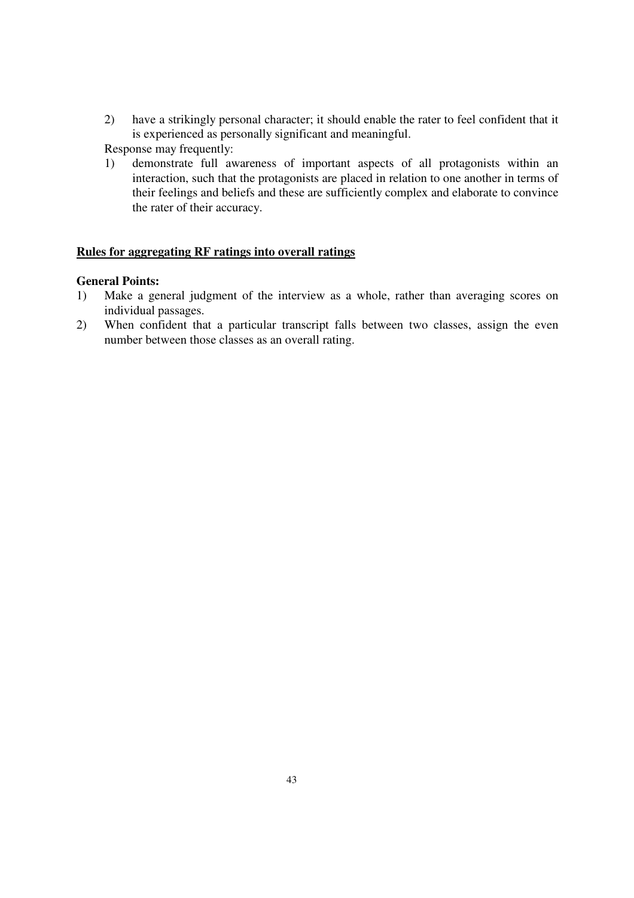2) have a strikingly personal character; it should enable the rater to feel confident that it is experienced as personally significant and meaningful.

Response may frequently:

1) demonstrate full awareness of important aspects of all protagonists within an interaction, such that the protagonists are placed in relation to one another in terms of their feelings and beliefs and these are sufficiently complex and elaborate to convince the rater of their accuracy.

## Rules for aggregating RF ratings into overall ratings

**General Points:**

1) Make a general judgment of the interview as a whole, rather than averaging scores on individual passages.
2) When confident that a particular transcript falls between two classes, assign the even number between those classes as an overall rating.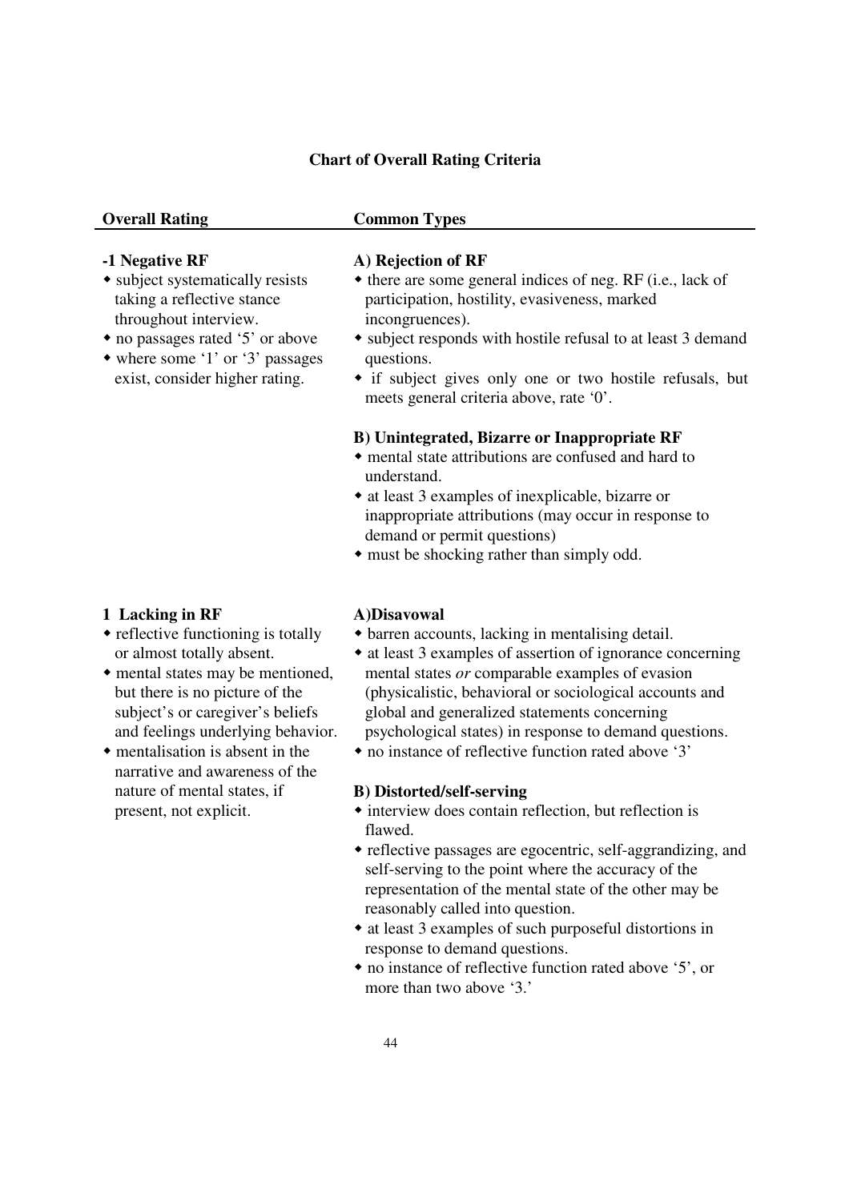**Chart of Overall Rating Criteria**

| Overall Rating | Common Types |
|---|---|
| **-1 Negative RF**<br>• subject systematically resists taking a reflective stance throughout interview.<br>• no passages rated '5' or above<br>• where some '1' or '3' passages exist, consider higher rating. | **A) Rejection of RF**<br>• there are some general indices of neg. RF (i.e., lack of participation, hostility, evasiveness, marked incongruences).<br>• subject responds with hostile refusal to at least 3 demand questions.<br>• if subject gives only one or two hostile refusals, but meets general criteria above, rate '0'.<br><br>**B) Unintegrated, Bizarre or Inappropriate RF**<br>• mental state attributions are confused and hard to understand.<br>• at least 3 examples of inexplicable, bizarre or inappropriate attributions (may occur in response to demand or permit questions)<br>• must be shocking rather than simply odd. |
| **1 Lacking in RF**<br>• reflective functioning is totally or almost totally absent.<br>• mental states may be mentioned, but there is no picture of the subject's or caregiver's beliefs and feelings underlying behavior.<br>• mentalisation is absent in the narrative and awareness of the nature of mental states, if present, not explicit. | **A) Disavowal**<br>• barren accounts, lacking in mentalising detail.<br>• at least 3 examples of assertion of ignorance concerning mental states *or* comparable examples of evasion (physicalistic, behavioral or sociological accounts and global and generalized statements concerning psychological states) in response to demand questions.<br>• no instance of reflective function rated above '3'<br><br>**B) Distorted/self-serving**<br>• interview does contain reflection, but reflection is flawed.<br>• reflective passages are egocentric, self-aggrandizing, and self-serving to the point where the accuracy of the representation of the mental state of the other may be reasonably called into question.<br>• at least 3 examples of such purposeful distortions in response to demand questions.<br>• no instance of reflective function rated above '5', or more than two above '3.' |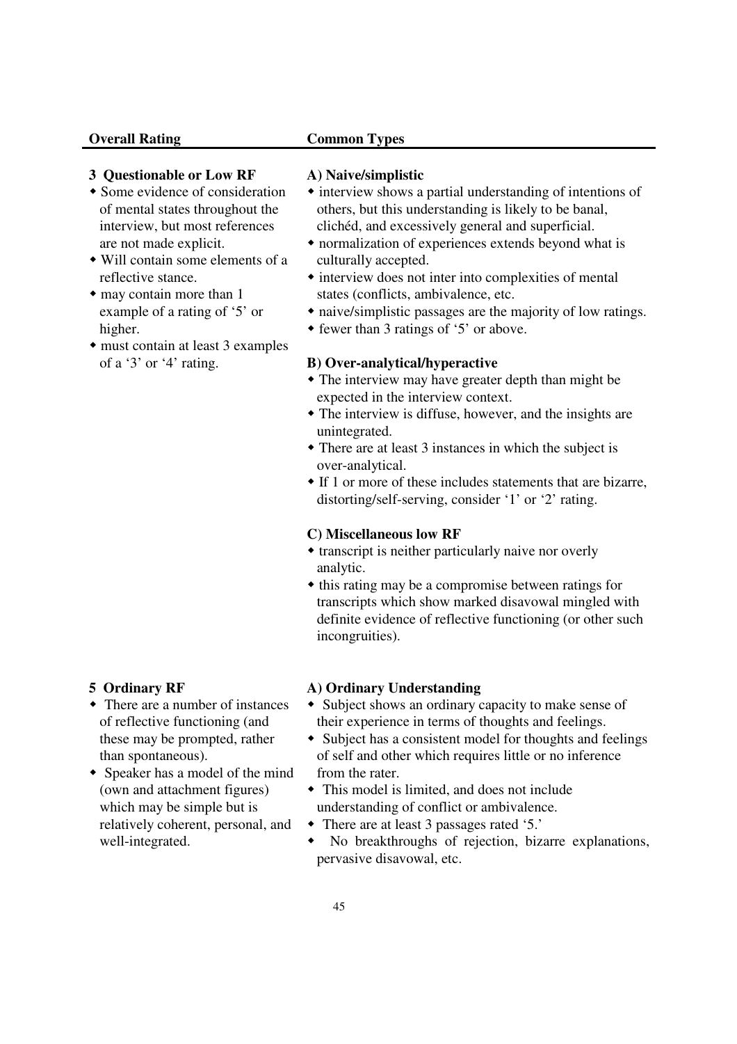| Overall Rating | Common Types |
|---|---|
| **3 Questionable or Low RF**<br>• Some evidence of consideration of mental states throughout the interview, but most references are not made explicit.<br>• Will contain some elements of a reflective stance.<br>• may contain more than 1 example of a rating of '5' or higher.<br>• must contain at least 3 examples of a '3' or '4' rating. | **A) Naive/simplistic**<br>• interview shows a partial understanding of intentions of others, but this understanding is likely to be banal, clichéd, and excessively general and superficial.<br>• normalization of experiences extends beyond what is culturally accepted.<br>• interview does not inter into complexities of mental states (conflicts, ambivalence, etc.<br>• naive/simplistic passages are the majority of low ratings.<br>• fewer than 3 ratings of '5' or above.<br><br>**B) Over-analytical/hyperactive**<br>• The interview may have greater depth than might be expected in the interview context.<br>• The interview is diffuse, however, and the insights are unintegrated.<br>• There are at least 3 instances in which the subject is over-analytical.<br>• If 1 or more of these includes statements that are bizarre, distorting/self-serving, consider '1' or '2' rating.<br><br>**C) Miscellaneous low RF**<br>• transcript is neither particularly naive nor overly analytic.<br>• this rating may be a compromise between ratings for transcripts which show marked disavowal mingled with definite evidence of reflective functioning (or other such incongruities). |
| **5 Ordinary RF**<br>• There are a number of instances of reflective functioning (and these may be prompted, rather than spontaneous).<br>• Speaker has a model of the mind (own and attachment figures) which may be simple but is relatively coherent, personal, and well-integrated. | **A) Ordinary Understanding**<br>• Subject shows an ordinary capacity to make sense of their experience in terms of thoughts and feelings.<br>• Subject has a consistent model for thoughts and feelings of self and other which requires little or no inference from the rater.<br>• This model is limited, and does not include understanding of conflict or ambivalence.<br>• There are at least 3 passages rated '5.'<br>• No breakthroughs of rejection, bizarre explanations, pervasive disavowal, etc. |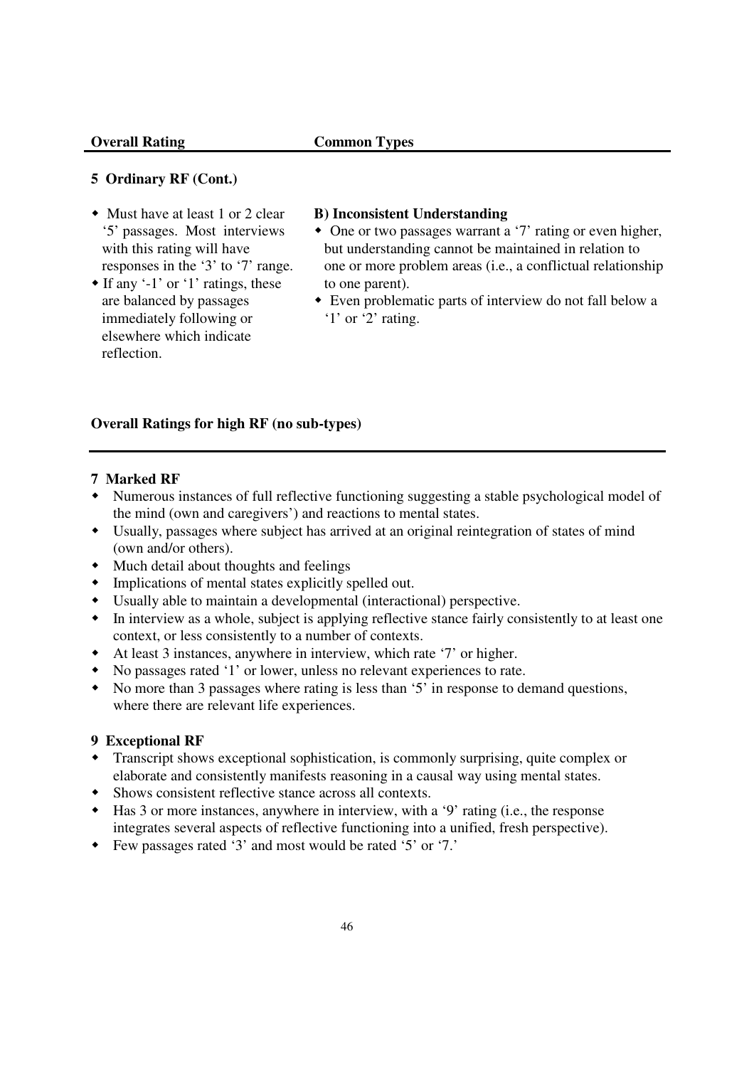| Overall Rating | Common Types |
|---|---|
| **5 Ordinary RF (Cont.)** | |
| • Must have at least 1 or 2 clear '5' passages. Most interviews with this rating will have responses in the '3' to '7' range.<br>• If any '-1' or '1' ratings, these are balanced by passages immediately following or elsewhere which indicate reflection. | **B) Inconsistent Understanding**<br>• One or two passages warrant a '7' rating or even higher, but understanding cannot be maintained in relation to one or more problem areas (i.e., a conflictual relationship to one parent).<br>• Even problematic parts of interview do not fall below a '1' or '2' rating. |

**Overall Ratings for high RF (no sub-types)**

**7 Marked RF**

- Numerous instances of full reflective functioning suggesting a stable psychological model of the mind (own and caregivers') and reactions to mental states.
- Usually, passages where subject has arrived at an original reintegration of states of mind (own and/or others).
- Much detail about thoughts and feelings
- Implications of mental states explicitly spelled out.
- Usually able to maintain a developmental (interactional) perspective.
- In interview as a whole, subject is applying reflective stance fairly consistently to at least one context, or less consistently to a number of contexts.
- At least 3 instances, anywhere in interview, which rate '7' or higher.
- No passages rated '1' or lower, unless no relevant experiences to rate.
- No more than 3 passages where rating is less than '5' in response to demand questions, where there are relevant life experiences.

**9 Exceptional RF**

- Transcript shows exceptional sophistication, is commonly surprising, quite complex or elaborate and consistently manifests reasoning in a causal way using mental states.
- Shows consistent reflective stance across all contexts.
- Has 3 or more instances, anywhere in interview, with a '9' rating (i.e., the response integrates several aspects of reflective functioning into a unified, fresh perspective).
- Few passages rated '3' and most would be rated '5' or '7.'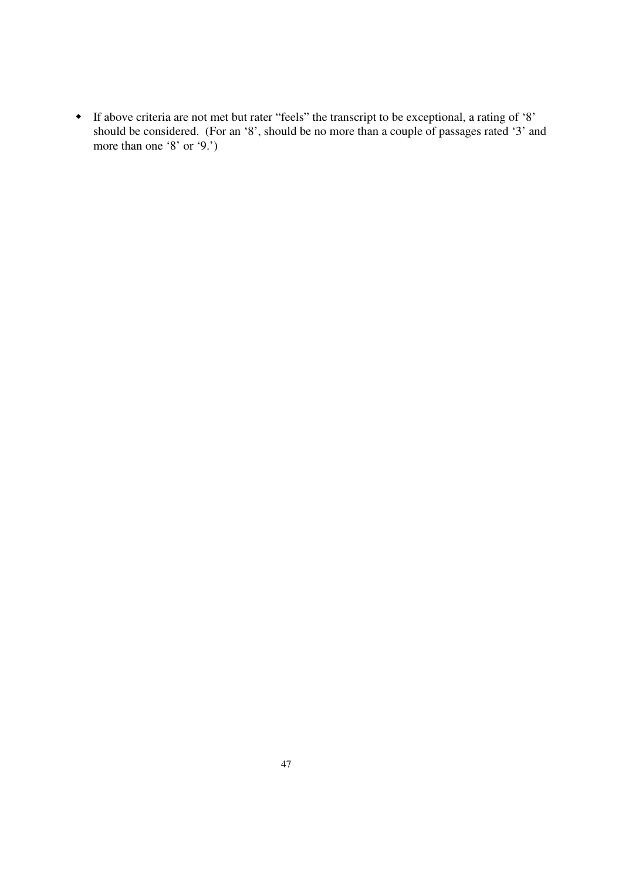- If above criteria are not met but rater "feels" the transcript to be exceptional, a rating of '8' should be considered. (For an '8', should be no more than a couple of passages rated '3' and more than one '8' or '9.')